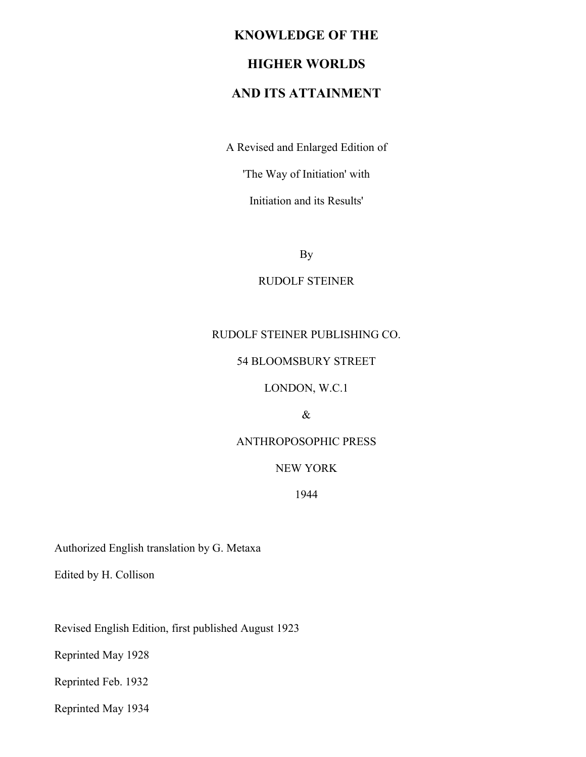# KNOWLEDGE OF THE HIGHER WORLDS AND ITS ATTAINMENT

A Revised and Enlarged Edition of

'The Way of Initiation' with

Initiation and its Results'

By

RUDOLF STEINER

RUDOLF STEINER PUBLISHING CO.

54 BLOOMSBURY STREET

LONDON, W.C.1

&

ANTHROPOSOPHIC PRESS

NEW YORK

1944

Authorized English translation by G. Metaxa

Edited by H. Collison

Revised English Edition, first published August 1923

Reprinted May 1928

Reprinted Feb. 1932

Reprinted May 1934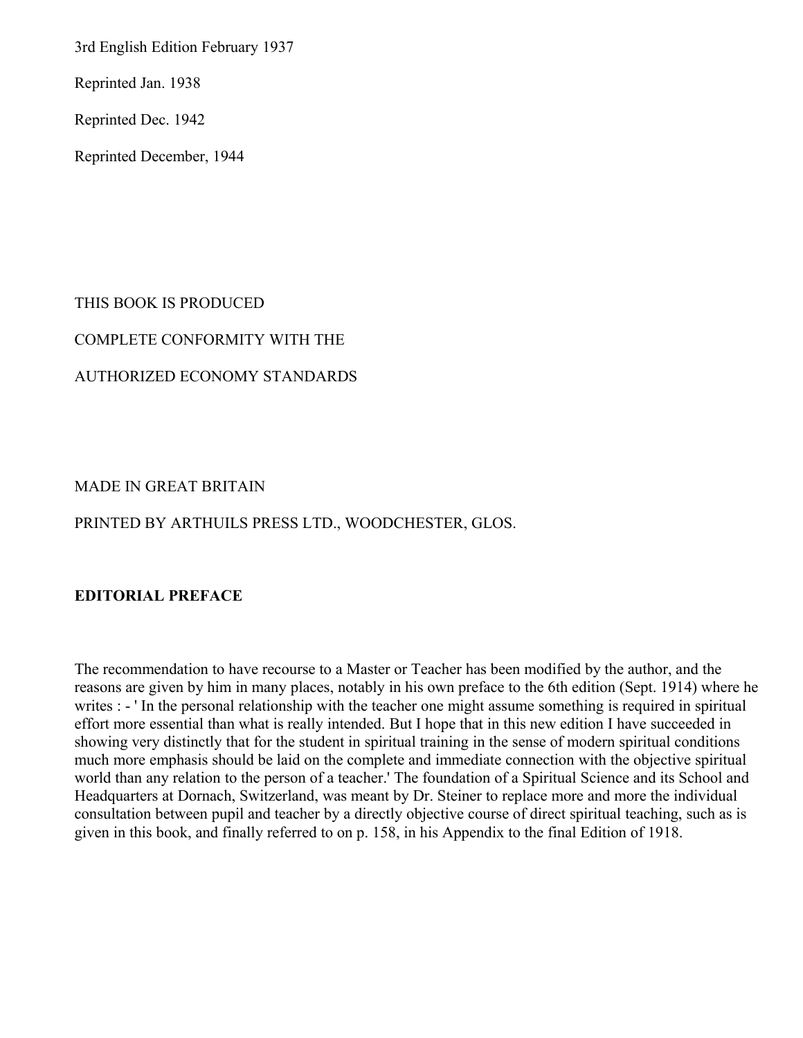3rd English Edition February 1937

Reprinted Jan. 1938

Reprinted Dec. 1942

Reprinted December, 1944

THIS BOOK IS PRODUCED

COMPLETE CONFORMITY WITH THE

AUTHORIZED ECONOMY STANDARDS

MADE IN GREAT BRITAIN

PRINTED BY ARTHUILS PRESS LTD., WOODCHESTER, GLOS.

**EDITORIAL PREFACE**

The recommendation to have recourse to a Master or Teacher has been modified by the author, and the reasons are given by him in many places, notably in his own preface to the 6th edition (Sept. 1914) where he writes : - ' In the personal relationship with the teacher one might assume something is required in spiritual effort more essential than what is really intended. But I hope that in this new edition I have succeeded in showing very distinctly that for the student in spiritual training in the sense of modern spiritual conditions much more emphasis should be laid on the complete and immediate connection with the objective spiritual world than any relation to the person of a teacher.' The foundation of a Spiritual Science and its School and Headquarters at Dornach, Switzerland, was meant by Dr. Steiner to replace more and more the individual consultation between pupil and teacher by a directly objective course of direct spiritual teaching, such as is given in this book, and finally referred to on p. 158, in his Appendix to the final Edition of 1918.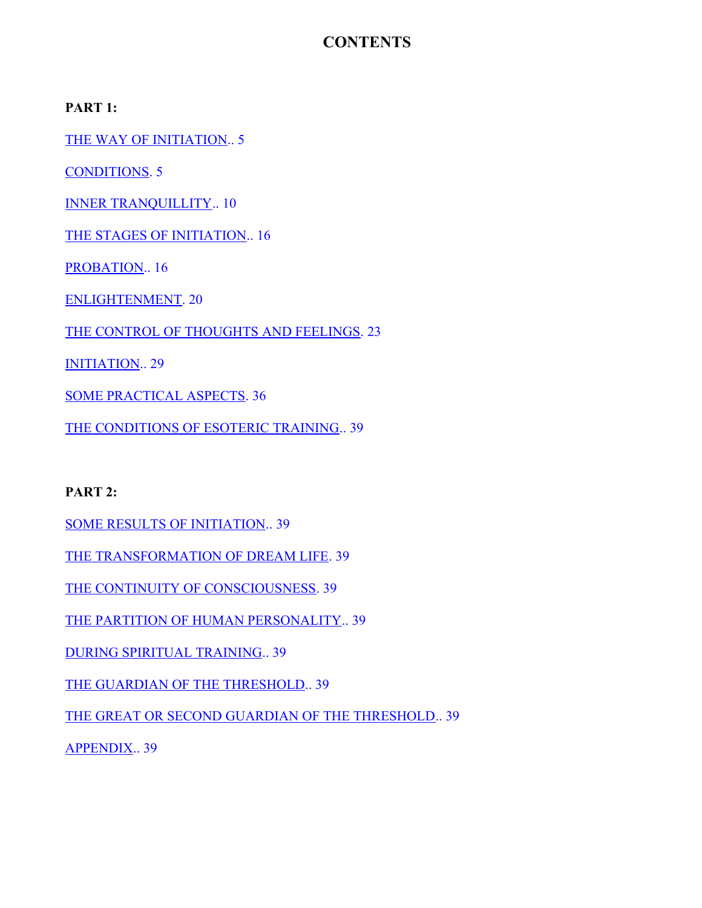# CONTENTS

**PART 1:**

THE WAY OF INITIATION.. 5

CONDITIONS. 5

INNER TRANQUILLITY.. 10

THE STAGES OF INITIATION.. 16

PROBATION.. 16

ENLIGHTENMENT. 20

THE CONTROL OF THOUGHTS AND FEELINGS. 23

INITIATION.. 29

SOME PRACTICAL ASPECTS. 36

THE CONDITIONS OF ESOTERIC TRAINING.. 39

**PART 2:**

SOME RESULTS OF INITIATION.. 39

THE TRANSFORMATION OF DREAM LIFE. 39

THE CONTINUITY OF CONSCIOUSNESS. 39

THE PARTITION OF HUMAN PERSONALITY.. 39

DURING SPIRITUAL TRAINING.. 39

THE GUARDIAN OF THE THRESHOLD.. 39

THE GREAT OR SECOND GUARDIAN OF THE THRESHOLD.. 39

APPENDIX.. 39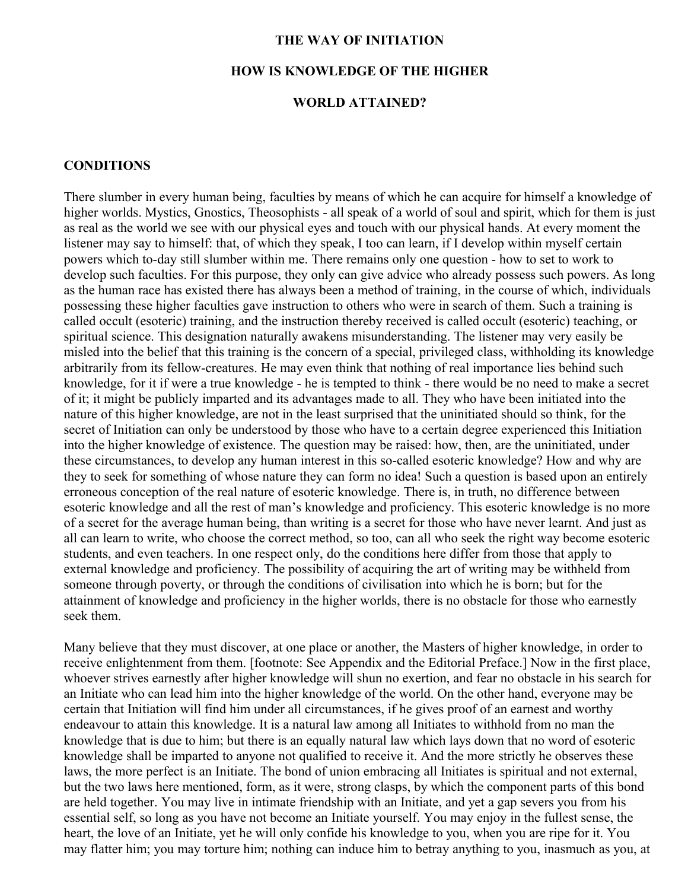# THE WAY OF INITIATION

## HOW IS KNOWLEDGE OF THE HIGHER WORLD ATTAINED?

### CONDITIONS

There slumber in every human being, faculties by means of which he can acquire for himself a knowledge of higher worlds. Mystics, Gnostics, Theosophists - all speak of a world of soul and spirit, which for them is just as real as the world we see with our physical eyes and touch with our physical hands. At every moment the listener may say to himself: that, of which they speak, I too can learn, if I develop within myself certain powers which to-day still slumber within me. There remains only one question - how to set to work to develop such faculties. For this purpose, they only can give advice who already possess such powers. As long as the human race has existed there has always been a method of training, in the course of which, individuals possessing these higher faculties gave instruction to others who were in search of them. Such a training is called occult (esoteric) training, and the instruction thereby received is called occult (esoteric) teaching, or spiritual science. This designation naturally awakens misunderstanding. The listener may very easily be misled into the belief that this training is the concern of a special, privileged class, withholding its knowledge arbitrarily from its fellow-creatures. He may even think that nothing of real importance lies behind such knowledge, for it if were a true knowledge - he is tempted to think - there would be no need to make a secret of it; it might be publicly imparted and its advantages made to all. They who have been initiated into the nature of this higher knowledge, are not in the least surprised that the uninitiated should so think, for the secret of Initiation can only be understood by those who have to a certain degree experienced this Initiation into the higher knowledge of existence. The question may be raised: how, then, are the uninitiated, under these circumstances, to develop any human interest in this so-called esoteric knowledge? How and why are they to seek for something of whose nature they can form no idea! Such a question is based upon an entirely erroneous conception of the real nature of esoteric knowledge. There is, in truth, no difference between esoteric knowledge and all the rest of man's knowledge and proficiency. This esoteric knowledge is no more of a secret for the average human being, than writing is a secret for those who have never learnt. And just as all can learn to write, who choose the correct method, so too, can all who seek the right way become esoteric students, and even teachers. In one respect only, do the conditions here differ from those that apply to external knowledge and proficiency. The possibility of acquiring the art of writing may be withheld from someone through poverty, or through the conditions of civilisation into which he is born; but for the attainment of knowledge and proficiency in the higher worlds, there is no obstacle for those who earnestly seek them.

Many believe that they must discover, at one place or another, the Masters of higher knowledge, in order to receive enlightenment from them. [footnote: See Appendix and the Editorial Preface.] Now in the first place, whoever strives earnestly after higher knowledge will shun no exertion, and fear no obstacle in his search for an Initiate who can lead him into the higher knowledge of the world. On the other hand, everyone may be certain that Initiation will find him under all circumstances, if he gives proof of an earnest and worthy endeavour to attain this knowledge. It is a natural law among all Initiates to withhold from no man the knowledge that is due to him; but there is an equally natural law which lays down that no word of esoteric knowledge shall be imparted to anyone not qualified to receive it. And the more strictly he observes these laws, the more perfect is an Initiate. The bond of union embracing all Initiates is spiritual and not external, but the two laws here mentioned, form, as it were, strong clasps, by which the component parts of this bond are held together. You may live in intimate friendship with an Initiate, and yet a gap severs you from his essential self, so long as you have not become an Initiate yourself. You may enjoy in the fullest sense, the heart, the love of an Initiate, yet he will only confide his knowledge to you, when you are ripe for it. You may flatter him; you may torture him; nothing can induce him to betray anything to you, inasmuch as you, at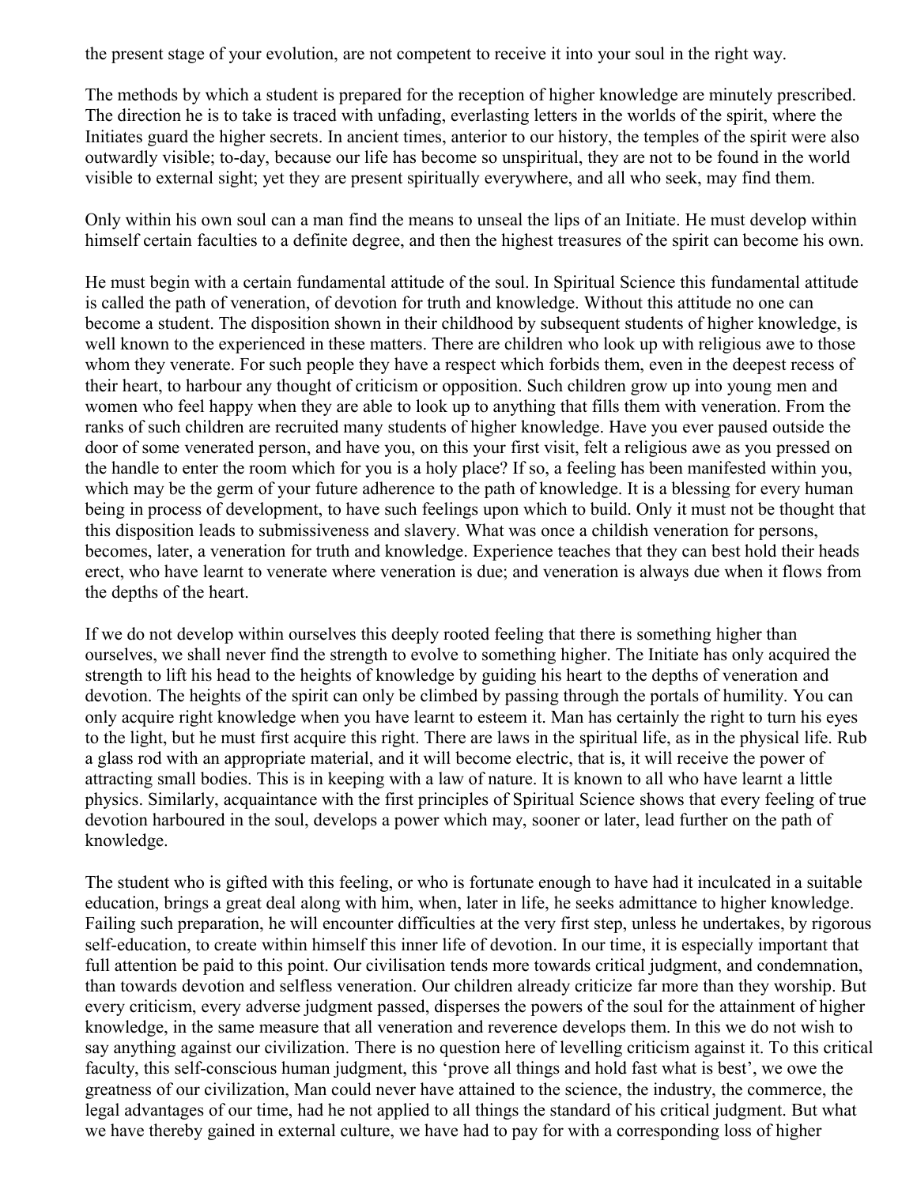the present stage of your evolution, are not competent to receive it into your soul in the right way.

The methods by which a student is prepared for the reception of higher knowledge are minutely prescribed. The direction he is to take is traced with unfading, everlasting letters in the worlds of the spirit, where the Initiates guard the higher secrets. In ancient times, anterior to our history, the temples of the spirit were also outwardly visible; to-day, because our life has become so unspiritual, they are not to be found in the world visible to external sight; yet they are present spiritually everywhere, and all who seek, may find them.

Only within his own soul can a man find the means to unseal the lips of an Initiate. He must develop within himself certain faculties to a definite degree, and then the highest treasures of the spirit can become his own.

He must begin with a certain fundamental attitude of the soul. In Spiritual Science this fundamental attitude is called the path of veneration, of devotion for truth and knowledge. Without this attitude no one can become a student. The disposition shown in their childhood by subsequent students of higher knowledge, is well known to the experienced in these matters. There are children who look up with religious awe to those whom they venerate. For such people they have a respect which forbids them, even in the deepest recess of their heart, to harbour any thought of criticism or opposition. Such children grow up into young men and women who feel happy when they are able to look up to anything that fills them with veneration. From the ranks of such children are recruited many students of higher knowledge. Have you ever paused outside the door of some venerated person, and have you, on this your first visit, felt a religious awe as you pressed on the handle to enter the room which for you is a holy place? If so, a feeling has been manifested within you, which may be the germ of your future adherence to the path of knowledge. It is a blessing for every human being in process of development, to have such feelings upon which to build. Only it must not be thought that this disposition leads to submissiveness and slavery. What was once a childish veneration for persons, becomes, later, a veneration for truth and knowledge. Experience teaches that they can best hold their heads erect, who have learnt to venerate where veneration is due; and veneration is always due when it flows from the depths of the heart.

If we do not develop within ourselves this deeply rooted feeling that there is something higher than ourselves, we shall never find the strength to evolve to something higher. The Initiate has only acquired the strength to lift his head to the heights of knowledge by guiding his heart to the depths of veneration and devotion. The heights of the spirit can only be climbed by passing through the portals of humility. You can only acquire right knowledge when you have learnt to esteem it. Man has certainly the right to turn his eyes to the light, but he must first acquire this right. There are laws in the spiritual life, as in the physical life. Rub a glass rod with an appropriate material, and it will become electric, that is, it will receive the power of attracting small bodies. This is in keeping with a law of nature. It is known to all who have learnt a little physics. Similarly, acquaintance with the first principles of Spiritual Science shows that every feeling of true devotion harboured in the soul, develops a power which may, sooner or later, lead further on the path of knowledge.

The student who is gifted with this feeling, or who is fortunate enough to have had it inculcated in a suitable education, brings a great deal along with him, when, later in life, he seeks admittance to higher knowledge. Failing such preparation, he will encounter difficulties at the very first step, unless he undertakes, by rigorous self-education, to create within himself this inner life of devotion. In our time, it is especially important that full attention be paid to this point. Our civilisation tends more towards critical judgment, and condemnation, than towards devotion and selfless veneration. Our children already criticize far more than they worship. But every criticism, every adverse judgment passed, disperses the powers of the soul for the attainment of higher knowledge, in the same measure that all veneration and reverence develops them. In this we do not wish to say anything against our civilization. There is no question here of levelling criticism against it. To this critical faculty, this self-conscious human judgment, this 'prove all things and hold fast what is best', we owe the greatness of our civilization, Man could never have attained to the science, the industry, the commerce, the legal advantages of our time, had he not applied to all things the standard of his critical judgment. But what we have thereby gained in external culture, we have had to pay for with a corresponding loss of higher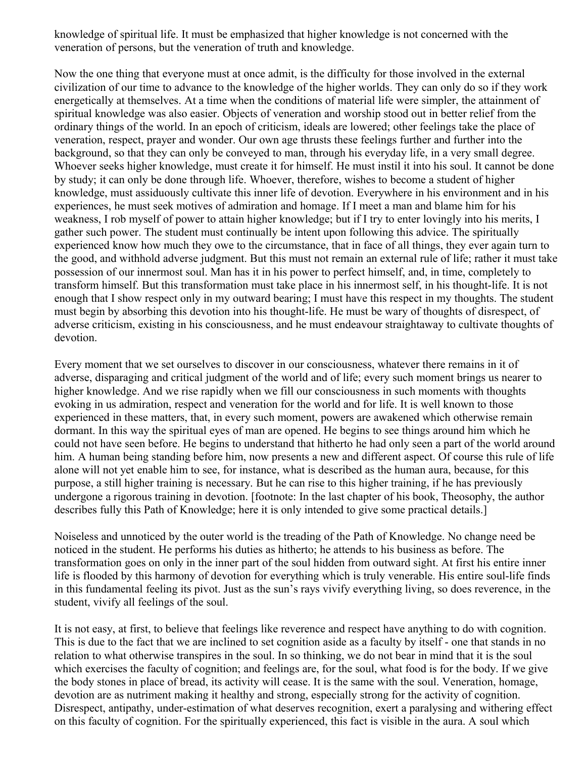knowledge of spiritual life. It must be emphasized that higher knowledge is not concerned with the veneration of persons, but the veneration of truth and knowledge.

Now the one thing that everyone must at once admit, is the difficulty for those involved in the external civilization of our time to advance to the knowledge of the higher worlds. They can only do so if they work energetically at themselves. At a time when the conditions of material life were simpler, the attainment of spiritual knowledge was also easier. Objects of veneration and worship stood out in better relief from the ordinary things of the world. In an epoch of criticism, ideals are lowered; other feelings take the place of veneration, respect, prayer and wonder. Our own age thrusts these feelings further and further into the background, so that they can only be conveyed to man, through his everyday life, in a very small degree. Whoever seeks higher knowledge, must create it for himself. He must instil it into his soul. It cannot be done by study; it can only be done through life. Whoever, therefore, wishes to become a student of higher knowledge, must assiduously cultivate this inner life of devotion. Everywhere in his environment and in his experiences, he must seek motives of admiration and homage. If I meet a man and blame him for his weakness, I rob myself of power to attain higher knowledge; but if I try to enter lovingly into his merits, I gather such power. The student must continually be intent upon following this advice. The spiritually experienced know how much they owe to the circumstance, that in face of all things, they ever again turn to the good, and withhold adverse judgment. But this must not remain an external rule of life; rather it must take possession of our innermost soul. Man has it in his power to perfect himself, and, in time, completely to transform himself. But this transformation must take place in his innermost self, in his thought-life. It is not enough that I show respect only in my outward bearing; I must have this respect in my thoughts. The student must begin by absorbing this devotion into his thought-life. He must be wary of thoughts of disrespect, of adverse criticism, existing in his consciousness, and he must endeavour straightaway to cultivate thoughts of devotion.

Every moment that we set ourselves to discover in our consciousness, whatever there remains in it of adverse, disparaging and critical judgment of the world and of life; every such moment brings us nearer to higher knowledge. And we rise rapidly when we fill our consciousness in such moments with thoughts evoking in us admiration, respect and veneration for the world and for life. It is well known to those experienced in these matters, that, in every such moment, powers are awakened which otherwise remain dormant. In this way the spiritual eyes of man are opened. He begins to see things around him which he could not have seen before. He begins to understand that hitherto he had only seen a part of the world around him. A human being standing before him, now presents a new and different aspect. Of course this rule of life alone will not yet enable him to see, for instance, what is described as the human aura, because, for this purpose, a still higher training is necessary. But he can rise to this higher training, if he has previously undergone a rigorous training in devotion. [footnote: In the last chapter of his book, Theosophy, the author describes fully this Path of Knowledge; here it is only intended to give some practical details.]

Noiseless and unnoticed by the outer world is the treading of the Path of Knowledge. No change need be noticed in the student. He performs his duties as hitherto; he attends to his business as before. The transformation goes on only in the inner part of the soul hidden from outward sight. At first his entire inner life is flooded by this harmony of devotion for everything which is truly venerable. His entire soul-life finds in this fundamental feeling its pivot. Just as the sun's rays vivify everything living, so does reverence, in the student, vivify all feelings of the soul.

It is not easy, at first, to believe that feelings like reverence and respect have anything to do with cognition. This is due to the fact that we are inclined to set cognition aside as a faculty by itself - one that stands in no relation to what otherwise transpires in the soul. In so thinking, we do not bear in mind that it is the soul which exercises the faculty of cognition; and feelings are, for the soul, what food is for the body. If we give the body stones in place of bread, its activity will cease. It is the same with the soul. Veneration, homage, devotion are as nutriment making it healthy and strong, especially strong for the activity of cognition. Disrespect, antipathy, under-estimation of what deserves recognition, exert a paralysing and withering effect on this faculty of cognition. For the spiritually experienced, this fact is visible in the aura. A soul which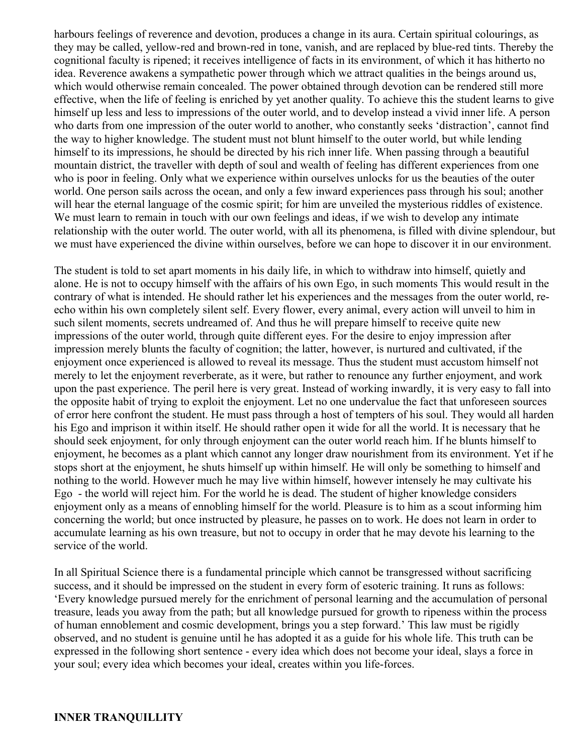harbours feelings of reverence and devotion, produces a change in its aura. Certain spiritual colourings, as they may be called, yellow-red and brown-red in tone, vanish, and are replaced by blue-red tints. Thereby the cognitional faculty is ripened; it receives intelligence of facts in its environment, of which it has hitherto no idea. Reverence awakens a sympathetic power through which we attract qualities in the beings around us, which would otherwise remain concealed. The power obtained through devotion can be rendered still more effective, when the life of feeling is enriched by yet another quality. To achieve this the student learns to give himself up less and less to impressions of the outer world, and to develop instead a vivid inner life. A person who darts from one impression of the outer world to another, who constantly seeks 'distraction', cannot find the way to higher knowledge. The student must not blunt himself to the outer world, but while lending himself to its impressions, he should be directed by his rich inner life. When passing through a beautiful mountain district, the traveller with depth of soul and wealth of feeling has different experiences from one who is poor in feeling. Only what we experience within ourselves unlocks for us the beauties of the outer world. One person sails across the ocean, and only a few inward experiences pass through his soul; another will hear the eternal language of the cosmic spirit; for him are unveiled the mysterious riddles of existence. We must learn to remain in touch with our own feelings and ideas, if we wish to develop any intimate relationship with the outer world. The outer world, with all its phenomena, is filled with divine splendour, but we must have experienced the divine within ourselves, before we can hope to discover it in our environment.

The student is told to set apart moments in his daily life, in which to withdraw into himself, quietly and alone. He is not to occupy himself with the affairs of his own Ego, in such moments This would result in the contrary of what is intended. He should rather let his experiences and the messages from the outer world, re-echo within his own completely silent self. Every flower, every animal, every action will unveil to him in such silent moments, secrets undreamed of. And thus he will prepare himself to receive quite new impressions of the outer world, through quite different eyes. For the desire to enjoy impression after impression merely blunts the faculty of cognition; the latter, however, is nurtured and cultivated, if the enjoyment once experienced is allowed to reveal its message. Thus the student must accustom himself not merely to let the enjoyment reverberate, as it were, but rather to renounce any further enjoyment, and work upon the past experience. The peril here is very great. Instead of working inwardly, it is very easy to fall into the opposite habit of trying to exploit the enjoyment. Let no one undervalue the fact that unforeseen sources of error here confront the student. He must pass through a host of tempters of his soul. They would all harden his Ego and imprison it within itself. He should rather open it wide for all the world. It is necessary that he should seek enjoyment, for only through enjoyment can the outer world reach him. If he blunts himself to enjoyment, he becomes as a plant which cannot any longer draw nourishment from its environment. Yet if he stops short at the enjoyment, he shuts himself up within himself. He will only be something to himself and nothing to the world. However much he may live within himself, however intensely he may cultivate his Ego - the world will reject him. For the world he is dead. The student of higher knowledge considers enjoyment only as a means of ennobling himself for the world. Pleasure is to him as a scout informing him concerning the world; but once instructed by pleasure, he passes on to work. He does not learn in order to accumulate learning as his own treasure, but not to occupy in order that he may devote his learning to the service of the world.

In all Spiritual Science there is a fundamental principle which cannot be transgressed without sacrificing success, and it should be impressed on the student in every form of esoteric training. It runs as follows: 'Every knowledge pursued merely for the enrichment of personal learning and the accumulation of personal treasure, leads you away from the path; but all knowledge pursued for growth to ripeness within the process of human ennoblement and cosmic development, brings you a step forward.' This law must be rigidly observed, and no student is genuine until he has adopted it as a guide for his whole life. This truth can be expressed in the following short sentence - every idea which does not become your ideal, slays a force in your soul; every idea which becomes your ideal, creates within you life-forces.

## INNER TRANQUILLITY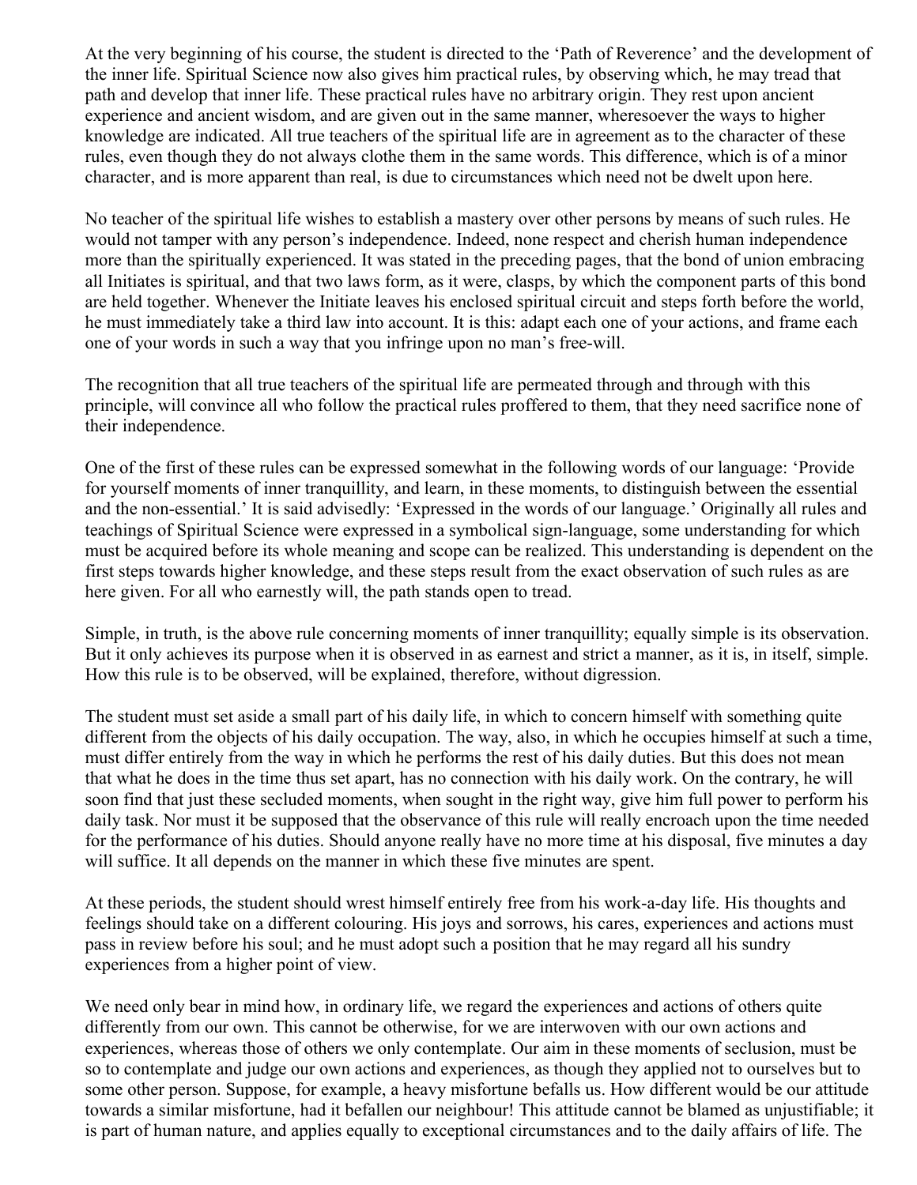At the very beginning of his course, the student is directed to the 'Path of Reverence' and the development of the inner life. Spiritual Science now also gives him practical rules, by observing which, he may tread that path and develop that inner life. These practical rules have no arbitrary origin. They rest upon ancient experience and ancient wisdom, and are given out in the same manner, wheresoever the ways to higher knowledge are indicated. All true teachers of the spiritual life are in agreement as to the character of these rules, even though they do not always clothe them in the same words. This difference, which is of a minor character, and is more apparent than real, is due to circumstances which need not be dwelt upon here.

No teacher of the spiritual life wishes to establish a mastery over other persons by means of such rules. He would not tamper with any person's independence. Indeed, none respect and cherish human independence more than the spiritually experienced. It was stated in the preceding pages, that the bond of union embracing all Initiates is spiritual, and that two laws form, as it were, clasps, by which the component parts of this bond are held together. Whenever the Initiate leaves his enclosed spiritual circuit and steps forth before the world, he must immediately take a third law into account. It is this: adapt each one of your actions, and frame each one of your words in such a way that you infringe upon no man's free-will.

The recognition that all true teachers of the spiritual life are permeated through and through with this principle, will convince all who follow the practical rules proffered to them, that they need sacrifice none of their independence.

One of the first of these rules can be expressed somewhat in the following words of our language: 'Provide for yourself moments of inner tranquillity, and learn, in these moments, to distinguish between the essential and the non-essential.' It is said advisedly: 'Expressed in the words of our language.' Originally all rules and teachings of Spiritual Science were expressed in a symbolical sign-language, some understanding for which must be acquired before its whole meaning and scope can be realized. This understanding is dependent on the first steps towards higher knowledge, and these steps result from the exact observation of such rules as are here given. For all who earnestly will, the path stands open to tread.

Simple, in truth, is the above rule concerning moments of inner tranquillity; equally simple is its observation. But it only achieves its purpose when it is observed in as earnest and strict a manner, as it is, in itself, simple. How this rule is to be observed, will be explained, therefore, without digression.

The student must set aside a small part of his daily life, in which to concern himself with something quite different from the objects of his daily occupation. The way, also, in which he occupies himself at such a time, must differ entirely from the way in which he performs the rest of his daily duties. But this does not mean that what he does in the time thus set apart, has no connection with his daily work. On the contrary, he will soon find that just these secluded moments, when sought in the right way, give him full power to perform his daily task. Nor must it be supposed that the observance of this rule will really encroach upon the time needed for the performance of his duties. Should anyone really have no more time at his disposal, five minutes a day will suffice. It all depends on the manner in which these five minutes are spent.

At these periods, the student should wrest himself entirely free from his work-a-day life. His thoughts and feelings should take on a different colouring. His joys and sorrows, his cares, experiences and actions must pass in review before his soul; and he must adopt such a position that he may regard all his sundry experiences from a higher point of view.

We need only bear in mind how, in ordinary life, we regard the experiences and actions of others quite differently from our own. This cannot be otherwise, for we are interwoven with our own actions and experiences, whereas those of others we only contemplate. Our aim in these moments of seclusion, must be so to contemplate and judge our own actions and experiences, as though they applied not to ourselves but to some other person. Suppose, for example, a heavy misfortune befalls us. How different would be our attitude towards a similar misfortune, had it befallen our neighbour! This attitude cannot be blamed as unjustifiable; it is part of human nature, and applies equally to exceptional circumstances and to the daily affairs of life. The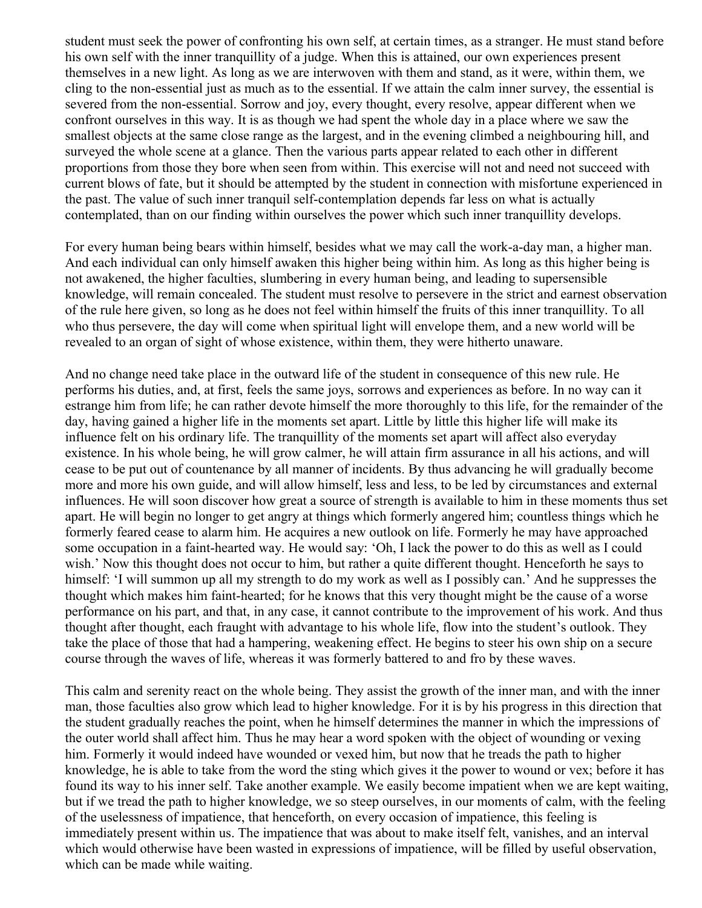student must seek the power of confronting his own self, at certain times, as a stranger. He must stand before his own self with the inner tranquillity of a judge. When this is attained, our own experiences present themselves in a new light. As long as we are interwoven with them and stand, as it were, within them, we cling to the non-essential just as much as to the essential. If we attain the calm inner survey, the essential is severed from the non-essential. Sorrow and joy, every thought, every resolve, appear different when we confront ourselves in this way. It is as though we had spent the whole day in a place where we saw the smallest objects at the same close range as the largest, and in the evening climbed a neighbouring hill, and surveyed the whole scene at a glance. Then the various parts appear related to each other in different proportions from those they bore when seen from within. This exercise will not and need not succeed with current blows of fate, but it should be attempted by the student in connection with misfortune experienced in the past. The value of such inner tranquil self-contemplation depends far less on what is actually contemplated, than on our finding within ourselves the power which such inner tranquillity develops.

For every human being bears within himself, besides what we may call the work-a-day man, a higher man. And each individual can only himself awaken this higher being within him. As long as this higher being is not awakened, the higher faculties, slumbering in every human being, and leading to supersensible knowledge, will remain concealed. The student must resolve to persevere in the strict and earnest observation of the rule here given, so long as he does not feel within himself the fruits of this inner tranquillity. To all who thus persevere, the day will come when spiritual light will envelope them, and a new world will be revealed to an organ of sight of whose existence, within them, they were hitherto unaware.

And no change need take place in the outward life of the student in consequence of this new rule. He performs his duties, and, at first, feels the same joys, sorrows and experiences as before. In no way can it estrange him from life; he can rather devote himself the more thoroughly to this life, for the remainder of the day, having gained a higher life in the moments set apart. Little by little this higher life will make its influence felt on his ordinary life. The tranquillity of the moments set apart will affect also everyday existence. In his whole being, he will grow calmer, he will attain firm assurance in all his actions, and will cease to be put out of countenance by all manner of incidents. By thus advancing he will gradually become more and more his own guide, and will allow himself, less and less, to be led by circumstances and external influences. He will soon discover how great a source of strength is available to him in these moments thus set apart. He will begin no longer to get angry at things which formerly angered him; countless things which he formerly feared cease to alarm him. He acquires a new outlook on life. Formerly he may have approached some occupation in a faint-hearted way. He would say: 'Oh, I lack the power to do this as well as I could wish.' Now this thought does not occur to him, but rather a quite different thought. Henceforth he says to himself: 'I will summon up all my strength to do my work as well as I possibly can.' And he suppresses the thought which makes him faint-hearted; for he knows that this very thought might be the cause of a worse performance on his part, and that, in any case, it cannot contribute to the improvement of his work. And thus thought after thought, each fraught with advantage to his whole life, flow into the student's outlook. They take the place of those that had a hampering, weakening effect. He begins to steer his own ship on a secure course through the waves of life, whereas it was formerly battered to and fro by these waves.

This calm and serenity react on the whole being. They assist the growth of the inner man, and with the inner man, those faculties also grow which lead to higher knowledge. For it is by his progress in this direction that the student gradually reaches the point, when he himself determines the manner in which the impressions of the outer world shall affect him. Thus he may hear a word spoken with the object of wounding or vexing him. Formerly it would indeed have wounded or vexed him, but now that he treads the path to higher knowledge, he is able to take from the word the sting which gives it the power to wound or vex; before it has found its way to his inner self. Take another example. We easily become impatient when we are kept waiting, but if we tread the path to higher knowledge, we so steep ourselves, in our moments of calm, with the feeling of the uselessness of impatience, that henceforth, on every occasion of impatience, this feeling is immediately present within us. The impatience that was about to make itself felt, vanishes, and an interval which would otherwise have been wasted in expressions of impatience, will be filled by useful observation, which can be made while waiting.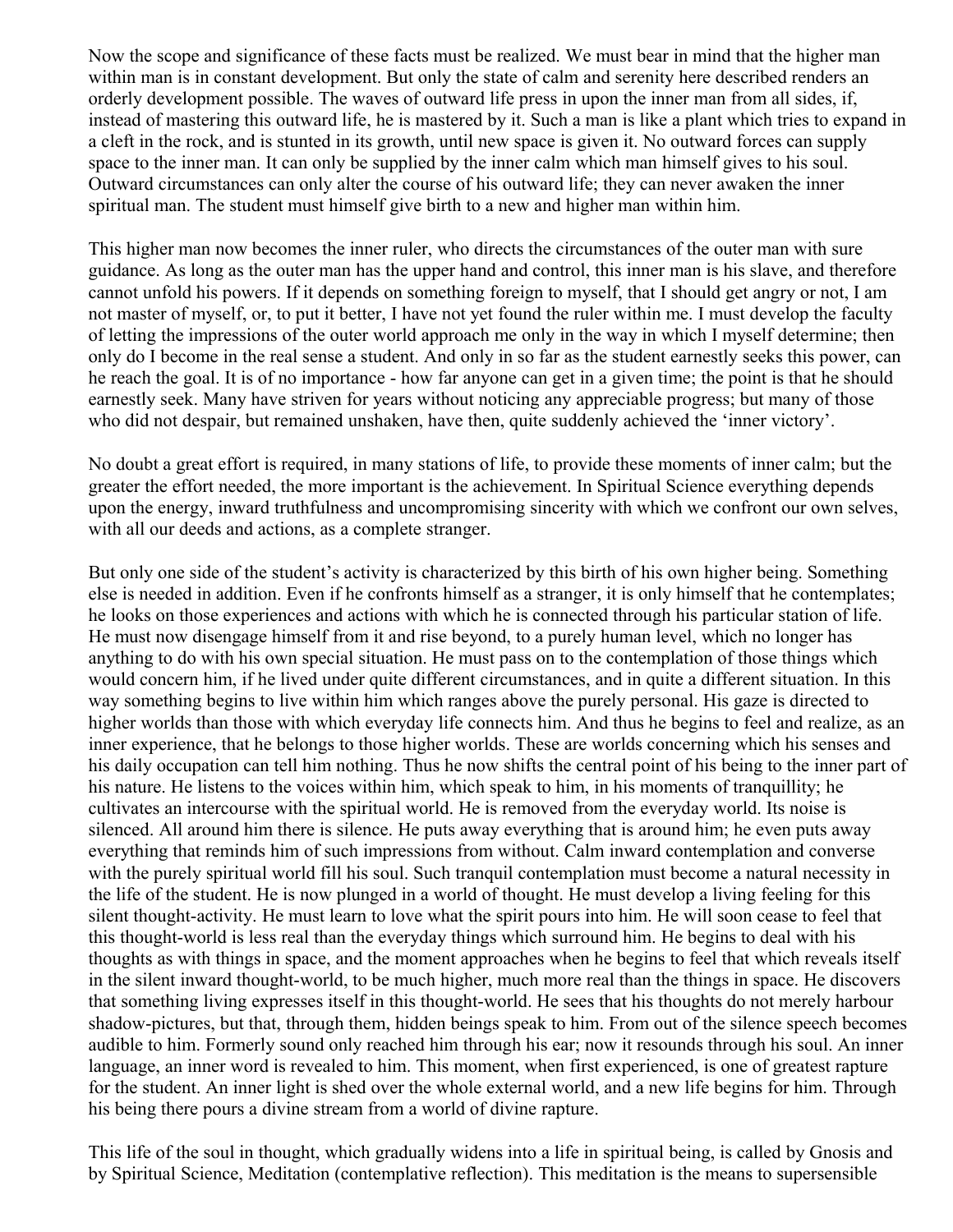Now the scope and significance of these facts must be realized. We must bear in mind that the higher man within man is in constant development. But only the state of calm and serenity here described renders an orderly development possible. The waves of outward life press in upon the inner man from all sides, if, instead of mastering this outward life, he is mastered by it. Such a man is like a plant which tries to expand in a cleft in the rock, and is stunted in its growth, until new space is given it. No outward forces can supply space to the inner man. It can only be supplied by the inner calm which man himself gives to his soul. Outward circumstances can only alter the course of his outward life; they can never awaken the inner spiritual man. The student must himself give birth to a new and higher man within him.

This higher man now becomes the inner ruler, who directs the circumstances of the outer man with sure guidance. As long as the outer man has the upper hand and control, this inner man is his slave, and therefore cannot unfold his powers. If it depends on something foreign to myself, that I should get angry or not, I am not master of myself, or, to put it better, I have not yet found the ruler within me. I must develop the faculty of letting the impressions of the outer world approach me only in the way in which I myself determine; then only do I become in the real sense a student. And only in so far as the student earnestly seeks this power, can he reach the goal. It is of no importance - how far anyone can get in a given time; the point is that he should earnestly seek. Many have striven for years without noticing any appreciable progress; but many of those who did not despair, but remained unshaken, have then, quite suddenly achieved the 'inner victory'.

No doubt a great effort is required, in many stations of life, to provide these moments of inner calm; but the greater the effort needed, the more important is the achievement. In Spiritual Science everything depends upon the energy, inward truthfulness and uncompromising sincerity with which we confront our own selves, with all our deeds and actions, as a complete stranger.

But only one side of the student's activity is characterized by this birth of his own higher being. Something else is needed in addition. Even if he confronts himself as a stranger, it is only himself that he contemplates; he looks on those experiences and actions with which he is connected through his particular station of life. He must now disengage himself from it and rise beyond, to a purely human level, which no longer has anything to do with his own special situation. He must pass on to the contemplation of those things which would concern him, if he lived under quite different circumstances, and in quite a different situation. In this way something begins to live within him which ranges above the purely personal. His gaze is directed to higher worlds than those with which everyday life connects him. And thus he begins to feel and realize, as an inner experience, that he belongs to those higher worlds. These are worlds concerning which his senses and his daily occupation can tell him nothing. Thus he now shifts the central point of his being to the inner part of his nature. He listens to the voices within him, which speak to him, in his moments of tranquillity; he cultivates an intercourse with the spiritual world. He is removed from the everyday world. Its noise is silenced. All around him there is silence. He puts away everything that is around him; he even puts away everything that reminds him of such impressions from without. Calm inward contemplation and converse with the purely spiritual world fill his soul. Such tranquil contemplation must become a natural necessity in the life of the student. He is now plunged in a world of thought. He must develop a living feeling for this silent thought-activity. He must learn to love what the spirit pours into him. He will soon cease to feel that this thought-world is less real than the everyday things which surround him. He begins to deal with his thoughts as with things in space, and the moment approaches when he begins to feel that which reveals itself in the silent inward thought-world, to be much higher, much more real than the things in space. He discovers that something living expresses itself in this thought-world. He sees that his thoughts do not merely harbour shadow-pictures, but that, through them, hidden beings speak to him. From out of the silence speech becomes audible to him. Formerly sound only reached him through his ear; now it resounds through his soul. An inner language, an inner word is revealed to him. This moment, when first experienced, is one of greatest rapture for the student. An inner light is shed over the whole external world, and a new life begins for him. Through his being there pours a divine stream from a world of divine rapture.

This life of the soul in thought, which gradually widens into a life in spiritual being, is called by Gnosis and by Spiritual Science, Meditation (contemplative reflection). This meditation is the means to supersensible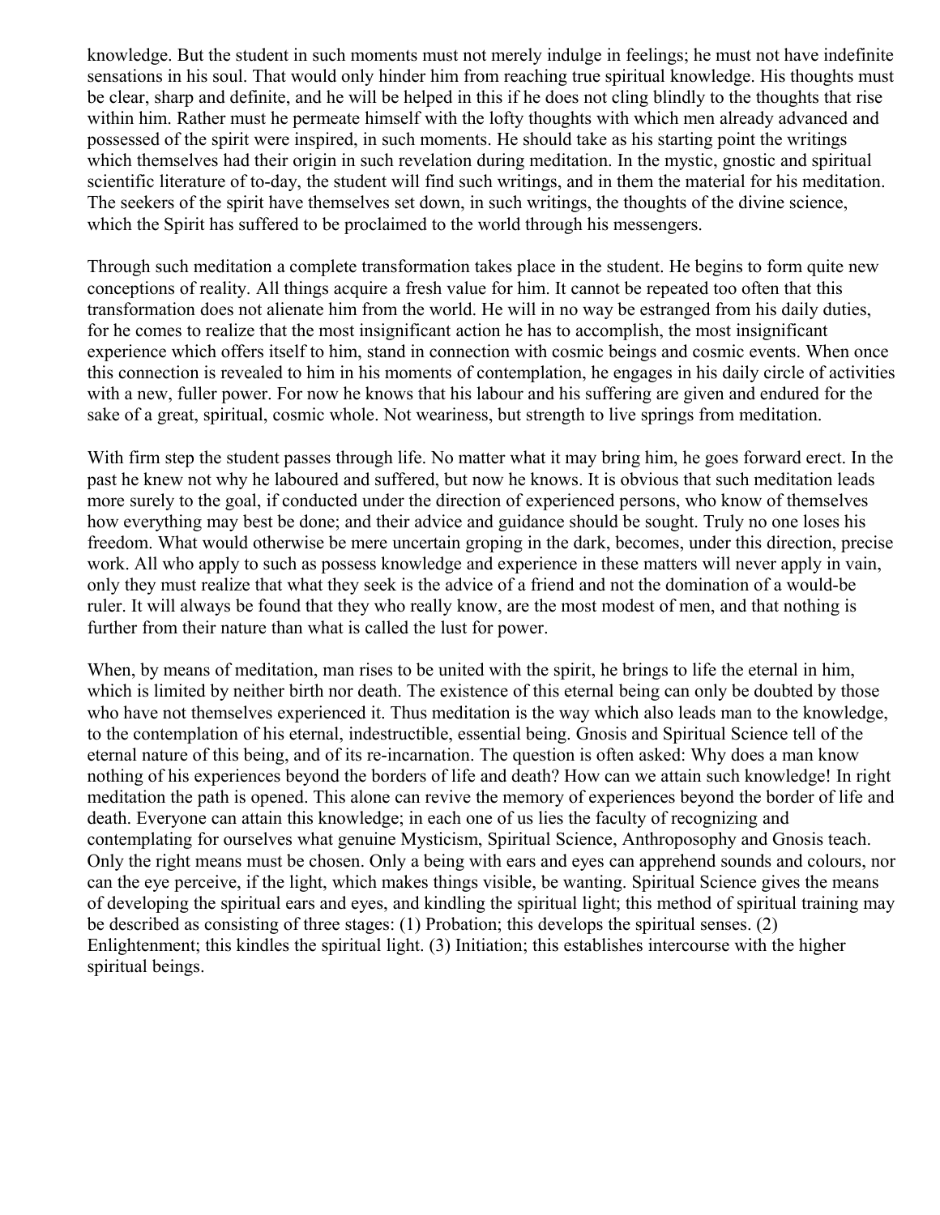knowledge. But the student in such moments must not merely indulge in feelings; he must not have indefinite sensations in his soul. That would only hinder him from reaching true spiritual knowledge. His thoughts must be clear, sharp and definite, and he will be helped in this if he does not cling blindly to the thoughts that rise within him. Rather must he permeate himself with the lofty thoughts with which men already advanced and possessed of the spirit were inspired, in such moments. He should take as his starting point the writings which themselves had their origin in such revelation during meditation. In the mystic, gnostic and spiritual scientific literature of to-day, the student will find such writings, and in them the material for his meditation. The seekers of the spirit have themselves set down, in such writings, the thoughts of the divine science, which the Spirit has suffered to be proclaimed to the world through his messengers.

Through such meditation a complete transformation takes place in the student. He begins to form quite new conceptions of reality. All things acquire a fresh value for him. It cannot be repeated too often that this transformation does not alienate him from the world. He will in no way be estranged from his daily duties, for he comes to realize that the most insignificant action he has to accomplish, the most insignificant experience which offers itself to him, stand in connection with cosmic beings and cosmic events. When once this connection is revealed to him in his moments of contemplation, he engages in his daily circle of activities with a new, fuller power. For now he knows that his labour and his suffering are given and endured for the sake of a great, spiritual, cosmic whole. Not weariness, but strength to live springs from meditation.

With firm step the student passes through life. No matter what it may bring him, he goes forward erect. In the past he knew not why he laboured and suffered, but now he knows. It is obvious that such meditation leads more surely to the goal, if conducted under the direction of experienced persons, who know of themselves how everything may best be done; and their advice and guidance should be sought. Truly no one loses his freedom. What would otherwise be mere uncertain groping in the dark, becomes, under this direction, precise work. All who apply to such as possess knowledge and experience in these matters will never apply in vain, only they must realize that what they seek is the advice of a friend and not the domination of a would-be ruler. It will always be found that they who really know, are the most modest of men, and that nothing is further from their nature than what is called the lust for power.

When, by means of meditation, man rises to be united with the spirit, he brings to life the eternal in him, which is limited by neither birth nor death. The existence of this eternal being can only be doubted by those who have not themselves experienced it. Thus meditation is the way which also leads man to the knowledge, to the contemplation of his eternal, indestructible, essential being. Gnosis and Spiritual Science tell of the eternal nature of this being, and of its re-incarnation. The question is often asked: Why does a man know nothing of his experiences beyond the borders of life and death? How can we attain such knowledge! In right meditation the path is opened. This alone can revive the memory of experiences beyond the border of life and death. Everyone can attain this knowledge; in each one of us lies the faculty of recognizing and contemplating for ourselves what genuine Mysticism, Spiritual Science, Anthroposophy and Gnosis teach. Only the right means must be chosen. Only a being with ears and eyes can apprehend sounds and colours, nor can the eye perceive, if the light, which makes things visible, be wanting. Spiritual Science gives the means of developing the spiritual ears and eyes, and kindling the spiritual light; this method of spiritual training may be described as consisting of three stages: (1) Probation; this develops the spiritual senses. (2) Enlightenment; this kindles the spiritual light. (3) Initiation; this establishes intercourse with the higher spiritual beings.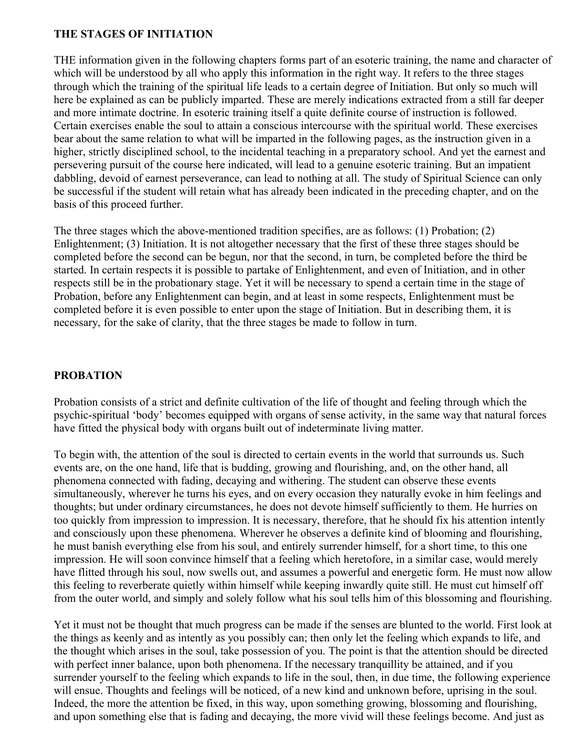## THE STAGES OF INITIATION

THE information given in the following chapters forms part of an esoteric training, the name and character of which will be understood by all who apply this information in the right way. It refers to the three stages through which the training of the spiritual life leads to a certain degree of Initiation. But only so much will here be explained as can be publicly imparted. These are merely indications extracted from a still far deeper and more intimate doctrine. In esoteric training itself a quite definite course of instruction is followed. Certain exercises enable the soul to attain a conscious intercourse with the spiritual world. These exercises bear about the same relation to what will be imparted in the following pages, as the instruction given in a higher, strictly disciplined school, to the incidental teaching in a preparatory school. And yet the earnest and persevering pursuit of the course here indicated, will lead to a genuine esoteric training. But an impatient dabbling, devoid of earnest perseverance, can lead to nothing at all. The study of Spiritual Science can only be successful if the student will retain what has already been indicated in the preceding chapter, and on the basis of this proceed further.

The three stages which the above-mentioned tradition specifies, are as follows: (1) Probation; (2) Enlightenment; (3) Initiation. It is not altogether necessary that the first of these three stages should be completed before the second can be begun, nor that the second, in turn, be completed before the third be started. In certain respects it is possible to partake of Enlightenment, and even of Initiation, and in other respects still be in the probationary stage. Yet it will be necessary to spend a certain time in the stage of Probation, before any Enlightenment can begin, and at least in some respects, Enlightenment must be completed before it is even possible to enter upon the stage of Initiation. But in describing them, it is necessary, for the sake of clarity, that the three stages be made to follow in turn.

## PROBATION

Probation consists of a strict and definite cultivation of the life of thought and feeling through which the psychic-spiritual 'body' becomes equipped with organs of sense activity, in the same way that natural forces have fitted the physical body with organs built out of indeterminate living matter.

To begin with, the attention of the soul is directed to certain events in the world that surrounds us. Such events are, on the one hand, life that is budding, growing and flourishing, and, on the other hand, all phenomena connected with fading, decaying and withering. The student can observe these events simultaneously, wherever he turns his eyes, and on every occasion they naturally evoke in him feelings and thoughts; but under ordinary circumstances, he does not devote himself sufficiently to them. He hurries on too quickly from impression to impression. It is necessary, therefore, that he should fix his attention intently and consciously upon these phenomena. Wherever he observes a definite kind of blooming and flourishing, he must banish everything else from his soul, and entirely surrender himself, for a short time, to this one impression. He will soon convince himself that a feeling which heretofore, in a similar case, would merely have flitted through his soul, now swells out, and assumes a powerful and energetic form. He must now allow this feeling to reverberate quietly within himself while keeping inwardly quite still. He must cut himself off from the outer world, and simply and solely follow what his soul tells him of this blossoming and flourishing.

Yet it must not be thought that much progress can be made if the senses are blunted to the world. First look at the things as keenly and as intently as you possibly can; then only let the feeling which expands to life, and the thought which arises in the soul, take possession of you. The point is that the attention should be directed with perfect inner balance, upon both phenomena. If the necessary tranquillity be attained, and if you surrender yourself to the feeling which expands to life in the soul, then, in due time, the following experience will ensue. Thoughts and feelings will be noticed, of a new kind and unknown before, uprising in the soul. Indeed, the more the attention be fixed, in this way, upon something growing, blossoming and flourishing, and upon something else that is fading and decaying, the more vivid will these feelings become. And just as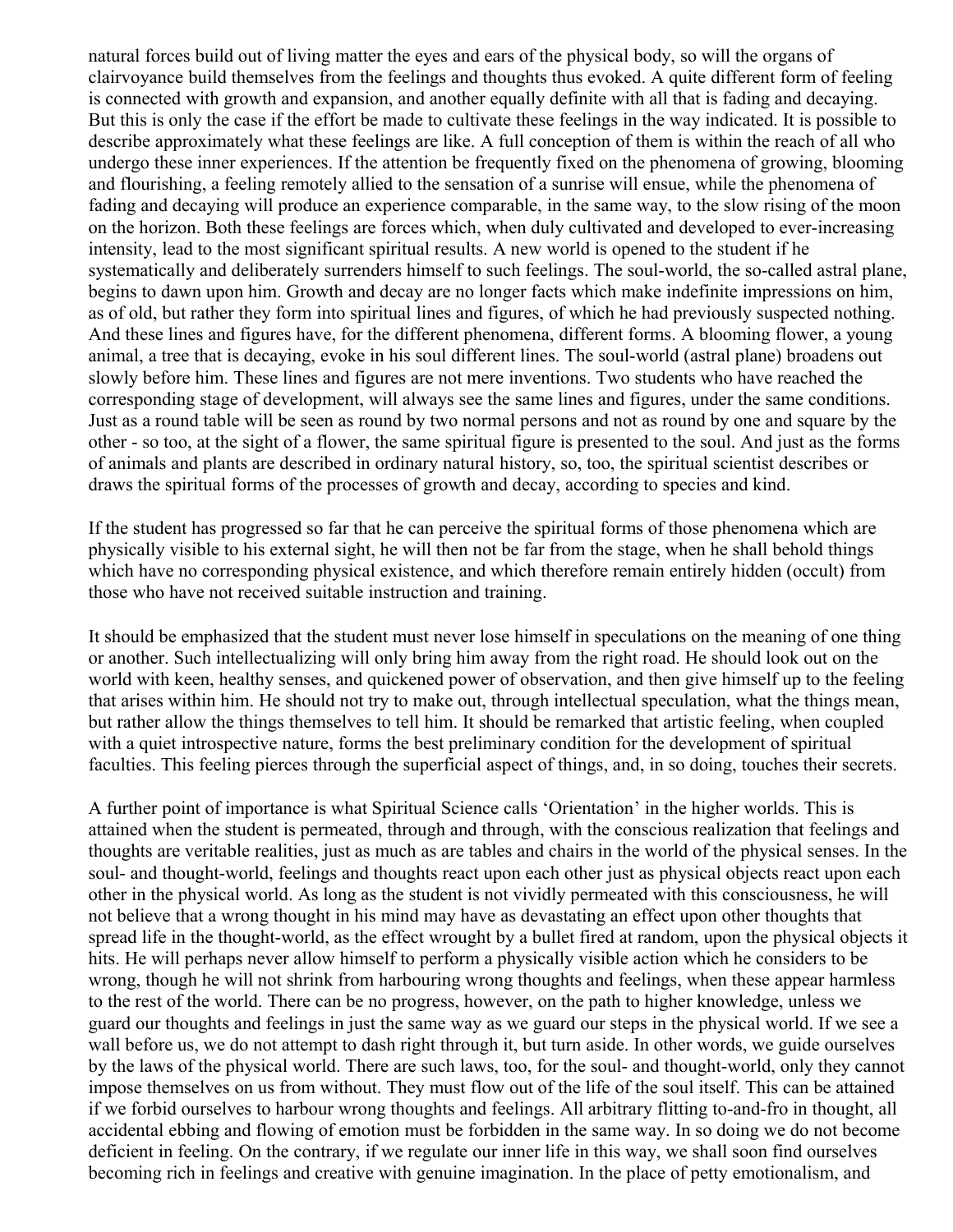natural forces build out of living matter the eyes and ears of the physical body, so will the organs of clairvoyance build themselves from the feelings and thoughts thus evoked. A quite different form of feeling is connected with growth and expansion, and another equally definite with all that is fading and decaying. But this is only the case if the effort be made to cultivate these feelings in the way indicated. It is possible to describe approximately what these feelings are like. A full conception of them is within the reach of all who undergo these inner experiences. If the attention be frequently fixed on the phenomena of growing, blooming and flourishing, a feeling remotely allied to the sensation of a sunrise will ensue, while the phenomena of fading and decaying will produce an experience comparable, in the same way, to the slow rising of the moon on the horizon. Both these feelings are forces which, when duly cultivated and developed to ever-increasing intensity, lead to the most significant spiritual results. A new world is opened to the student if he systematically and deliberately surrenders himself to such feelings. The soul-world, the so-called astral plane, begins to dawn upon him. Growth and decay are no longer facts which make indefinite impressions on him, as of old, but rather they form into spiritual lines and figures, of which he had previously suspected nothing. And these lines and figures have, for the different phenomena, different forms. A blooming flower, a young animal, a tree that is decaying, evoke in his soul different lines. The soul-world (astral plane) broadens out slowly before him. These lines and figures are not mere inventions. Two students who have reached the corresponding stage of development, will always see the same lines and figures, under the same conditions. Just as a round table will be seen as round by two normal persons and not as round by one and square by the other - so too, at the sight of a flower, the same spiritual figure is presented to the soul. And just as the forms of animals and plants are described in ordinary natural history, so, too, the spiritual scientist describes or draws the spiritual forms of the processes of growth and decay, according to species and kind.

If the student has progressed so far that he can perceive the spiritual forms of those phenomena which are physically visible to his external sight, he will then not be far from the stage, when he shall behold things which have no corresponding physical existence, and which therefore remain entirely hidden (occult) from those who have not received suitable instruction and training.

It should be emphasized that the student must never lose himself in speculations on the meaning of one thing or another. Such intellectualizing will only bring him away from the right road. He should look out on the world with keen, healthy senses, and quickened power of observation, and then give himself up to the feeling that arises within him. He should not try to make out, through intellectual speculation, what the things mean, but rather allow the things themselves to tell him. It should be remarked that artistic feeling, when coupled with a quiet introspective nature, forms the best preliminary condition for the development of spiritual faculties. This feeling pierces through the superficial aspect of things, and, in so doing, touches their secrets.

A further point of importance is what Spiritual Science calls 'Orientation' in the higher worlds. This is attained when the student is permeated, through and through, with the conscious realization that feelings and thoughts are veritable realities, just as much as are tables and chairs in the world of the physical senses. In the soul- and thought-world, feelings and thoughts react upon each other just as physical objects react upon each other in the physical world. As long as the student is not vividly permeated with this consciousness, he will not believe that a wrong thought in his mind may have as devastating an effect upon other thoughts that spread life in the thought-world, as the effect wrought by a bullet fired at random, upon the physical objects it hits. He will perhaps never allow himself to perform a physically visible action which he considers to be wrong, though he will not shrink from harbouring wrong thoughts and feelings, when these appear harmless to the rest of the world. There can be no progress, however, on the path to higher knowledge, unless we guard our thoughts and feelings in just the same way as we guard our steps in the physical world. If we see a wall before us, we do not attempt to dash right through it, but turn aside. In other words, we guide ourselves by the laws of the physical world. There are such laws, too, for the soul- and thought-world, only they cannot impose themselves on us from without. They must flow out of the life of the soul itself. This can be attained if we forbid ourselves to harbour wrong thoughts and feelings. All arbitrary flitting to-and-fro in thought, all accidental ebbing and flowing of emotion must be forbidden in the same way. In so doing we do not become deficient in feeling. On the contrary, if we regulate our inner life in this way, we shall soon find ourselves becoming rich in feelings and creative with genuine imagination. In the place of petty emotionalism, and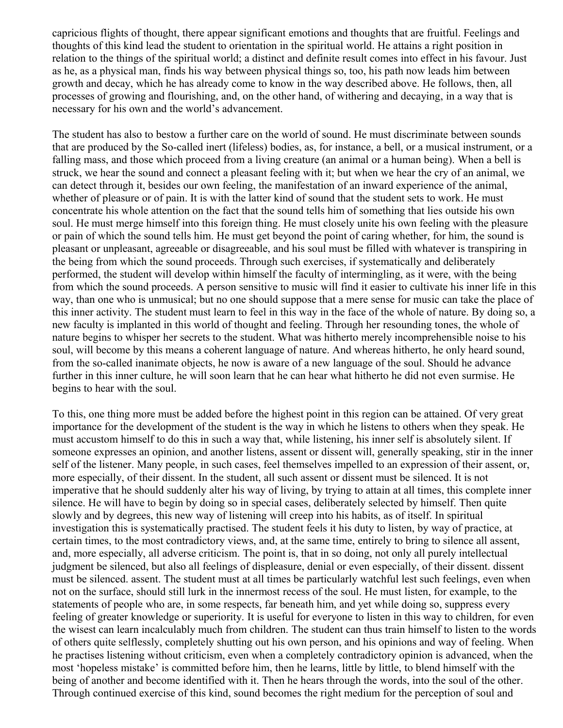capricious flights of thought, there appear significant emotions and thoughts that are fruitful. Feelings and thoughts of this kind lead the student to orientation in the spiritual world. He attains a right position in relation to the things of the spiritual world; a distinct and definite result comes into effect in his favour. Just as he, as a physical man, finds his way between physical things so, too, his path now leads him between growth and decay, which he has already come to know in the way described above. He follows, then, all processes of growing and flourishing, and, on the other hand, of withering and decaying, in a way that is necessary for his own and the world's advancement.

The student has also to bestow a further care on the world of sound. He must discriminate between sounds that are produced by the So-called inert (lifeless) bodies, as, for instance, a bell, or a musical instrument, or a falling mass, and those which proceed from a living creature (an animal or a human being). When a bell is struck, we hear the sound and connect a pleasant feeling with it; but when we hear the cry of an animal, we can detect through it, besides our own feeling, the manifestation of an inward experience of the animal, whether of pleasure or of pain. It is with the latter kind of sound that the student sets to work. He must concentrate his whole attention on the fact that the sound tells him of something that lies outside his own soul. He must merge himself into this foreign thing. He must closely unite his own feeling with the pleasure or pain of which the sound tells him. He must get beyond the point of caring whether, for him, the sound is pleasant or unpleasant, agreeable or disagreeable, and his soul must be filled with whatever is transpiring in the being from which the sound proceeds. Through such exercises, if systematically and deliberately performed, the student will develop within himself the faculty of intermingling, as it were, with the being from which the sound proceeds. A person sensitive to music will find it easier to cultivate his inner life in this way, than one who is unmusical; but no one should suppose that a mere sense for music can take the place of this inner activity. The student must learn to feel in this way in the face of the whole of nature. By doing so, a new faculty is implanted in this world of thought and feeling. Through her resounding tones, the whole of nature begins to whisper her secrets to the student. What was hitherto merely incomprehensible noise to his soul, will become by this means a coherent language of nature. And whereas hitherto, he only heard sound, from the so-called inanimate objects, he now is aware of a new language of the soul. Should he advance further in this inner culture, he will soon learn that he can hear what hitherto he did not even surmise. He begins to hear with the soul.

To this, one thing more must be added before the highest point in this region can be attained. Of very great importance for the development of the student is the way in which he listens to others when they speak. He must accustom himself to do this in such a way that, while listening, his inner self is absolutely silent. If someone expresses an opinion, and another listens, assent or dissent will, generally speaking, stir in the inner self of the listener. Many people, in such cases, feel themselves impelled to an expression of their assent, or, more especially, of their dissent. In the student, all such assent or dissent must be silenced. It is not imperative that he should suddenly alter his way of living, by trying to attain at all times, this complete inner silence. He will have to begin by doing so in special cases, deliberately selected by himself. Then quite slowly and by degrees, this new way of listening will creep into his habits, as of itself. In spiritual investigation this is systematically practised. The student feels it his duty to listen, by way of practice, at certain times, to the most contradictory views, and, at the same time, entirely to bring to silence all assent, and, more especially, all adverse criticism. The point is, that in so doing, not only all purely intellectual judgment be silenced, but also all feelings of displeasure, denial or even especially, of their dissent. dissent must be silenced. assent. The student must at all times be particularly watchful lest such feelings, even when not on the surface, should still lurk in the innermost recess of the soul. He must listen, for example, to the statements of people who are, in some respects, far beneath him, and yet while doing so, suppress every feeling of greater knowledge or superiority. It is useful for everyone to listen in this way to children, for even the wisest can learn incalculably much from children. The student can thus train himself to listen to the words of others quite selflessly, completely shutting out his own person, and his opinions and way of feeling. When he practises listening without criticism, even when a completely contradictory opinion is advanced, when the most 'hopeless mistake' is committed before him, then he learns, little by little, to blend himself with the being of another and become identified with it. Then he hears through the words, into the soul of the other. Through continued exercise of this kind, sound becomes the right medium for the perception of soul and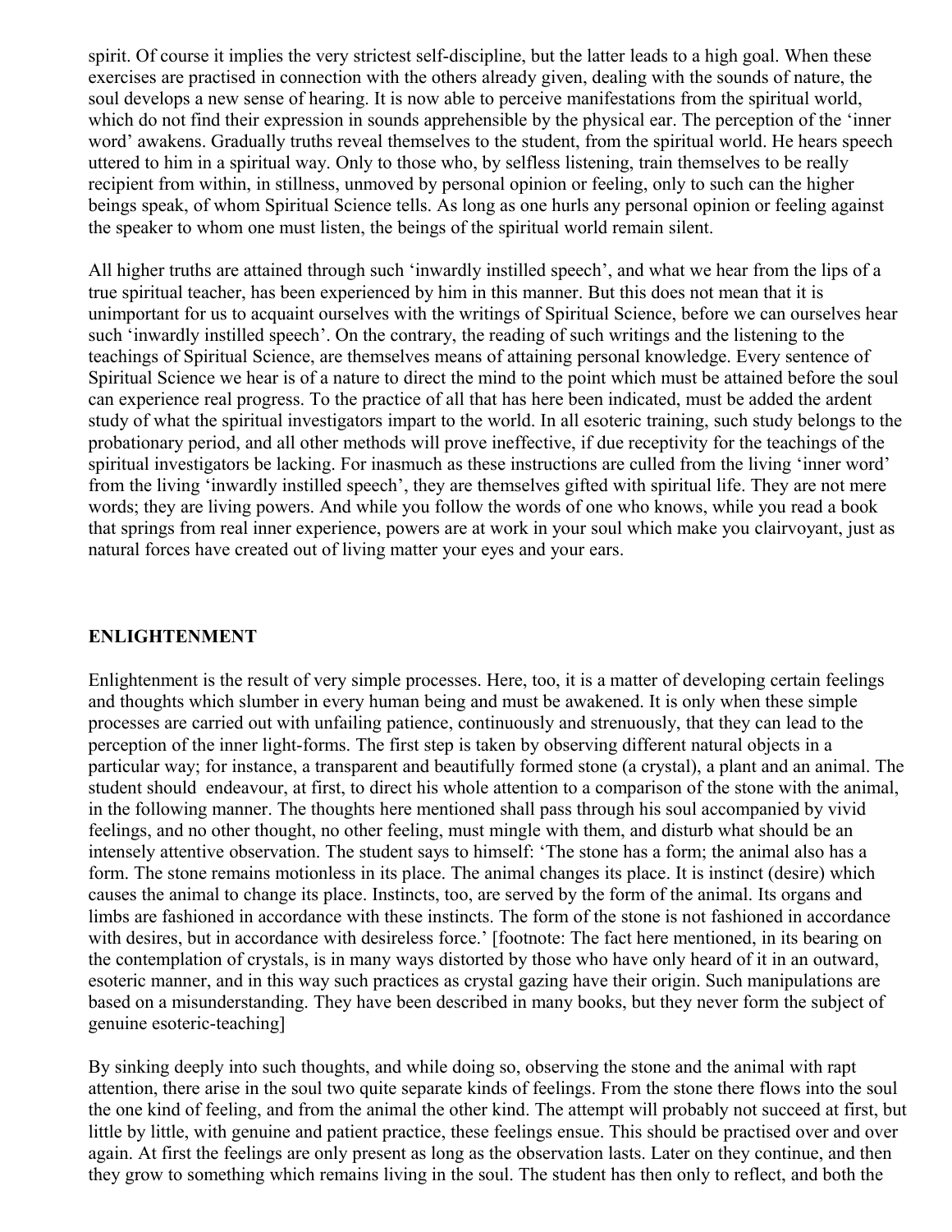spirit. Of course it implies the very strictest self-discipline, but the latter leads to a high goal. When these exercises are practised in connection with the others already given, dealing with the sounds of nature, the soul develops a new sense of hearing. It is now able to perceive manifestations from the spiritual world, which do not find their expression in sounds apprehensible by the physical ear. The perception of the 'inner word' awakens. Gradually truths reveal themselves to the student, from the spiritual world. He hears speech uttered to him in a spiritual way. Only to those who, by selfless listening, train themselves to be really recipient from within, in stillness, unmoved by personal opinion or feeling, only to such can the higher beings speak, of whom Spiritual Science tells. As long as one hurls any personal opinion or feeling against the speaker to whom one must listen, the beings of the spiritual world remain silent.

All higher truths are attained through such 'inwardly instilled speech', and what we hear from the lips of a true spiritual teacher, has been experienced by him in this manner. But this does not mean that it is unimportant for us to acquaint ourselves with the writings of Spiritual Science, before we can ourselves hear such 'inwardly instilled speech'. On the contrary, the reading of such writings and the listening to the teachings of Spiritual Science, are themselves means of attaining personal knowledge. Every sentence of Spiritual Science we hear is of a nature to direct the mind to the point which must be attained before the soul can experience real progress. To the practice of all that has here been indicated, must be added the ardent study of what the spiritual investigators impart to the world. In all esoteric training, such study belongs to the probationary period, and all other methods will prove ineffective, if due receptivity for the teachings of the spiritual investigators be lacking. For inasmuch as these instructions are culled from the living 'inner word' from the living 'inwardly instilled speech', they are themselves gifted with spiritual life. They are not mere words; they are living powers. And while you follow the words of one who knows, while you read a book that springs from real inner experience, powers are at work in your soul which make you clairvoyant, just as natural forces have created out of living matter your eyes and your ears.

## ENLIGHTENMENT

Enlightenment is the result of very simple processes. Here, too, it is a matter of developing certain feelings and thoughts which slumber in every human being and must be awakened. It is only when these simple processes are carried out with unfailing patience, continuously and strenuously, that they can lead to the perception of the inner light-forms. The first step is taken by observing different natural objects in a particular way; for instance, a transparent and beautifully formed stone (a crystal), a plant and an animal. The student should endeavour, at first, to direct his whole attention to a comparison of the stone with the animal, in the following manner. The thoughts here mentioned shall pass through his soul accompanied by vivid feelings, and no other thought, no other feeling, must mingle with them, and disturb what should be an intensely attentive observation. The student says to himself: 'The stone has a form; the animal also has a form. The stone remains motionless in its place. The animal changes its place. It is instinct (desire) which causes the animal to change its place. Instincts, too, are served by the form of the animal. Its organs and limbs are fashioned in accordance with these instincts. The form of the stone is not fashioned in accordance with desires, but in accordance with desireless force.' [footnote: The fact here mentioned, in its bearing on the contemplation of crystals, is in many ways distorted by those who have only heard of it in an outward, esoteric manner, and in this way such practices as crystal gazing have their origin. Such manipulations are based on a misunderstanding. They have been described in many books, but they never form the subject of genuine esoteric-teaching]

By sinking deeply into such thoughts, and while doing so, observing the stone and the animal with rapt attention, there arise in the soul two quite separate kinds of feelings. From the stone there flows into the soul the one kind of feeling, and from the animal the other kind. The attempt will probably not succeed at first, but little by little, with genuine and patient practice, these feelings ensue. This should be practised over and over again. At first the feelings are only present as long as the observation lasts. Later on they continue, and then they grow to something which remains living in the soul. The student has then only to reflect, and both the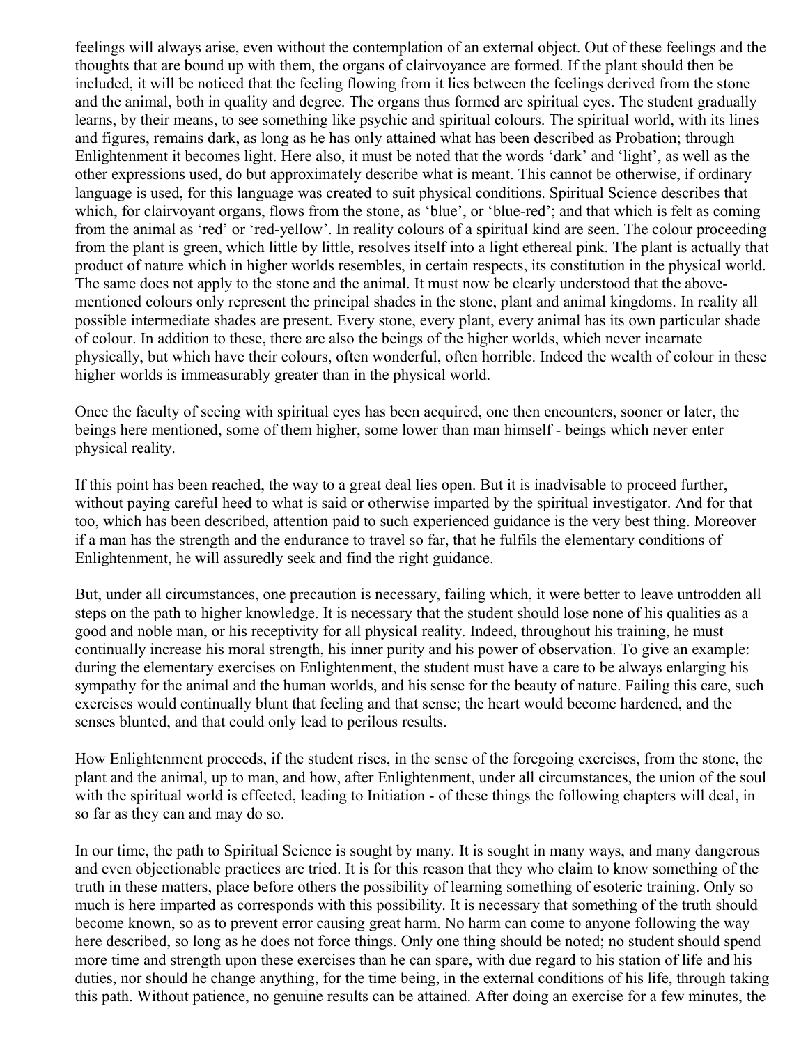feelings will always arise, even without the contemplation of an external object. Out of these feelings and the thoughts that are bound up with them, the organs of clairvoyance are formed. If the plant should then be included, it will be noticed that the feeling flowing from it lies between the feelings derived from the stone and the animal, both in quality and degree. The organs thus formed are spiritual eyes. The student gradually learns, by their means, to see something like psychic and spiritual colours. The spiritual world, with its lines and figures, remains dark, as long as he has only attained what has been described as Probation; through Enlightenment it becomes light. Here also, it must be noted that the words 'dark' and 'light', as well as the other expressions used, do but approximately describe what is meant. This cannot be otherwise, if ordinary language is used, for this language was created to suit physical conditions. Spiritual Science describes that which, for clairvoyant organs, flows from the stone, as 'blue', or 'blue-red'; and that which is felt as coming from the animal as 'red' or 'red-yellow'. In reality colours of a spiritual kind are seen. The colour proceeding from the plant is green, which little by little, resolves itself into a light ethereal pink. The plant is actually that product of nature which in higher worlds resembles, in certain respects, its constitution in the physical world. The same does not apply to the stone and the animal. It must now be clearly understood that the above-mentioned colours only represent the principal shades in the stone, plant and animal kingdoms. In reality all possible intermediate shades are present. Every stone, every plant, every animal has its own particular shade of colour. In addition to these, there are also the beings of the higher worlds, which never incarnate physically, but which have their colours, often wonderful, often horrible. Indeed the wealth of colour in these higher worlds is immeasurably greater than in the physical world.

Once the faculty of seeing with spiritual eyes has been acquired, one then encounters, sooner or later, the beings here mentioned, some of them higher, some lower than man himself - beings which never enter physical reality.

If this point has been reached, the way to a great deal lies open. But it is inadvisable to proceed further, without paying careful heed to what is said or otherwise imparted by the spiritual investigator. And for that too, which has been described, attention paid to such experienced guidance is the very best thing. Moreover if a man has the strength and the endurance to travel so far, that he fulfils the elementary conditions of Enlightenment, he will assuredly seek and find the right guidance.

But, under all circumstances, one precaution is necessary, failing which, it were better to leave untrodden all steps on the path to higher knowledge. It is necessary that the student should lose none of his qualities as a good and noble man, or his receptivity for all physical reality. Indeed, throughout his training, he must continually increase his moral strength, his inner purity and his power of observation. To give an example: during the elementary exercises on Enlightenment, the student must have a care to be always enlarging his sympathy for the animal and the human worlds, and his sense for the beauty of nature. Failing this care, such exercises would continually blunt that feeling and that sense; the heart would become hardened, and the senses blunted, and that could only lead to perilous results.

How Enlightenment proceeds, if the student rises, in the sense of the foregoing exercises, from the stone, the plant and the animal, up to man, and how, after Enlightenment, under all circumstances, the union of the soul with the spiritual world is effected, leading to Initiation - of these things the following chapters will deal, in so far as they can and may do so.

In our time, the path to Spiritual Science is sought by many. It is sought in many ways, and many dangerous and even objectionable practices are tried. It is for this reason that they who claim to know something of the truth in these matters, place before others the possibility of learning something of esoteric training. Only so much is here imparted as corresponds with this possibility. It is necessary that something of the truth should become known, so as to prevent error causing great harm. No harm can come to anyone following the way here described, so long as he does not force things. Only one thing should be noted; no student should spend more time and strength upon these exercises than he can spare, with due regard to his station of life and his duties, nor should he change anything, for the time being, in the external conditions of his life, through taking this path. Without patience, no genuine results can be attained. After doing an exercise for a few minutes, the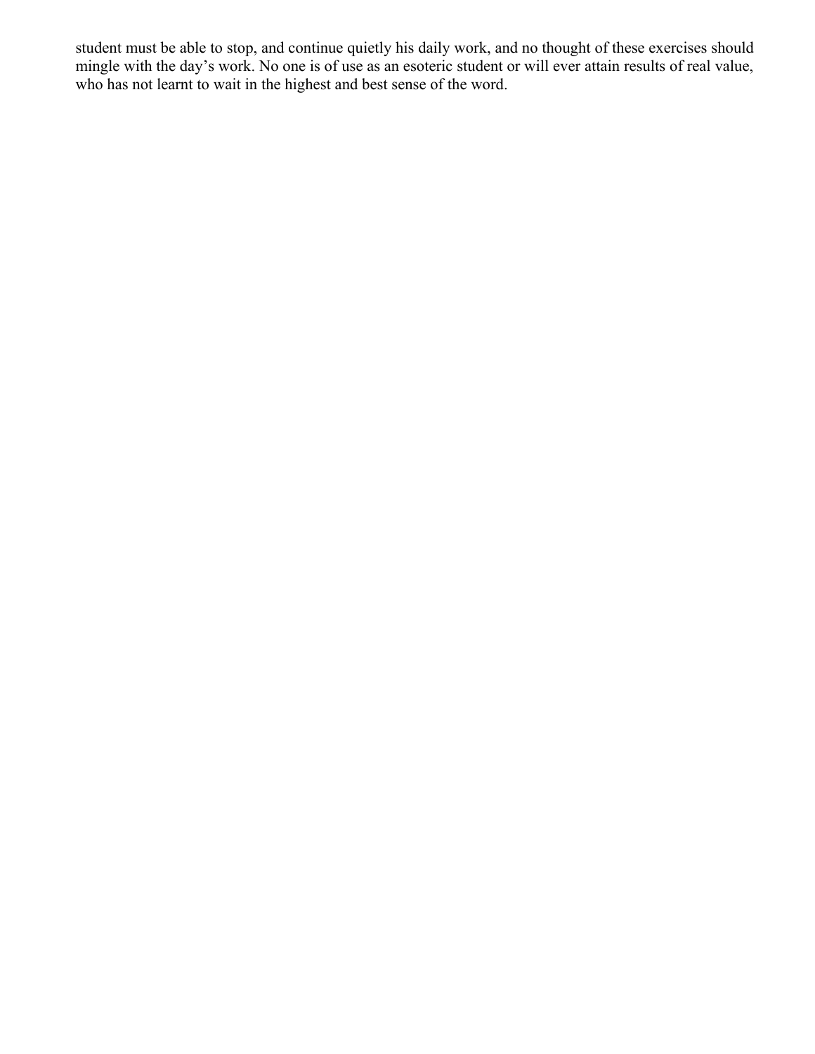student must be able to stop, and continue quietly his daily work, and no thought of these exercises should mingle with the day’s work. No one is of use as an esoteric student or will ever attain results of real value, who has not learnt to wait in the highest and best sense of the word.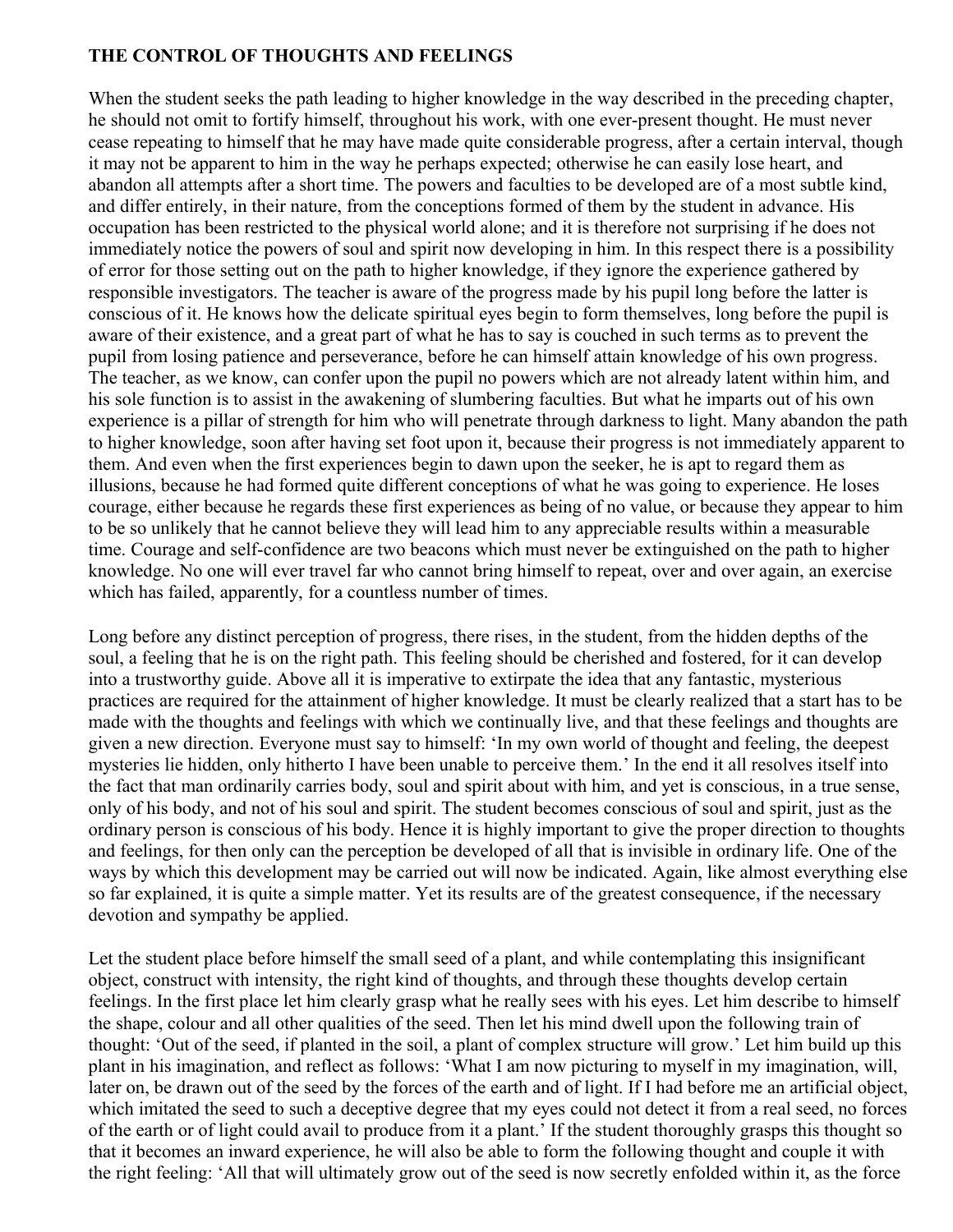**THE CONTROL OF THOUGHTS AND FEELINGS**

When the student seeks the path leading to higher knowledge in the way described in the preceding chapter, he should not omit to fortify himself, throughout his work, with one ever-present thought. He must never cease repeating to himself that he may have made quite considerable progress, after a certain interval, though it may not be apparent to him in the way he perhaps expected; otherwise he can easily lose heart, and abandon all attempts after a short time. The powers and faculties to be developed are of a most subtle kind, and differ entirely, in their nature, from the conceptions formed of them by the student in advance. His occupation has been restricted to the physical world alone; and it is therefore not surprising if he does not immediately notice the powers of soul and spirit now developing in him. In this respect there is a possibility of error for those setting out on the path to higher knowledge, if they ignore the experience gathered by responsible investigators. The teacher is aware of the progress made by his pupil long before the latter is conscious of it. He knows how the delicate spiritual eyes begin to form themselves, long before the pupil is aware of their existence, and a great part of what he has to say is couched in such terms as to prevent the pupil from losing patience and perseverance, before he can himself attain knowledge of his own progress. The teacher, as we know, can confer upon the pupil no powers which are not already latent within him, and his sole function is to assist in the awakening of slumbering faculties. But what he imparts out of his own experience is a pillar of strength for him who will penetrate through darkness to light. Many abandon the path to higher knowledge, soon after having set foot upon it, because their progress is not immediately apparent to them. And even when the first experiences begin to dawn upon the seeker, he is apt to regard them as illusions, because he had formed quite different conceptions of what he was going to experience. He loses courage, either because he regards these first experiences as being of no value, or because they appear to him to be so unlikely that he cannot believe they will lead him to any appreciable results within a measurable time. Courage and self-confidence are two beacons which must never be extinguished on the path to higher knowledge. No one will ever travel far who cannot bring himself to repeat, over and over again, an exercise which has failed, apparently, for a countless number of times.

Long before any distinct perception of progress, there rises, in the student, from the hidden depths of the soul, a feeling that he is on the right path. This feeling should be cherished and fostered, for it can develop into a trustworthy guide. Above all it is imperative to extirpate the idea that any fantastic, mysterious practices are required for the attainment of higher knowledge. It must be clearly realized that a start has to be made with the thoughts and feelings with which we continually live, and that these feelings and thoughts are given a new direction. Everyone must say to himself: 'In my own world of thought and feeling, the deepest mysteries lie hidden, only hitherto I have been unable to perceive them.' In the end it all resolves itself into the fact that man ordinarily carries body, soul and spirit about with him, and yet is conscious, in a true sense, only of his body, and not of his soul and spirit. The student becomes conscious of soul and spirit, just as the ordinary person is conscious of his body. Hence it is highly important to give the proper direction to thoughts and feelings, for then only can the perception be developed of all that is invisible in ordinary life. One of the ways by which this development may be carried out will now be indicated. Again, like almost everything else so far explained, it is quite a simple matter. Yet its results are of the greatest consequence, if the necessary devotion and sympathy be applied.

Let the student place before himself the small seed of a plant, and while contemplating this insignificant object, construct with intensity, the right kind of thoughts, and through these thoughts develop certain feelings. In the first place let him clearly grasp what he really sees with his eyes. Let him describe to himself the shape, colour and all other qualities of the seed. Then let his mind dwell upon the following train of thought: 'Out of the seed, if planted in the soil, a plant of complex structure will grow.' Let him build up this plant in his imagination, and reflect as follows: 'What I am now picturing to myself in my imagination, will, later on, be drawn out of the seed by the forces of the earth and of light. If I had before me an artificial object, which imitated the seed to such a deceptive degree that my eyes could not detect it from a real seed, no forces of the earth or of light could avail to produce from it a plant.' If the student thoroughly grasps this thought so that it becomes an inward experience, he will also be able to form the following thought and couple it with the right feeling: 'All that will ultimately grow out of the seed is now secretly enfolded within it, as the force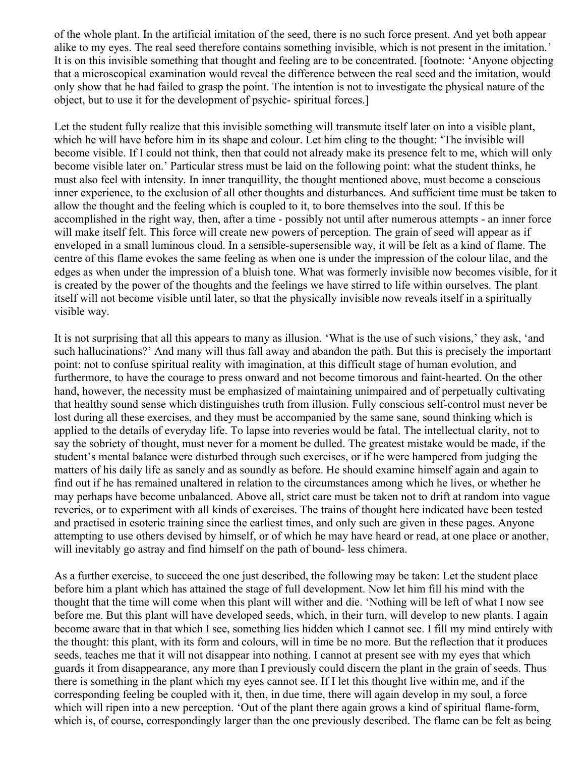of the whole plant. In the artificial imitation of the seed, there is no such force present. And yet both appear alike to my eyes. The real seed therefore contains something invisible, which is not present in the imitation.' It is on this invisible something that thought and feeling are to be concentrated. [footnote: 'Anyone objecting that a microscopical examination would reveal the difference between the real seed and the imitation, would only show that he had failed to grasp the point. The intention is not to investigate the physical nature of the object, but to use it for the development of psychic- spiritual forces.]

Let the student fully realize that this invisible something will transmute itself later on into a visible plant, which he will have before him in its shape and colour. Let him cling to the thought: 'The invisible will become visible. If I could not think, then that could not already make its presence felt to me, which will only become visible later on.' Particular stress must be laid on the following point: what the student thinks, he must also feel with intensity. In inner tranquillity, the thought mentioned above, must become a conscious inner experience, to the exclusion of all other thoughts and disturbances. And sufficient time must be taken to allow the thought and the feeling which is coupled to it, to bore themselves into the soul. If this be accomplished in the right way, then, after a time - possibly not until after numerous attempts - an inner force will make itself felt. This force will create new powers of perception. The grain of seed will appear as if enveloped in a small luminous cloud. In a sensible-supersensible way, it will be felt as a kind of flame. The centre of this flame evokes the same feeling as when one is under the impression of the colour lilac, and the edges as when under the impression of a bluish tone. What was formerly invisible now becomes visible, for it is created by the power of the thoughts and the feelings we have stirred to life within ourselves. The plant itself will not become visible until later, so that the physically invisible now reveals itself in a spiritually visible way.

It is not surprising that all this appears to many as illusion. 'What is the use of such visions,' they ask, 'and such hallucinations?' And many will thus fall away and abandon the path. But this is precisely the important point: not to confuse spiritual reality with imagination, at this difficult stage of human evolution, and furthermore, to have the courage to press onward and not become timorous and faint-hearted. On the other hand, however, the necessity must be emphasized of maintaining unimpaired and of perpetually cultivating that healthy sound sense which distinguishes truth from illusion. Fully conscious self-control must never be lost during all these exercises, and they must be accompanied by the same sane, sound thinking which is applied to the details of everyday life. To lapse into reveries would be fatal. The intellectual clarity, not to say the sobriety of thought, must never for a moment be dulled. The greatest mistake would be made, if the student's mental balance were disturbed through such exercises, or if he were hampered from judging the matters of his daily life as sanely and as soundly as before. He should examine himself again and again to find out if he has remained unaltered in relation to the circumstances among which he lives, or whether he may perhaps have become unbalanced. Above all, strict care must be taken not to drift at random into vague reveries, or to experiment with all kinds of exercises. The trains of thought here indicated have been tested and practised in esoteric training since the earliest times, and only such are given in these pages. Anyone attempting to use others devised by himself, or of which he may have heard or read, at one place or another, will inevitably go astray and find himself on the path of bound- less chimera.

As a further exercise, to succeed the one just described, the following may be taken: Let the student place before him a plant which has attained the stage of full development. Now let him fill his mind with the thought that the time will come when this plant will wither and die. 'Nothing will be left of what I now see before me. But this plant will have developed seeds, which, in their turn, will develop to new plants. I again become aware that in that which I see, something lies hidden which I cannot see. I fill my mind entirely with the thought: this plant, with its form and colours, will in time be no more. But the reflection that it produces seeds, teaches me that it will not disappear into nothing. I cannot at present see with my eyes that which guards it from disappearance, any more than I previously could discern the plant in the grain of seeds. Thus there is something in the plant which my eyes cannot see. If I let this thought live within me, and if the corresponding feeling be coupled with it, then, in due time, there will again develop in my soul, a force which will ripen into a new perception. 'Out of the plant there again grows a kind of spiritual flame-form, which is, of course, correspondingly larger than the one previously described. The flame can be felt as being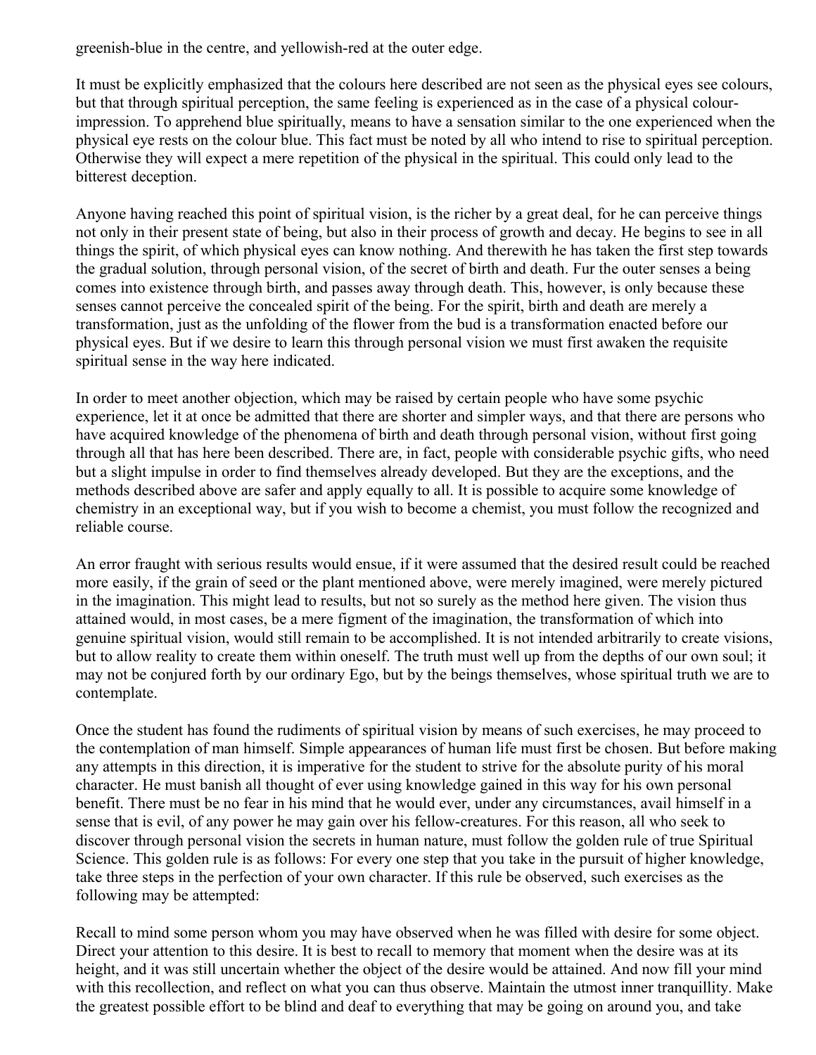greenish-blue in the centre, and yellowish-red at the outer edge.

It must be explicitly emphasized that the colours here described are not seen as the physical eyes see colours, but that through spiritual perception, the same feeling is experienced as in the case of a physical colour-impression. To apprehend blue spiritually, means to have a sensation similar to the one experienced when the physical eye rests on the colour blue. This fact must be noted by all who intend to rise to spiritual perception. Otherwise they will expect a mere repetition of the physical in the spiritual. This could only lead to the bitterest deception.

Anyone having reached this point of spiritual vision, is the richer by a great deal, for he can perceive things not only in their present state of being, but also in their process of growth and decay. He begins to see in all things the spirit, of which physical eyes can know nothing. And therewith he has taken the first step towards the gradual solution, through personal vision, of the secret of birth and death. Fur the outer senses a being comes into existence through birth, and passes away through death. This, however, is only because these senses cannot perceive the concealed spirit of the being. For the spirit, birth and death are merely a transformation, just as the unfolding of the flower from the bud is a transformation enacted before our physical eyes. But if we desire to learn this through personal vision we must first awaken the requisite spiritual sense in the way here indicated.

In order to meet another objection, which may be raised by certain people who have some psychic experience, let it at once be admitted that there are shorter and simpler ways, and that there are persons who have acquired knowledge of the phenomena of birth and death through personal vision, without first going through all that has here been described. There are, in fact, people with considerable psychic gifts, who need but a slight impulse in order to find themselves already developed. But they are the exceptions, and the methods described above are safer and apply equally to all. It is possible to acquire some knowledge of chemistry in an exceptional way, but if you wish to become a chemist, you must follow the recognized and reliable course.

An error fraught with serious results would ensue, if it were assumed that the desired result could be reached more easily, if the grain of seed or the plant mentioned above, were merely imagined, were merely pictured in the imagination. This might lead to results, but not so surely as the method here given. The vision thus attained would, in most cases, be a mere figment of the imagination, the transformation of which into genuine spiritual vision, would still remain to be accomplished. It is not intended arbitrarily to create visions, but to allow reality to create them within oneself. The truth must well up from the depths of our own soul; it may not be conjured forth by our ordinary Ego, but by the beings themselves, whose spiritual truth we are to contemplate.

Once the student has found the rudiments of spiritual vision by means of such exercises, he may proceed to the contemplation of man himself. Simple appearances of human life must first be chosen. But before making any attempts in this direction, it is imperative for the student to strive for the absolute purity of his moral character. He must banish all thought of ever using knowledge gained in this way for his own personal benefit. There must be no fear in his mind that he would ever, under any circumstances, avail himself in a sense that is evil, of any power he may gain over his fellow-creatures. For this reason, all who seek to discover through personal vision the secrets in human nature, must follow the golden rule of true Spiritual Science. This golden rule is as follows: For every one step that you take in the pursuit of higher knowledge, take three steps in the perfection of your own character. If this rule be observed, such exercises as the following may be attempted:

Recall to mind some person whom you may have observed when he was filled with desire for some object. Direct your attention to this desire. It is best to recall to memory that moment when the desire was at its height, and it was still uncertain whether the object of the desire would be attained. And now fill your mind with this recollection, and reflect on what you can thus observe. Maintain the utmost inner tranquillity. Make the greatest possible effort to be blind and deaf to everything that may be going on around you, and take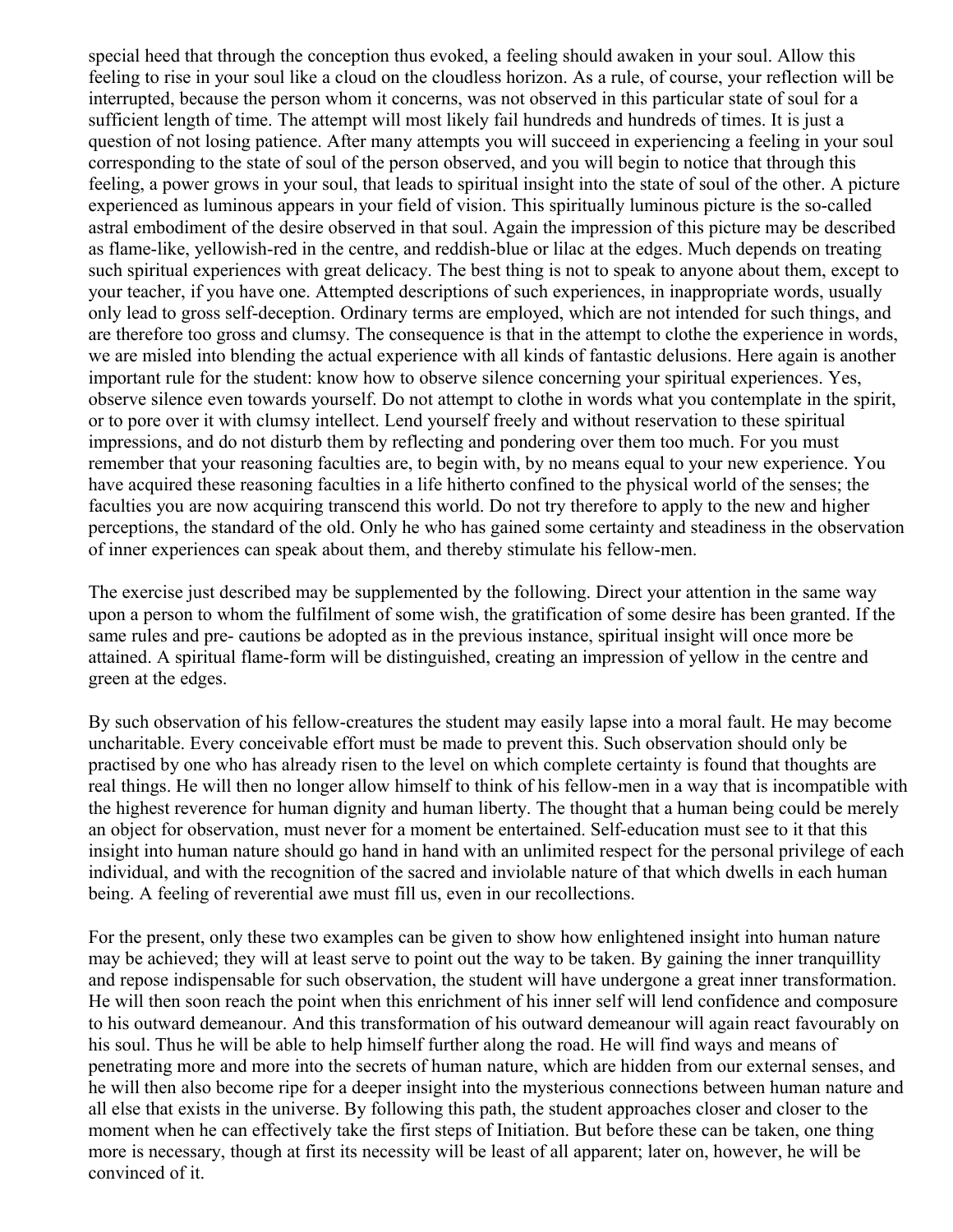special heed that through the conception thus evoked, a feeling should awaken in your soul. Allow this feeling to rise in your soul like a cloud on the cloudless horizon. As a rule, of course, your reflection will be interrupted, because the person whom it concerns, was not observed in this particular state of soul for a sufficient length of time. The attempt will most likely fail hundreds and hundreds of times. It is just a question of not losing patience. After many attempts you will succeed in experiencing a feeling in your soul corresponding to the state of soul of the person observed, and you will begin to notice that through this feeling, a power grows in your soul, that leads to spiritual insight into the state of soul of the other. A picture experienced as luminous appears in your field of vision. This spiritually luminous picture is the so-called astral embodiment of the desire observed in that soul. Again the impression of this picture may be described as flame-like, yellowish-red in the centre, and reddish-blue or lilac at the edges. Much depends on treating such spiritual experiences with great delicacy. The best thing is not to speak to anyone about them, except to your teacher, if you have one. Attempted descriptions of such experiences, in inappropriate words, usually only lead to gross self-deception. Ordinary terms are employed, which are not intended for such things, and are therefore too gross and clumsy. The consequence is that in the attempt to clothe the experience in words, we are misled into blending the actual experience with all kinds of fantastic delusions. Here again is another important rule for the student: know how to observe silence concerning your spiritual experiences. Yes, observe silence even towards yourself. Do not attempt to clothe in words what you contemplate in the spirit, or to pore over it with clumsy intellect. Lend yourself freely and without reservation to these spiritual impressions, and do not disturb them by reflecting and pondering over them too much. For you must remember that your reasoning faculties are, to begin with, by no means equal to your new experience. You have acquired these reasoning faculties in a life hitherto confined to the physical world of the senses; the faculties you are now acquiring transcend this world. Do not try therefore to apply to the new and higher perceptions, the standard of the old. Only he who has gained some certainty and steadiness in the observation of inner experiences can speak about them, and thereby stimulate his fellow-men.

The exercise just described may be supplemented by the following. Direct your attention in the same way upon a person to whom the fulfilment of some wish, the gratification of some desire has been granted. If the same rules and pre- cautions be adopted as in the previous instance, spiritual insight will once more be attained. A spiritual flame-form will be distinguished, creating an impression of yellow in the centre and green at the edges.

By such observation of his fellow-creatures the student may easily lapse into a moral fault. He may become uncharitable. Every conceivable effort must be made to prevent this. Such observation should only be practised by one who has already risen to the level on which complete certainty is found that thoughts are real things. He will then no longer allow himself to think of his fellow-men in a way that is incompatible with the highest reverence for human dignity and human liberty. The thought that a human being could be merely an object for observation, must never for a moment be entertained. Self-education must see to it that this insight into human nature should go hand in hand with an unlimited respect for the personal privilege of each individual, and with the recognition of the sacred and inviolable nature of that which dwells in each human being. A feeling of reverential awe must fill us, even in our recollections.

For the present, only these two examples can be given to show how enlightened insight into human nature may be achieved; they will at least serve to point out the way to be taken. By gaining the inner tranquillity and repose indispensable for such observation, the student will have undergone a great inner transformation. He will then soon reach the point when this enrichment of his inner self will lend confidence and composure to his outward demeanour. And this transformation of his outward demeanour will again react favourably on his soul. Thus he will be able to help himself further along the road. He will find ways and means of penetrating more and more into the secrets of human nature, which are hidden from our external senses, and he will then also become ripe for a deeper insight into the mysterious connections between human nature and all else that exists in the universe. By following this path, the student approaches closer and closer to the moment when he can effectively take the first steps of Initiation. But before these can be taken, one thing more is necessary, though at first its necessity will be least of all apparent; later on, however, he will be convinced of it.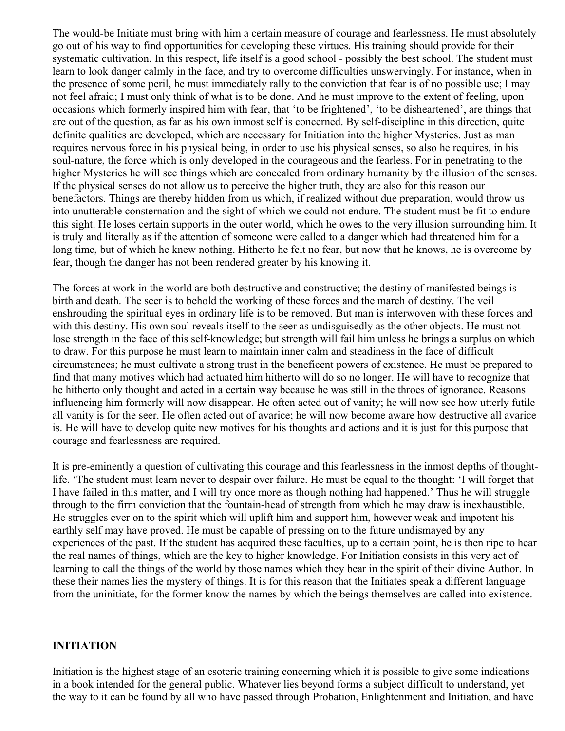The would-be Initiate must bring with him a certain measure of courage and fearlessness. He must absolutely go out of his way to find opportunities for developing these virtues. His training should provide for their systematic cultivation. In this respect, life itself is a good school - possibly the best school. The student must learn to look danger calmly in the face, and try to overcome difficulties unswervingly. For instance, when in the presence of some peril, he must immediately rally to the conviction that fear is of no possible use; I may not feel afraid; I must only think of what is to be done. And he must improve to the extent of feeling, upon occasions which formerly inspired him with fear, that 'to be frightened', 'to be disheartened', are things that are out of the question, as far as his own inmost self is concerned. By self-discipline in this direction, quite definite qualities are developed, which are necessary for Initiation into the higher Mysteries. Just as man requires nervous force in his physical being, in order to use his physical senses, so also he requires, in his soul-nature, the force which is only developed in the courageous and the fearless. For in penetrating to the higher Mysteries he will see things which are concealed from ordinary humanity by the illusion of the senses. If the physical senses do not allow us to perceive the higher truth, they are also for this reason our benefactors. Things are thereby hidden from us which, if realized without due preparation, would throw us into unutterable consternation and the sight of which we could not endure. The student must be fit to endure this sight. He loses certain supports in the outer world, which he owes to the very illusion surrounding him. It is truly and literally as if the attention of someone were called to a danger which had threatened him for a long time, but of which he knew nothing. Hitherto he felt no fear, but now that he knows, he is overcome by fear, though the danger has not been rendered greater by his knowing it.

The forces at work in the world are both destructive and constructive; the destiny of manifested beings is birth and death. The seer is to behold the working of these forces and the march of destiny. The veil enshrouding the spiritual eyes in ordinary life is to be removed. But man is interwoven with these forces and with this destiny. His own soul reveals itself to the seer as undisguisedly as the other objects. He must not lose strength in the face of this self-knowledge; but strength will fail him unless he brings a surplus on which to draw. For this purpose he must learn to maintain inner calm and steadiness in the face of difficult circumstances; he must cultivate a strong trust in the beneficent powers of existence. He must be prepared to find that many motives which had actuated him hitherto will do so no longer. He will have to recognize that he hitherto only thought and acted in a certain way because he was still in the throes of ignorance. Reasons influencing him formerly will now disappear. He often acted out of vanity; he will now see how utterly futile all vanity is for the seer. He often acted out of avarice; he will now become aware how destructive all avarice is. He will have to develop quite new motives for his thoughts and actions and it is just for this purpose that courage and fearlessness are required.

It is pre-eminently a question of cultivating this courage and this fearlessness in the inmost depths of thought-life. 'The student must learn never to despair over failure. He must be equal to the thought: 'I will forget that I have failed in this matter, and I will try once more as though nothing had happened.' Thus he will struggle through to the firm conviction that the fountain-head of strength from which he may draw is inexhaustible. He struggles ever on to the spirit which will uplift him and support him, however weak and impotent his earthly self may have proved. He must be capable of pressing on to the future undismayed by any experiences of the past. If the student has acquired these faculties, up to a certain point, he is then ripe to hear the real names of things, which are the key to higher knowledge. For Initiation consists in this very act of learning to call the things of the world by those names which they bear in the spirit of their divine Author. In these their names lies the mystery of things. It is for this reason that the Initiates speak a different language from the uninitiate, for the former know the names by which the beings themselves are called into existence.

## INITIATION

Initiation is the highest stage of an esoteric training concerning which it is possible to give some indications in a book intended for the general public. Whatever lies beyond forms a subject difficult to understand, yet the way to it can be found by all who have passed through Probation, Enlightenment and Initiation, and have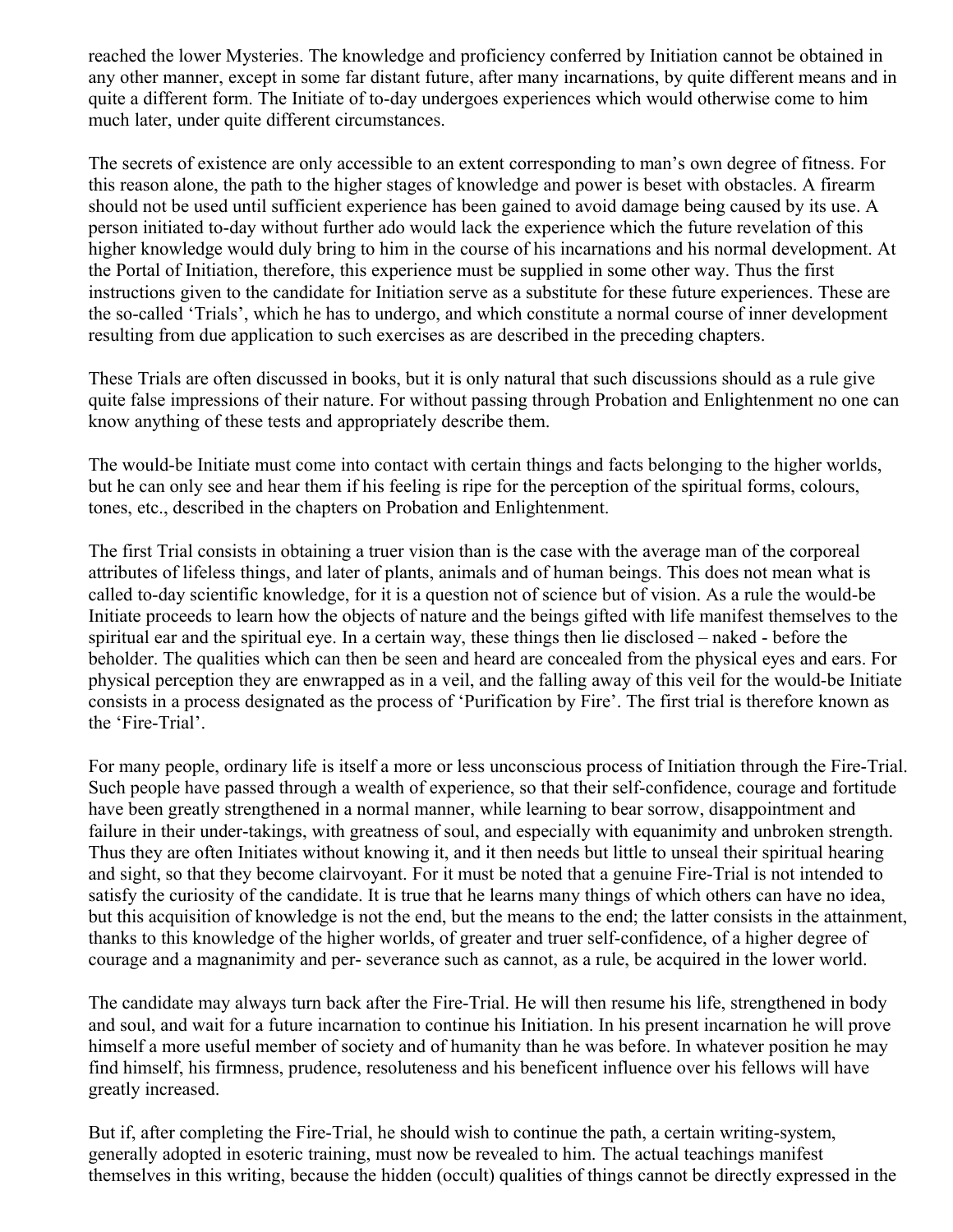reached the lower Mysteries. The knowledge and proficiency conferred by Initiation cannot be obtained in any other manner, except in some far distant future, after many incarnations, by quite different means and in quite a different form. The Initiate of to-day undergoes experiences which would otherwise come to him much later, under quite different circumstances.

The secrets of existence are only accessible to an extent corresponding to man's own degree of fitness. For this reason alone, the path to the higher stages of knowledge and power is beset with obstacles. A firearm should not be used until sufficient experience has been gained to avoid damage being caused by its use. A person initiated to-day without further ado would lack the experience which the future revelation of this higher knowledge would duly bring to him in the course of his incarnations and his normal development. At the Portal of Initiation, therefore, this experience must be supplied in some other way. Thus the first instructions given to the candidate for Initiation serve as a substitute for these future experiences. These are the so-called 'Trials', which he has to undergo, and which constitute a normal course of inner development resulting from due application to such exercises as are described in the preceding chapters.

These Trials are often discussed in books, but it is only natural that such discussions should as a rule give quite false impressions of their nature. For without passing through Probation and Enlightenment no one can know anything of these tests and appropriately describe them.

The would-be Initiate must come into contact with certain things and facts belonging to the higher worlds, but he can only see and hear them if his feeling is ripe for the perception of the spiritual forms, colours, tones, etc., described in the chapters on Probation and Enlightenment.

The first Trial consists in obtaining a truer vision than is the case with the average man of the corporeal attributes of lifeless things, and later of plants, animals and of human beings. This does not mean what is called to-day scientific knowledge, for it is a question not of science but of vision. As a rule the would-be Initiate proceeds to learn how the objects of nature and the beings gifted with life manifest themselves to the spiritual ear and the spiritual eye. In a certain way, these things then lie disclosed – naked - before the beholder. The qualities which can then be seen and heard are concealed from the physical eyes and ears. For physical perception they are enwrapped as in a veil, and the falling away of this veil for the would-be Initiate consists in a process designated as the process of 'Purification by Fire'. The first trial is therefore known as the 'Fire-Trial'.

For many people, ordinary life is itself a more or less unconscious process of Initiation through the Fire-Trial. Such people have passed through a wealth of experience, so that their self-confidence, courage and fortitude have been greatly strengthened in a normal manner, while learning to bear sorrow, disappointment and failure in their under-takings, with greatness of soul, and especially with equanimity and unbroken strength. Thus they are often Initiates without knowing it, and it then needs but little to unseal their spiritual hearing and sight, so that they become clairvoyant. For it must be noted that a genuine Fire-Trial is not intended to satisfy the curiosity of the candidate. It is true that he learns many things of which others can have no idea, but this acquisition of knowledge is not the end, but the means to the end; the latter consists in the attainment, thanks to this knowledge of the higher worlds, of greater and truer self-confidence, of a higher degree of courage and a magnanimity and per- severance such as cannot, as a rule, be acquired in the lower world.

The candidate may always turn back after the Fire-Trial. He will then resume his life, strengthened in body and soul, and wait for a future incarnation to continue his Initiation. In his present incarnation he will prove himself a more useful member of society and of humanity than he was before. In whatever position he may find himself, his firmness, prudence, resoluteness and his beneficent influence over his fellows will have greatly increased.

But if, after completing the Fire-Trial, he should wish to continue the path, a certain writing-system, generally adopted in esoteric training, must now be revealed to him. The actual teachings manifest themselves in this writing, because the hidden (occult) qualities of things cannot be directly expressed in the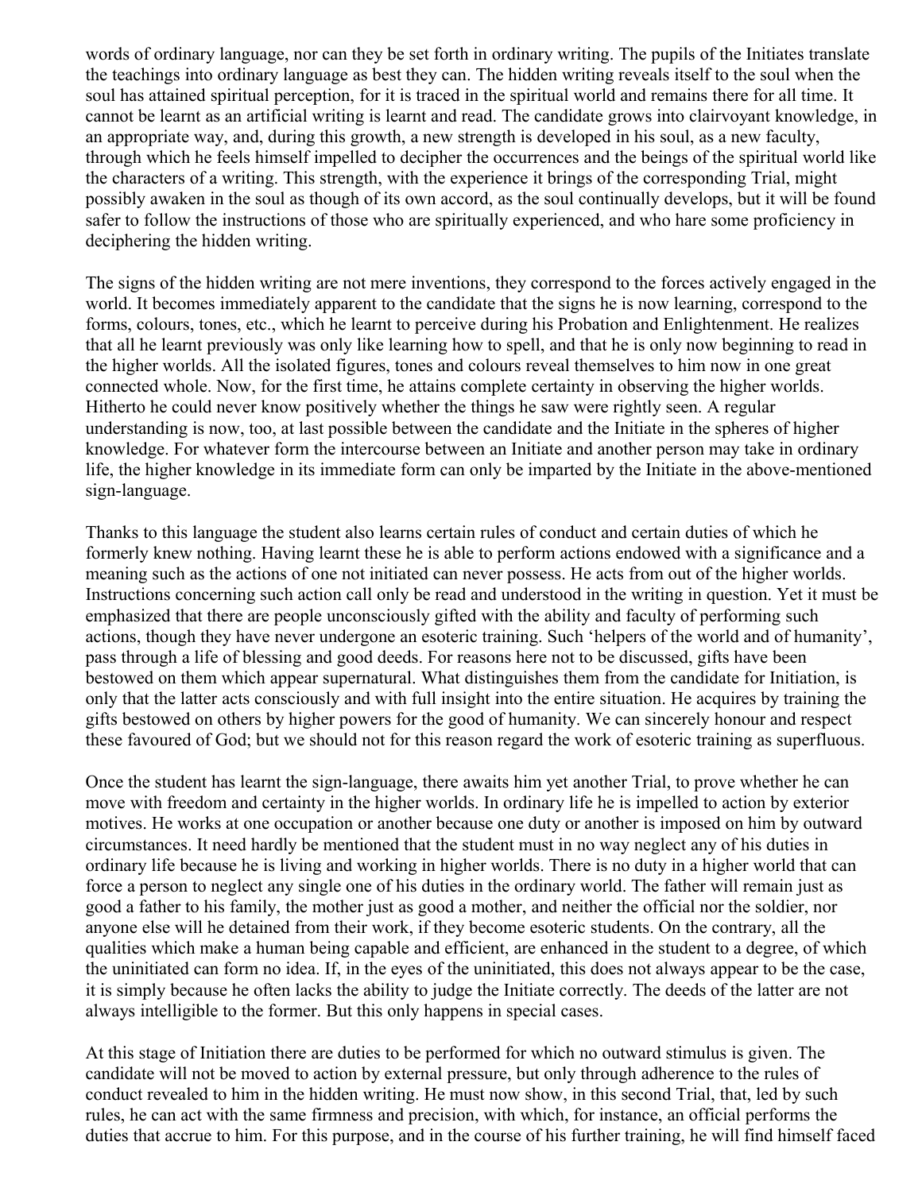words of ordinary language, nor can they be set forth in ordinary writing. The pupils of the Initiates translate the teachings into ordinary language as best they can. The hidden writing reveals itself to the soul when the soul has attained spiritual perception, for it is traced in the spiritual world and remains there for all time. It cannot be learnt as an artificial writing is learnt and read. The candidate grows into clairvoyant knowledge, in an appropriate way, and, during this growth, a new strength is developed in his soul, as a new faculty, through which he feels himself impelled to decipher the occurrences and the beings of the spiritual world like the characters of a writing. This strength, with the experience it brings of the corresponding Trial, might possibly awaken in the soul as though of its own accord, as the soul continually develops, but it will be found safer to follow the instructions of those who are spiritually experienced, and who hare some proficiency in deciphering the hidden writing.

The signs of the hidden writing are not mere inventions, they correspond to the forces actively engaged in the world. It becomes immediately apparent to the candidate that the signs he is now learning, correspond to the forms, colours, tones, etc., which he learnt to perceive during his Probation and Enlightenment. He realizes that all he learnt previously was only like learning how to spell, and that he is only now beginning to read in the higher worlds. All the isolated figures, tones and colours reveal themselves to him now in one great connected whole. Now, for the first time, he attains complete certainty in observing the higher worlds. Hitherto he could never know positively whether the things he saw were rightly seen. A regular understanding is now, too, at last possible between the candidate and the Initiate in the spheres of higher knowledge. For whatever form the intercourse between an Initiate and another person may take in ordinary life, the higher knowledge in its immediate form can only be imparted by the Initiate in the above-mentioned sign-language.

Thanks to this language the student also learns certain rules of conduct and certain duties of which he formerly knew nothing. Having learnt these he is able to perform actions endowed with a significance and a meaning such as the actions of one not initiated can never possess. He acts from out of the higher worlds. Instructions concerning such action call only be read and understood in the writing in question. Yet it must be emphasized that there are people unconsciously gifted with the ability and faculty of performing such actions, though they have never undergone an esoteric training. Such 'helpers of the world and of humanity', pass through a life of blessing and good deeds. For reasons here not to be discussed, gifts have been bestowed on them which appear supernatural. What distinguishes them from the candidate for Initiation, is only that the latter acts consciously and with full insight into the entire situation. He acquires by training the gifts bestowed on others by higher powers for the good of humanity. We can sincerely honour and respect these favoured of God; but we should not for this reason regard the work of esoteric training as superfluous.

Once the student has learnt the sign-language, there awaits him yet another Trial, to prove whether he can move with freedom and certainty in the higher worlds. In ordinary life he is impelled to action by exterior motives. He works at one occupation or another because one duty or another is imposed on him by outward circumstances. It need hardly be mentioned that the student must in no way neglect any of his duties in ordinary life because he is living and working in higher worlds. There is no duty in a higher world that can force a person to neglect any single one of his duties in the ordinary world. The father will remain just as good a father to his family, the mother just as good a mother, and neither the official nor the soldier, nor anyone else will he detained from their work, if they become esoteric students. On the contrary, all the qualities which make a human being capable and efficient, are enhanced in the student to a degree, of which the uninitiated can form no idea. If, in the eyes of the uninitiated, this does not always appear to be the case, it is simply because he often lacks the ability to judge the Initiate correctly. The deeds of the latter are not always intelligible to the former. But this only happens in special cases.

At this stage of Initiation there are duties to be performed for which no outward stimulus is given. The candidate will not be moved to action by external pressure, but only through adherence to the rules of conduct revealed to him in the hidden writing. He must now show, in this second Trial, that, led by such rules, he can act with the same firmness and precision, with which, for instance, an official performs the duties that accrue to him. For this purpose, and in the course of his further training, he will find himself faced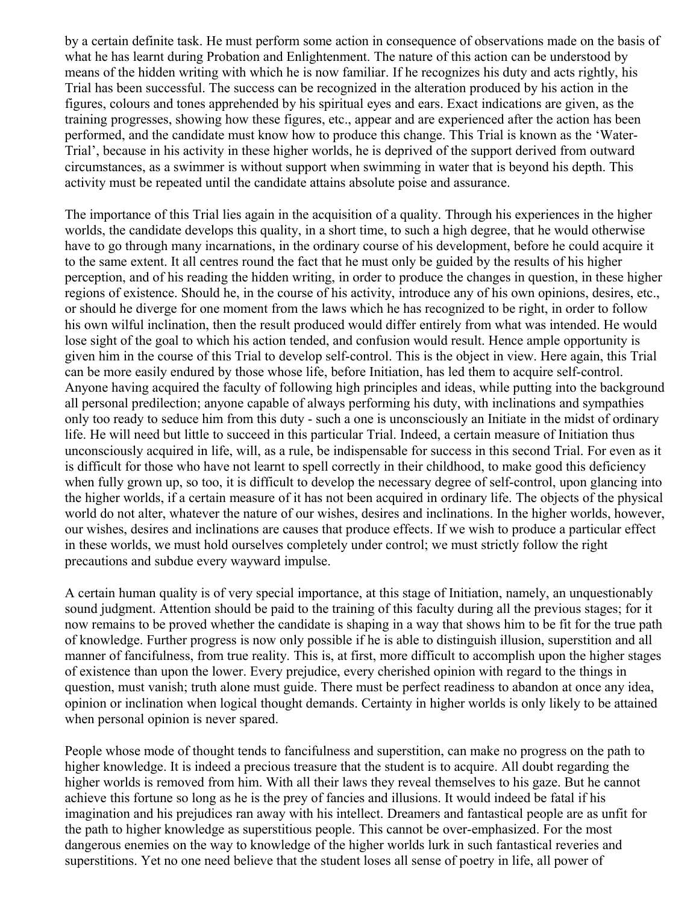by a certain definite task. He must perform some action in consequence of observations made on the basis of what he has learnt during Probation and Enlightenment. The nature of this action can be understood by means of the hidden writing with which he is now familiar. If he recognizes his duty and acts rightly, his Trial has been successful. The success can be recognized in the alteration produced by his action in the figures, colours and tones apprehended by his spiritual eyes and ears. Exact indications are given, as the training progresses, showing how these figures, etc., appear and are experienced after the action has been performed, and the candidate must know how to produce this change. This Trial is known as the 'Water-Trial', because in his activity in these higher worlds, he is deprived of the support derived from outward circumstances, as a swimmer is without support when swimming in water that is beyond his depth. This activity must be repeated until the candidate attains absolute poise and assurance.

The importance of this Trial lies again in the acquisition of a quality. Through his experiences in the higher worlds, the candidate develops this quality, in a short time, to such a high degree, that he would otherwise have to go through many incarnations, in the ordinary course of his development, before he could acquire it to the same extent. It all centres round the fact that he must only be guided by the results of his higher perception, and of his reading the hidden writing, in order to produce the changes in question, in these higher regions of existence. Should he, in the course of his activity, introduce any of his own opinions, desires, etc., or should he diverge for one moment from the laws which he has recognized to be right, in order to follow his own wilful inclination, then the result produced would differ entirely from what was intended. He would lose sight of the goal to which his action tended, and confusion would result. Hence ample opportunity is given him in the course of this Trial to develop self-control. This is the object in view. Here again, this Trial can be more easily endured by those whose life, before Initiation, has led them to acquire self-control. Anyone having acquired the faculty of following high principles and ideas, while putting into the background all personal predilection; anyone capable of always performing his duty, with inclinations and sympathies only too ready to seduce him from this duty - such a one is unconsciously an Initiate in the midst of ordinary life. He will need but little to succeed in this particular Trial. Indeed, a certain measure of Initiation thus unconsciously acquired in life, will, as a rule, be indispensable for success in this second Trial. For even as it is difficult for those who have not learnt to spell correctly in their childhood, to make good this deficiency when fully grown up, so too, it is difficult to develop the necessary degree of self-control, upon glancing into the higher worlds, if a certain measure of it has not been acquired in ordinary life. The objects of the physical world do not alter, whatever the nature of our wishes, desires and inclinations. In the higher worlds, however, our wishes, desires and inclinations are causes that produce effects. If we wish to produce a particular effect in these worlds, we must hold ourselves completely under control; we must strictly follow the right precautions and subdue every wayward impulse.

A certain human quality is of very special importance, at this stage of Initiation, namely, an unquestionably sound judgment. Attention should be paid to the training of this faculty during all the previous stages; for it now remains to be proved whether the candidate is shaping in a way that shows him to be fit for the true path of knowledge. Further progress is now only possible if he is able to distinguish illusion, superstition and all manner of fancifulness, from true reality. This is, at first, more difficult to accomplish upon the higher stages of existence than upon the lower. Every prejudice, every cherished opinion with regard to the things in question, must vanish; truth alone must guide. There must be perfect readiness to abandon at once any idea, opinion or inclination when logical thought demands. Certainty in higher worlds is only likely to be attained when personal opinion is never spared.

People whose mode of thought tends to fancifulness and superstition, can make no progress on the path to higher knowledge. It is indeed a precious treasure that the student is to acquire. All doubt regarding the higher worlds is removed from him. With all their laws they reveal themselves to his gaze. But he cannot achieve this fortune so long as he is the prey of fancies and illusions. It would indeed be fatal if his imagination and his prejudices ran away with his intellect. Dreamers and fantastical people are as unfit for the path to higher knowledge as superstitious people. This cannot be over-emphasized. For the most dangerous enemies on the way to knowledge of the higher worlds lurk in such fantastical reveries and superstitions. Yet no one need believe that the student loses all sense of poetry in life, all power of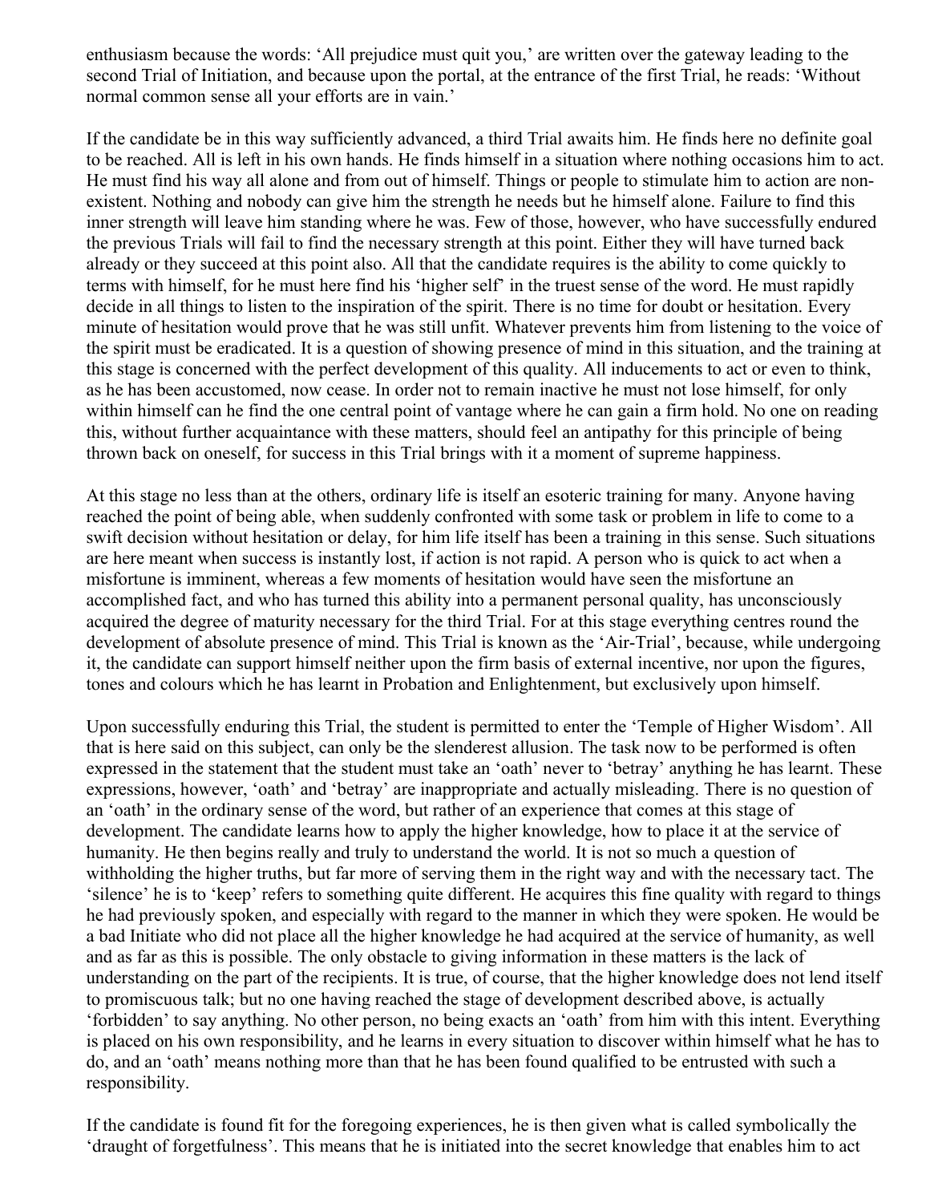enthusiasm because the words: 'All prejudice must quit you,' are written over the gateway leading to the second Trial of Initiation, and because upon the portal, at the entrance of the first Trial, he reads: 'Without normal common sense all your efforts are in vain.'

If the candidate be in this way sufficiently advanced, a third Trial awaits him. He finds here no definite goal to be reached. All is left in his own hands. He finds himself in a situation where nothing occasions him to act. He must find his way all alone and from out of himself. Things or people to stimulate him to action are non-existent. Nothing and nobody can give him the strength he needs but he himself alone. Failure to find this inner strength will leave him standing where he was. Few of those, however, who have successfully endured the previous Trials will fail to find the necessary strength at this point. Either they will have turned back already or they succeed at this point also. All that the candidate requires is the ability to come quickly to terms with himself, for he must here find his 'higher self' in the truest sense of the word. He must rapidly decide in all things to listen to the inspiration of the spirit. There is no time for doubt or hesitation. Every minute of hesitation would prove that he was still unfit. Whatever prevents him from listening to the voice of the spirit must be eradicated. It is a question of showing presence of mind in this situation, and the training at this stage is concerned with the perfect development of this quality. All inducements to act or even to think, as he has been accustomed, now cease. In order not to remain inactive he must not lose himself, for only within himself can he find the one central point of vantage where he can gain a firm hold. No one on reading this, without further acquaintance with these matters, should feel an antipathy for this principle of being thrown back on oneself, for success in this Trial brings with it a moment of supreme happiness.

At this stage no less than at the others, ordinary life is itself an esoteric training for many. Anyone having reached the point of being able, when suddenly confronted with some task or problem in life to come to a swift decision without hesitation or delay, for him life itself has been a training in this sense. Such situations are here meant when success is instantly lost, if action is not rapid. A person who is quick to act when a misfortune is imminent, whereas a few moments of hesitation would have seen the misfortune an accomplished fact, and who has turned this ability into a permanent personal quality, has unconsciously acquired the degree of maturity necessary for the third Trial. For at this stage everything centres round the development of absolute presence of mind. This Trial is known as the 'Air-Trial', because, while undergoing it, the candidate can support himself neither upon the firm basis of external incentive, nor upon the figures, tones and colours which he has learnt in Probation and Enlightenment, but exclusively upon himself.

Upon successfully enduring this Trial, the student is permitted to enter the 'Temple of Higher Wisdom'. All that is here said on this subject, can only be the slenderest allusion. The task now to be performed is often expressed in the statement that the student must take an 'oath' never to 'betray' anything he has learnt. These expressions, however, 'oath' and 'betray' are inappropriate and actually misleading. There is no question of an 'oath' in the ordinary sense of the word, but rather of an experience that comes at this stage of development. The candidate learns how to apply the higher knowledge, how to place it at the service of humanity. He then begins really and truly to understand the world. It is not so much a question of withholding the higher truths, but far more of serving them in the right way and with the necessary tact. The 'silence' he is to 'keep' refers to something quite different. He acquires this fine quality with regard to things he had previously spoken, and especially with regard to the manner in which they were spoken. He would be a bad Initiate who did not place all the higher knowledge he had acquired at the service of humanity, as well and as far as this is possible. The only obstacle to giving information in these matters is the lack of understanding on the part of the recipients. It is true, of course, that the higher knowledge does not lend itself to promiscuous talk; but no one having reached the stage of development described above, is actually 'forbidden' to say anything. No other person, no being exacts an 'oath' from him with this intent. Everything is placed on his own responsibility, and he learns in every situation to discover within himself what he has to do, and an 'oath' means nothing more than that he has been found qualified to be entrusted with such a responsibility.

If the candidate is found fit for the foregoing experiences, he is then given what is called symbolically the 'draught of forgetfulness'. This means that he is initiated into the secret knowledge that enables him to act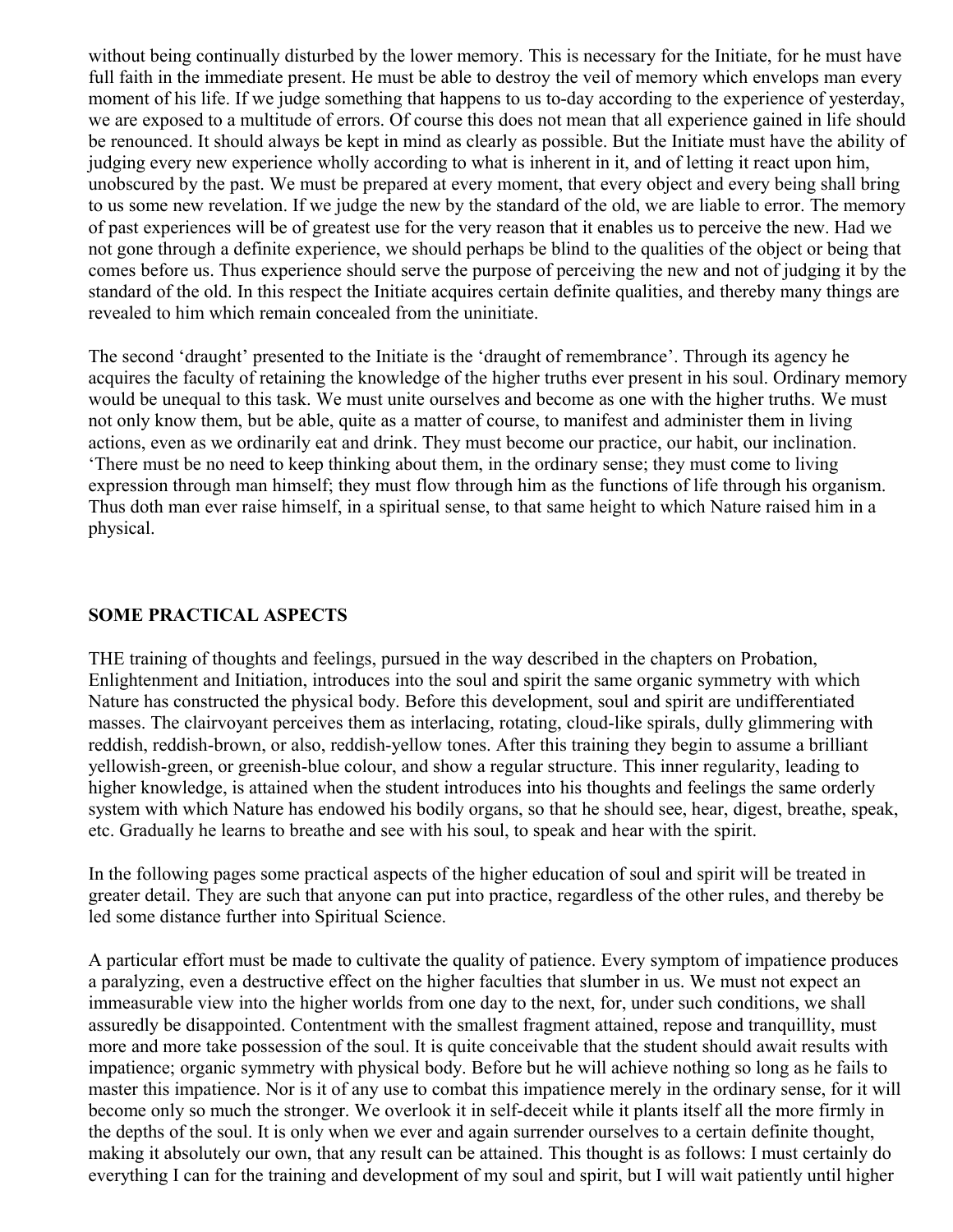without being continually disturbed by the lower memory. This is necessary for the Initiate, for he must have full faith in the immediate present. He must be able to destroy the veil of memory which envelops man every moment of his life. If we judge something that happens to us to-day according to the experience of yesterday, we are exposed to a multitude of errors. Of course this does not mean that all experience gained in life should be renounced. It should always be kept in mind as clearly as possible. But the Initiate must have the ability of judging every new experience wholly according to what is inherent in it, and of letting it react upon him, unobscured by the past. We must be prepared at every moment, that every object and every being shall bring to us some new revelation. If we judge the new by the standard of the old, we are liable to error. The memory of past experiences will be of greatest use for the very reason that it enables us to perceive the new. Had we not gone through a definite experience, we should perhaps be blind to the qualities of the object or being that comes before us. Thus experience should serve the purpose of perceiving the new and not of judging it by the standard of the old. In this respect the Initiate acquires certain definite qualities, and thereby many things are revealed to him which remain concealed from the uninitiate.

The second 'draught' presented to the Initiate is the 'draught of remembrance'. Through its agency he acquires the faculty of retaining the knowledge of the higher truths ever present in his soul. Ordinary memory would be unequal to this task. We must unite ourselves and become as one with the higher truths. We must not only know them, but be able, quite as a matter of course, to manifest and administer them in living actions, even as we ordinarily eat and drink. They must become our practice, our habit, our inclination. 'There must be no need to keep thinking about them, in the ordinary sense; they must come to living expression through man himself; they must flow through him as the functions of life through his organism. Thus doth man ever raise himself, in a spiritual sense, to that same height to which Nature raised him in a physical.

## SOME PRACTICAL ASPECTS

THE training of thoughts and feelings, pursued in the way described in the chapters on Probation, Enlightenment and Initiation, introduces into the soul and spirit the same organic symmetry with which Nature has constructed the physical body. Before this development, soul and spirit are undifferentiated masses. The clairvoyant perceives them as interlacing, rotating, cloud-like spirals, dully glimmering with reddish, reddish-brown, or also, reddish-yellow tones. After this training they begin to assume a brilliant yellowish-green, or greenish-blue colour, and show a regular structure. This inner regularity, leading to higher knowledge, is attained when the student introduces into his thoughts and feelings the same orderly system with which Nature has endowed his bodily organs, so that he should see, hear, digest, breathe, speak, etc. Gradually he learns to breathe and see with his soul, to speak and hear with the spirit.

In the following pages some practical aspects of the higher education of soul and spirit will be treated in greater detail. They are such that anyone can put into practice, regardless of the other rules, and thereby be led some distance further into Spiritual Science.

A particular effort must be made to cultivate the quality of patience. Every symptom of impatience produces a paralyzing, even a destructive effect on the higher faculties that slumber in us. We must not expect an immeasurable view into the higher worlds from one day to the next, for, under such conditions, we shall assuredly be disappointed. Contentment with the smallest fragment attained, repose and tranquillity, must more and more take possession of the soul. It is quite conceivable that the student should await results with impatience; organic symmetry with physical body. Before but he will achieve nothing so long as he fails to master this impatience. Nor is it of any use to combat this impatience merely in the ordinary sense, for it will become only so much the stronger. We overlook it in self-deceit while it plants itself all the more firmly in the depths of the soul. It is only when we ever and again surrender ourselves to a certain definite thought, making it absolutely our own, that any result can be attained. This thought is as follows: I must certainly do everything I can for the training and development of my soul and spirit, but I will wait patiently until higher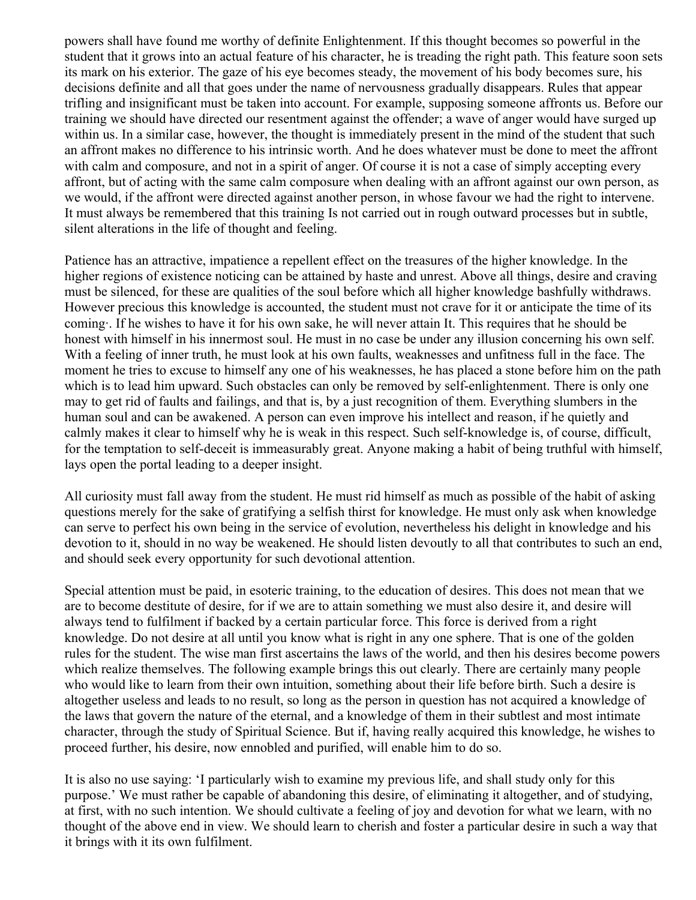powers shall have found me worthy of definite Enlightenment. If this thought becomes so powerful in the student that it grows into an actual feature of his character, he is treading the right path. This feature soon sets its mark on his exterior. The gaze of his eye becomes steady, the movement of his body becomes sure, his decisions definite and all that goes under the name of nervousness gradually disappears. Rules that appear trifling and insignificant must be taken into account. For example, supposing someone affronts us. Before our training we should have directed our resentment against the offender; a wave of anger would have surged up within us. In a similar case, however, the thought is immediately present in the mind of the student that such an affront makes no difference to his intrinsic worth. And he does whatever must be done to meet the affront with calm and composure, and not in a spirit of anger. Of course it is not a case of simply accepting every affront, but of acting with the same calm composure when dealing with an affront against our own person, as we would, if the affront were directed against another person, in whose favour we had the right to intervene. It must always be remembered that this training Is not carried out in rough outward processes but in subtle, silent alterations in the life of thought and feeling.

Patience has an attractive, impatience a repellent effect on the treasures of the higher knowledge. In the higher regions of existence noticing can be attained by haste and unrest. Above all things, desire and craving must be silenced, for these are qualities of the soul before which all higher knowledge bashfully withdraws. However precious this knowledge is accounted, the student must not crave for it or anticipate the time of its coming·. If he wishes to have it for his own sake, he will never attain It. This requires that he should be honest with himself in his innermost soul. He must in no case be under any illusion concerning his own self. With a feeling of inner truth, he must look at his own faults, weaknesses and unfitness full in the face. The moment he tries to excuse to himself any one of his weaknesses, he has placed a stone before him on the path which is to lead him upward. Such obstacles can only be removed by self-enlightenment. There is only one may to get rid of faults and failings, and that is, by a just recognition of them. Everything slumbers in the human soul and can be awakened. A person can even improve his intellect and reason, if he quietly and calmly makes it clear to himself why he is weak in this respect. Such self-knowledge is, of course, difficult, for the temptation to self-deceit is immeasurably great. Anyone making a habit of being truthful with himself, lays open the portal leading to a deeper insight.

All curiosity must fall away from the student. He must rid himself as much as possible of the habit of asking questions merely for the sake of gratifying a selfish thirst for knowledge. He must only ask when knowledge can serve to perfect his own being in the service of evolution, nevertheless his delight in knowledge and his devotion to it, should in no way be weakened. He should listen devoutly to all that contributes to such an end, and should seek every opportunity for such devotional attention.

Special attention must be paid, in esoteric training, to the education of desires. This does not mean that we are to become destitute of desire, for if we are to attain something we must also desire it, and desire will always tend to fulfilment if backed by a certain particular force. This force is derived from a right knowledge. Do not desire at all until you know what is right in any one sphere. That is one of the golden rules for the student. The wise man first ascertains the laws of the world, and then his desires become powers which realize themselves. The following example brings this out clearly. There are certainly many people who would like to learn from their own intuition, something about their life before birth. Such a desire is altogether useless and leads to no result, so long as the person in question has not acquired a knowledge of the laws that govern the nature of the eternal, and a knowledge of them in their subtlest and most intimate character, through the study of Spiritual Science. But if, having really acquired this knowledge, he wishes to proceed further, his desire, now ennobled and purified, will enable him to do so.

It is also no use saying: 'I particularly wish to examine my previous life, and shall study only for this purpose.' We must rather be capable of abandoning this desire, of eliminating it altogether, and of studying, at first, with no such intention. We should cultivate a feeling of joy and devotion for what we learn, with no thought of the above end in view. We should learn to cherish and foster a particular desire in such a way that it brings with it its own fulfilment.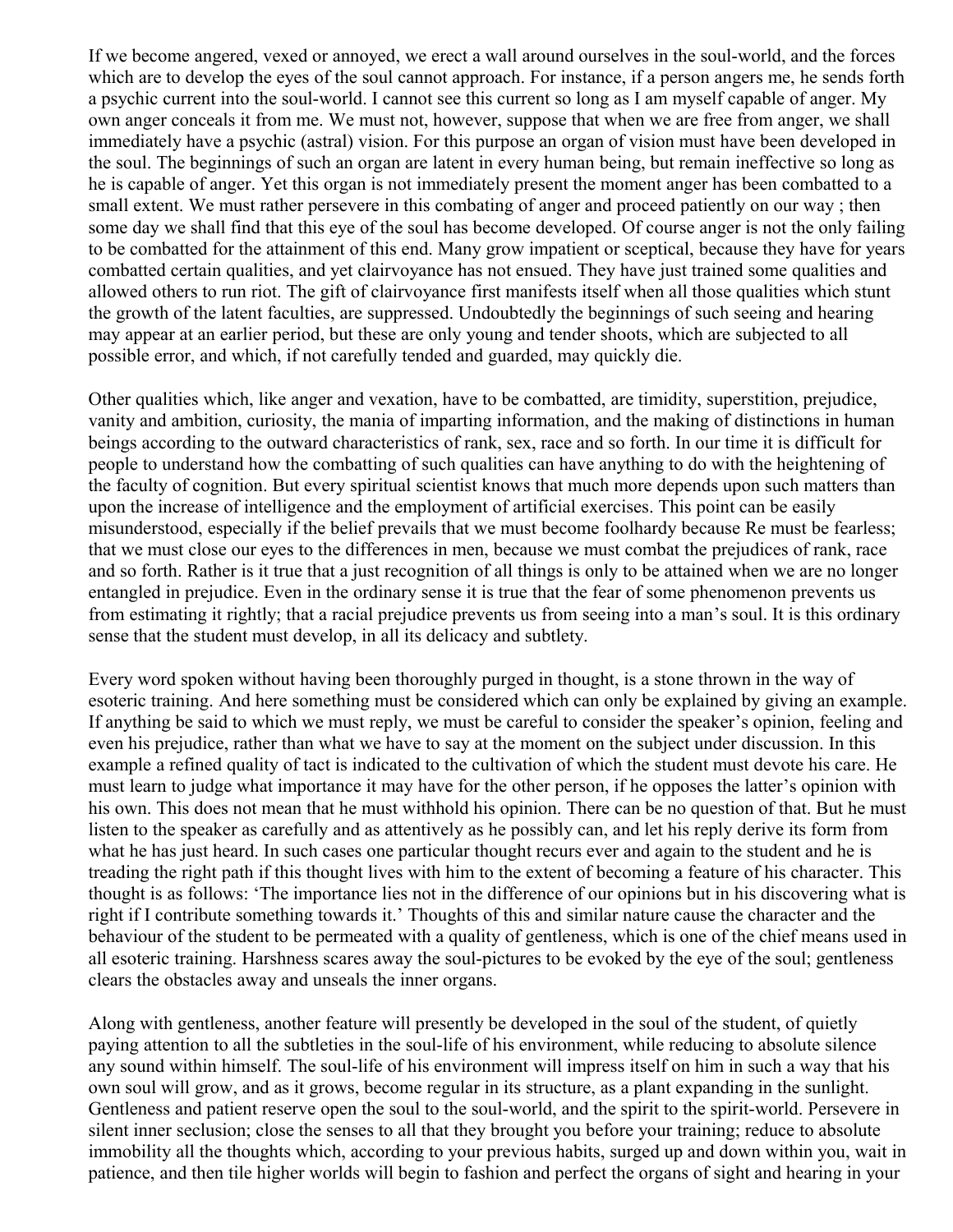If we become angered, vexed or annoyed, we erect a wall around ourselves in the soul-world, and the forces which are to develop the eyes of the soul cannot approach. For instance, if a person angers me, he sends forth a psychic current into the soul-world. I cannot see this current so long as I am myself capable of anger. My own anger conceals it from me. We must not, however, suppose that when we are free from anger, we shall immediately have a psychic (astral) vision. For this purpose an organ of vision must have been developed in the soul. The beginnings of such an organ are latent in every human being, but remain ineffective so long as he is capable of anger. Yet this organ is not immediately present the moment anger has been combatted to a small extent. We must rather persevere in this combating of anger and proceed patiently on our way ; then some day we shall find that this eye of the soul has become developed. Of course anger is not the only failing to be combatted for the attainment of this end. Many grow impatient or sceptical, because they have for years combatted certain qualities, and yet clairvoyance has not ensued. They have just trained some qualities and allowed others to run riot. The gift of clairvoyance first manifests itself when all those qualities which stunt the growth of the latent faculties, are suppressed. Undoubtedly the beginnings of such seeing and hearing may appear at an earlier period, but these are only young and tender shoots, which are subjected to all possible error, and which, if not carefully tended and guarded, may quickly die.

Other qualities which, like anger and vexation, have to be combatted, are timidity, superstition, prejudice, vanity and ambition, curiosity, the mania of imparting information, and the making of distinctions in human beings according to the outward characteristics of rank, sex, race and so forth. In our time it is difficult for people to understand how the combatting of such qualities can have anything to do with the heightening of the faculty of cognition. But every spiritual scientist knows that much more depends upon such matters than upon the increase of intelligence and the employment of artificial exercises. This point can be easily misunderstood, especially if the belief prevails that we must become foolhardy because Re must be fearless; that we must close our eyes to the differences in men, because we must combat the prejudices of rank, race and so forth. Rather is it true that a just recognition of all things is only to be attained when we are no longer entangled in prejudice. Even in the ordinary sense it is true that the fear of some phenomenon prevents us from estimating it rightly; that a racial prejudice prevents us from seeing into a man's soul. It is this ordinary sense that the student must develop, in all its delicacy and subtlety.

Every word spoken without having been thoroughly purged in thought, is a stone thrown in the way of esoteric training. And here something must be considered which can only be explained by giving an example. If anything be said to which we must reply, we must be careful to consider the speaker's opinion, feeling and even his prejudice, rather than what we have to say at the moment on the subject under discussion. In this example a refined quality of tact is indicated to the cultivation of which the student must devote his care. He must learn to judge what importance it may have for the other person, if he opposes the latter's opinion with his own. This does not mean that he must withhold his opinion. There can be no question of that. But he must listen to the speaker as carefully and as attentively as he possibly can, and let his reply derive its form from what he has just heard. In such cases one particular thought recurs ever and again to the student and he is treading the right path if this thought lives with him to the extent of becoming a feature of his character. This thought is as follows: 'The importance lies not in the difference of our opinions but in his discovering what is right if I contribute something towards it.' Thoughts of this and similar nature cause the character and the behaviour of the student to be permeated with a quality of gentleness, which is one of the chief means used in all esoteric training. Harshness scares away the soul-pictures to be evoked by the eye of the soul; gentleness clears the obstacles away and unseals the inner organs.

Along with gentleness, another feature will presently be developed in the soul of the student, of quietly paying attention to all the subtleties in the soul-life of his environment, while reducing to absolute silence any sound within himself. The soul-life of his environment will impress itself on him in such a way that his own soul will grow, and as it grows, become regular in its structure, as a plant expanding in the sunlight. Gentleness and patient reserve open the soul to the soul-world, and the spirit to the spirit-world. Persevere in silent inner seclusion; close the senses to all that they brought you before your training; reduce to absolute immobility all the thoughts which, according to your previous habits, surged up and down within you, wait in patience, and then tile higher worlds will begin to fashion and perfect the organs of sight and hearing in your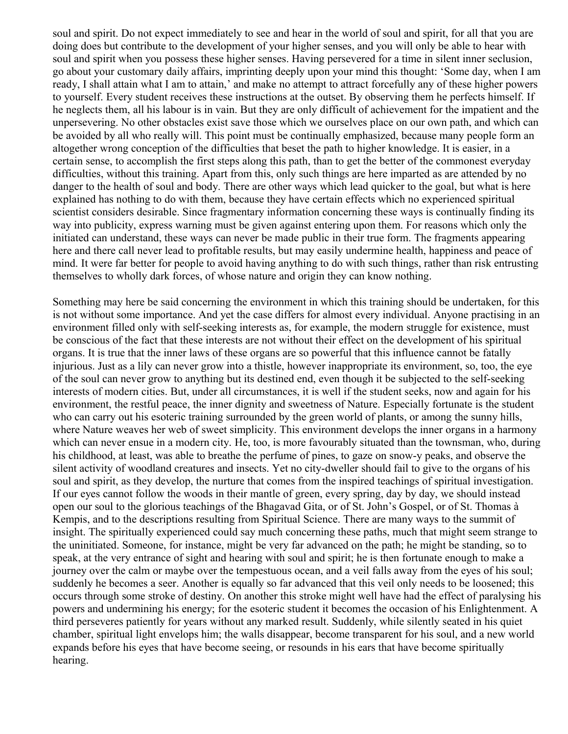soul and spirit. Do not expect immediately to see and hear in the world of soul and spirit, for all that you are doing does but contribute to the development of your higher senses, and you will only be able to hear with soul and spirit when you possess these higher senses. Having persevered for a time in silent inner seclusion, go about your customary daily affairs, imprinting deeply upon your mind this thought: 'Some day, when I am ready, I shall attain what I am to attain,' and make no attempt to attract forcefully any of these higher powers to yourself. Every student receives these instructions at the outset. By observing them he perfects himself. If he neglects them, all his labour is in vain. But they are only difficult of achievement for the impatient and the unpersevering. No other obstacles exist save those which we ourselves place on our own path, and which can be avoided by all who really will. This point must be continually emphasized, because many people form an altogether wrong conception of the difficulties that beset the path to higher knowledge. It is easier, in a certain sense, to accomplish the first steps along this path, than to get the better of the commonest everyday difficulties, without this training. Apart from this, only such things are here imparted as are attended by no danger to the health of soul and body. There are other ways which lead quicker to the goal, but what is here explained has nothing to do with them, because they have certain effects which no experienced spiritual scientist considers desirable. Since fragmentary information concerning these ways is continually finding its way into publicity, express warning must be given against entering upon them. For reasons which only the initiated can understand, these ways can never be made public in their true form. The fragments appearing here and there call never lead to profitable results, but may easily undermine health, happiness and peace of mind. It were far better for people to avoid having anything to do with such things, rather than risk entrusting themselves to wholly dark forces, of whose nature and origin they can know nothing.

Something may here be said concerning the environment in which this training should be undertaken, for this is not without some importance. And yet the case differs for almost every individual. Anyone practising in an environment filled only with self-seeking interests as, for example, the modern struggle for existence, must be conscious of the fact that these interests are not without their effect on the development of his spiritual organs. It is true that the inner laws of these organs are so powerful that this influence cannot be fatally injurious. Just as a lily can never grow into a thistle, however inappropriate its environment, so, too, the eye of the soul can never grow to anything but its destined end, even though it be subjected to the self-seeking interests of modern cities. But, under all circumstances, it is well if the student seeks, now and again for his environment, the restful peace, the inner dignity and sweetness of Nature. Especially fortunate is the student who can carry out his esoteric training surrounded by the green world of plants, or among the sunny hills, where Nature weaves her web of sweet simplicity. This environment develops the inner organs in a harmony which can never ensue in a modern city. He, too, is more favourably situated than the townsman, who, during his childhood, at least, was able to breathe the perfume of pines, to gaze on snow-y peaks, and observe the silent activity of woodland creatures and insects. Yet no city-dweller should fail to give to the organs of his soul and spirit, as they develop, the nurture that comes from the inspired teachings of spiritual investigation. If our eyes cannot follow the woods in their mantle of green, every spring, day by day, we should instead open our soul to the glorious teachings of the Bhagavad Gita, or of St. John's Gospel, or of St. Thomas à Kempis, and to the descriptions resulting from Spiritual Science. There are many ways to the summit of insight. The spiritually experienced could say much concerning these paths, much that might seem strange to the uninitiated. Someone, for instance, might be very far advanced on the path; he might be standing, so to speak, at the very entrance of sight and hearing with soul and spirit; he is then fortunate enough to make a journey over the calm or maybe over the tempestuous ocean, and a veil falls away from the eyes of his soul; suddenly he becomes a seer. Another is equally so far advanced that this veil only needs to be loosened; this occurs through some stroke of destiny. On another this stroke might well have had the effect of paralysing his powers and undermining his energy; for the esoteric student it becomes the occasion of his Enlightenment. A third perseveres patiently for years without any marked result. Suddenly, while silently seated in his quiet chamber, spiritual light envelops him; the walls disappear, become transparent for his soul, and a new world expands before his eyes that have become seeing, or resounds in his ears that have become spiritually hearing.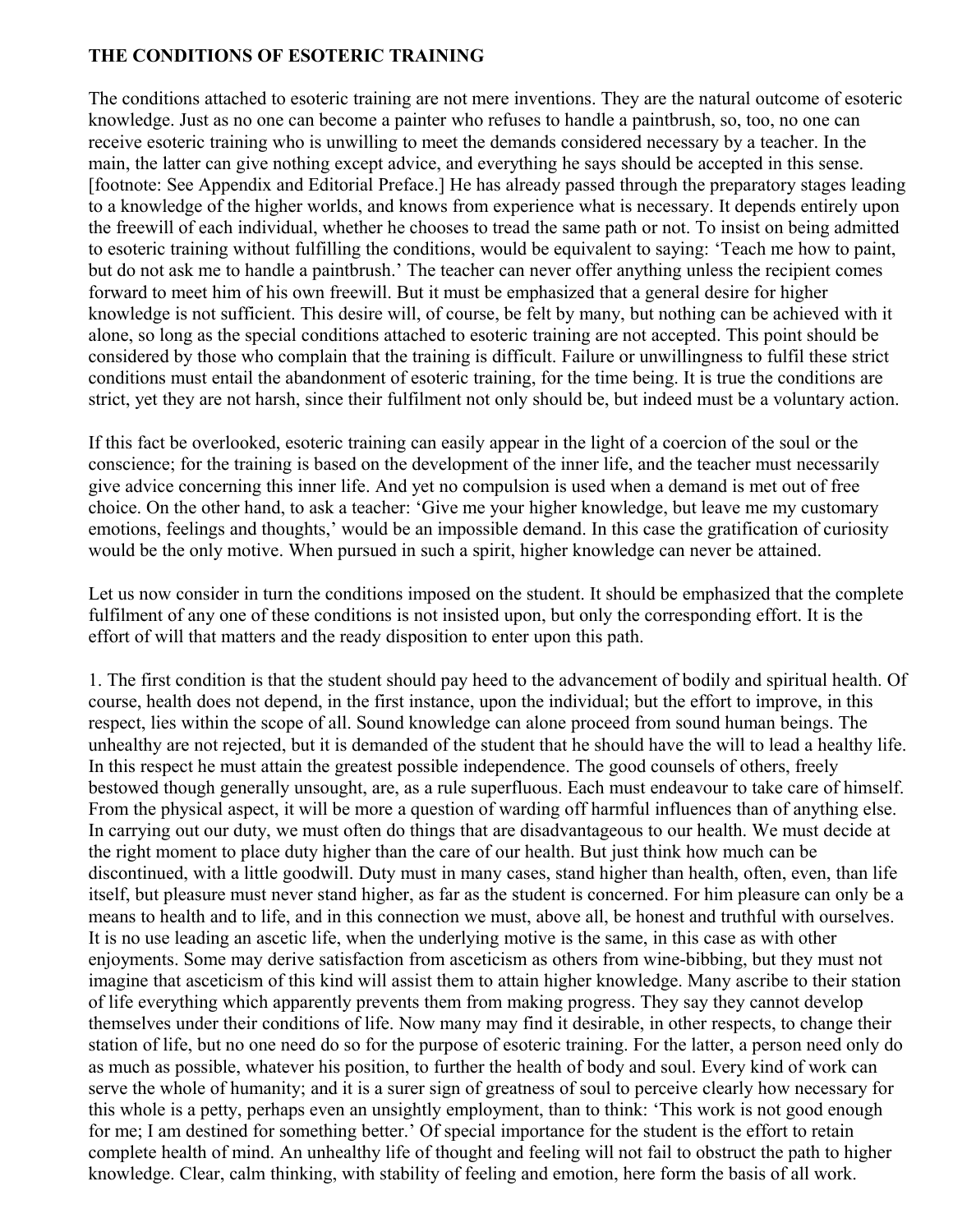# THE CONDITIONS OF ESOTERIC TRAINING

The conditions attached to esoteric training are not mere inventions. They are the natural outcome of esoteric knowledge. Just as no one can become a painter who refuses to handle a paintbrush, so, too, no one can receive esoteric training who is unwilling to meet the demands considered necessary by a teacher. In the main, the latter can give nothing except advice, and everything he says should be accepted in this sense. [footnote: See Appendix and Editorial Preface.] He has already passed through the preparatory stages leading to a knowledge of the higher worlds, and knows from experience what is necessary. It depends entirely upon the freewill of each individual, whether he chooses to tread the same path or not. To insist on being admitted to esoteric training without fulfilling the conditions, would be equivalent to saying: 'Teach me how to paint, but do not ask me to handle a paintbrush.' The teacher can never offer anything unless the recipient comes forward to meet him of his own freewill. But it must be emphasized that a general desire for higher knowledge is not sufficient. This desire will, of course, be felt by many, but nothing can be achieved with it alone, so long as the special conditions attached to esoteric training are not accepted. This point should be considered by those who complain that the training is difficult. Failure or unwillingness to fulfil these strict conditions must entail the abandonment of esoteric training, for the time being. It is true the conditions are strict, yet they are not harsh, since their fulfilment not only should be, but indeed must be a voluntary action.

If this fact be overlooked, esoteric training can easily appear in the light of a coercion of the soul or the conscience; for the training is based on the development of the inner life, and the teacher must necessarily give advice concerning this inner life. And yet no compulsion is used when a demand is met out of free choice. On the other hand, to ask a teacher: 'Give me your higher knowledge, but leave me my customary emotions, feelings and thoughts,' would be an impossible demand. In this case the gratification of curiosity would be the only motive. When pursued in such a spirit, higher knowledge can never be attained.

Let us now consider in turn the conditions imposed on the student. It should be emphasized that the complete fulfilment of any one of these conditions is not insisted upon, but only the corresponding effort. It is the effort of will that matters and the ready disposition to enter upon this path.

1. The first condition is that the student should pay heed to the advancement of bodily and spiritual health. Of course, health does not depend, in the first instance, upon the individual; but the effort to improve, in this respect, lies within the scope of all. Sound knowledge can alone proceed from sound human beings. The unhealthy are not rejected, but it is demanded of the student that he should have the will to lead a healthy life. In this respect he must attain the greatest possible independence. The good counsels of others, freely bestowed though generally unsought, are, as a rule superfluous. Each must endeavour to take care of himself. From the physical aspect, it will be more a question of warding off harmful influences than of anything else. In carrying out our duty, we must often do things that are disadvantageous to our health. We must decide at the right moment to place duty higher than the care of our health. But just think how much can be discontinued, with a little goodwill. Duty must in many cases, stand higher than health, often, even, than life itself, but pleasure must never stand higher, as far as the student is concerned. For him pleasure can only be a means to health and to life, and in this connection we must, above all, be honest and truthful with ourselves. It is no use leading an ascetic life, when the underlying motive is the same, in this case as with other enjoyments. Some may derive satisfaction from asceticism as others from wine-bibbing, but they must not imagine that asceticism of this kind will assist them to attain higher knowledge. Many ascribe to their station of life everything which apparently prevents them from making progress. They say they cannot develop themselves under their conditions of life. Now many may find it desirable, in other respects, to change their station of life, but no one need do so for the purpose of esoteric training. For the latter, a person need only do as much as possible, whatever his position, to further the health of body and soul. Every kind of work can serve the whole of humanity; and it is a surer sign of greatness of soul to perceive clearly how necessary for this whole is a petty, perhaps even an unsightly employment, than to think: 'This work is not good enough for me; I am destined for something better.' Of special importance for the student is the effort to retain complete health of mind. An unhealthy life of thought and feeling will not fail to obstruct the path to higher knowledge. Clear, calm thinking, with stability of feeling and emotion, here form the basis of all work.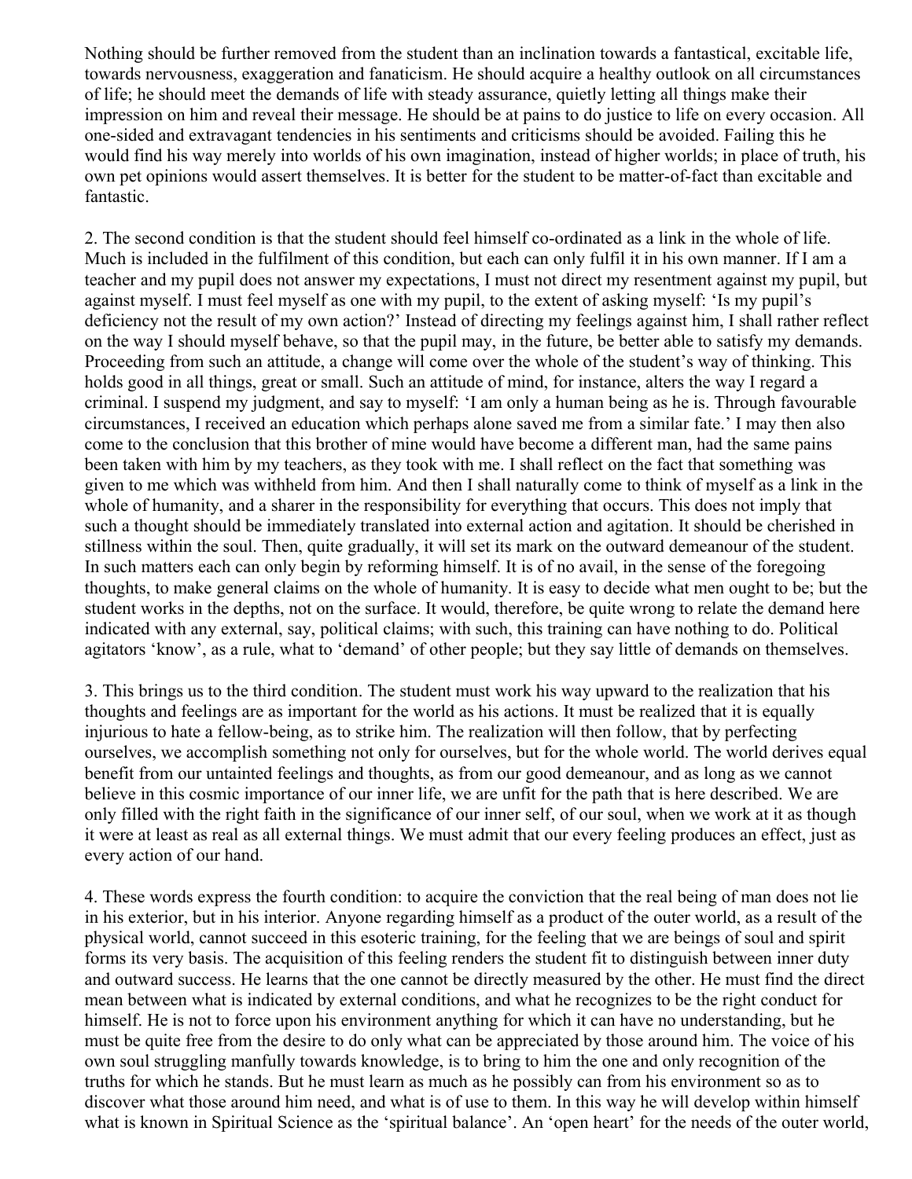Nothing should be further removed from the student than an inclination towards a fantastical, excitable life, towards nervousness, exaggeration and fanaticism. He should acquire a healthy outlook on all circumstances of life; he should meet the demands of life with steady assurance, quietly letting all things make their impression on him and reveal their message. He should be at pains to do justice to life on every occasion. All one-sided and extravagant tendencies in his sentiments and criticisms should be avoided. Failing this he would find his way merely into worlds of his own imagination, instead of higher worlds; in place of truth, his own pet opinions would assert themselves. It is better for the student to be matter-of-fact than excitable and fantastic.

2. The second condition is that the student should feel himself co-ordinated as a link in the whole of life. Much is included in the fulfilment of this condition, but each can only fulfil it in his own manner. If I am a teacher and my pupil does not answer my expectations, I must not direct my resentment against my pupil, but against myself. I must feel myself as one with my pupil, to the extent of asking myself: 'Is my pupil's deficiency not the result of my own action?' Instead of directing my feelings against him, I shall rather reflect on the way I should myself behave, so that the pupil may, in the future, be better able to satisfy my demands. Proceeding from such an attitude, a change will come over the whole of the student's way of thinking. This holds good in all things, great or small. Such an attitude of mind, for instance, alters the way I regard a criminal. I suspend my judgment, and say to myself: 'I am only a human being as he is. Through favourable circumstances, I received an education which perhaps alone saved me from a similar fate.' I may then also come to the conclusion that this brother of mine would have become a different man, had the same pains been taken with him by my teachers, as they took with me. I shall reflect on the fact that something was given to me which was withheld from him. And then I shall naturally come to think of myself as a link in the whole of humanity, and a sharer in the responsibility for everything that occurs. This does not imply that such a thought should be immediately translated into external action and agitation. It should be cherished in stillness within the soul. Then, quite gradually, it will set its mark on the outward demeanour of the student. In such matters each can only begin by reforming himself. It is of no avail, in the sense of the foregoing thoughts, to make general claims on the whole of humanity. It is easy to decide what men ought to be; but the student works in the depths, not on the surface. It would, therefore, be quite wrong to relate the demand here indicated with any external, say, political claims; with such, this training can have nothing to do. Political agitators 'know', as a rule, what to 'demand' of other people; but they say little of demands on themselves.

3. This brings us to the third condition. The student must work his way upward to the realization that his thoughts and feelings are as important for the world as his actions. It must be realized that it is equally injurious to hate a fellow-being, as to strike him. The realization will then follow, that by perfecting ourselves, we accomplish something not only for ourselves, but for the whole world. The world derives equal benefit from our untainted feelings and thoughts, as from our good demeanour, and as long as we cannot believe in this cosmic importance of our inner life, we are unfit for the path that is here described. We are only filled with the right faith in the significance of our inner self, of our soul, when we work at it as though it were at least as real as all external things. We must admit that our every feeling produces an effect, just as every action of our hand.

4. These words express the fourth condition: to acquire the conviction that the real being of man does not lie in his exterior, but in his interior. Anyone regarding himself as a product of the outer world, as a result of the physical world, cannot succeed in this esoteric training, for the feeling that we are beings of soul and spirit forms its very basis. The acquisition of this feeling renders the student fit to distinguish between inner duty and outward success. He learns that the one cannot be directly measured by the other. He must find the direct mean between what is indicated by external conditions, and what he recognizes to be the right conduct for himself. He is not to force upon his environment anything for which it can have no understanding, but he must be quite free from the desire to do only what can be appreciated by those around him. The voice of his own soul struggling manfully towards knowledge, is to bring to him the one and only recognition of the truths for which he stands. But he must learn as much as he possibly can from his environment so as to discover what those around him need, and what is of use to them. In this way he will develop within himself what is known in Spiritual Science as the 'spiritual balance'. An 'open heart' for the needs of the outer world,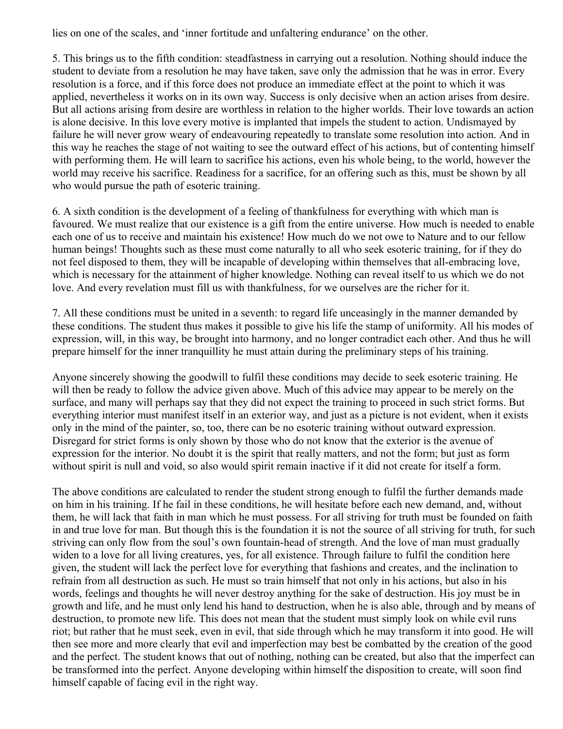lies on one of the scales, and 'inner fortitude and unfaltering endurance' on the other.

5. This brings us to the fifth condition: steadfastness in carrying out a resolution. Nothing should induce the student to deviate from a resolution he may have taken, save only the admission that he was in error. Every resolution is a force, and if this force does not produce an immediate effect at the point to which it was applied, nevertheless it works on in its own way. Success is only decisive when an action arises from desire. But all actions arising from desire are worthless in relation to the higher worlds. Their love towards an action is alone decisive. In this love every motive is implanted that impels the student to action. Undismayed by failure he will never grow weary of endeavouring repeatedly to translate some resolution into action. And in this way he reaches the stage of not waiting to see the outward effect of his actions, but of contenting himself with performing them. He will learn to sacrifice his actions, even his whole being, to the world, however the world may receive his sacrifice. Readiness for a sacrifice, for an offering such as this, must be shown by all who would pursue the path of esoteric training.

6. A sixth condition is the development of a feeling of thankfulness for everything with which man is favoured. We must realize that our existence is a gift from the entire universe. How much is needed to enable each one of us to receive and maintain his existence! How much do we not owe to Nature and to our fellow human beings! Thoughts such as these must come naturally to all who seek esoteric training, for if they do not feel disposed to them, they will be incapable of developing within themselves that all-embracing love, which is necessary for the attainment of higher knowledge. Nothing can reveal itself to us which we do not love. And every revelation must fill us with thankfulness, for we ourselves are the richer for it.

7. All these conditions must be united in a seventh: to regard life unceasingly in the manner demanded by these conditions. The student thus makes it possible to give his life the stamp of uniformity. All his modes of expression, will, in this way, be brought into harmony, and no longer contradict each other. And thus he will prepare himself for the inner tranquillity he must attain during the preliminary steps of his training.

Anyone sincerely showing the goodwill to fulfil these conditions may decide to seek esoteric training. He will then be ready to follow the advice given above. Much of this advice may appear to be merely on the surface, and many will perhaps say that they did not expect the training to proceed in such strict forms. But everything interior must manifest itself in an exterior way, and just as a picture is not evident, when it exists only in the mind of the painter, so, too, there can be no esoteric training without outward expression. Disregard for strict forms is only shown by those who do not know that the exterior is the avenue of expression for the interior. No doubt it is the spirit that really matters, and not the form; but just as form without spirit is null and void, so also would spirit remain inactive if it did not create for itself a form.

The above conditions are calculated to render the student strong enough to fulfil the further demands made on him in his training. If he fail in these conditions, he will hesitate before each new demand, and, without them, he will lack that faith in man which he must possess. For all striving for truth must be founded on faith in and true love for man. But though this is the foundation it is not the source of all striving for truth, for such striving can only flow from the soul's own fountain-head of strength. And the love of man must gradually widen to a love for all living creatures, yes, for all existence. Through failure to fulfil the condition here given, the student will lack the perfect love for everything that fashions and creates, and the inclination to refrain from all destruction as such. He must so train himself that not only in his actions, but also in his words, feelings and thoughts he will never destroy anything for the sake of destruction. His joy must be in growth and life, and he must only lend his hand to destruction, when he is also able, through and by means of destruction, to promote new life. This does not mean that the student must simply look on while evil runs riot; but rather that he must seek, even in evil, that side through which he may transform it into good. He will then see more and more clearly that evil and imperfection may best be combatted by the creation of the good and the perfect. The student knows that out of nothing, nothing can be created, but also that the imperfect can be transformed into the perfect. Anyone developing within himself the disposition to create, will soon find himself capable of facing evil in the right way.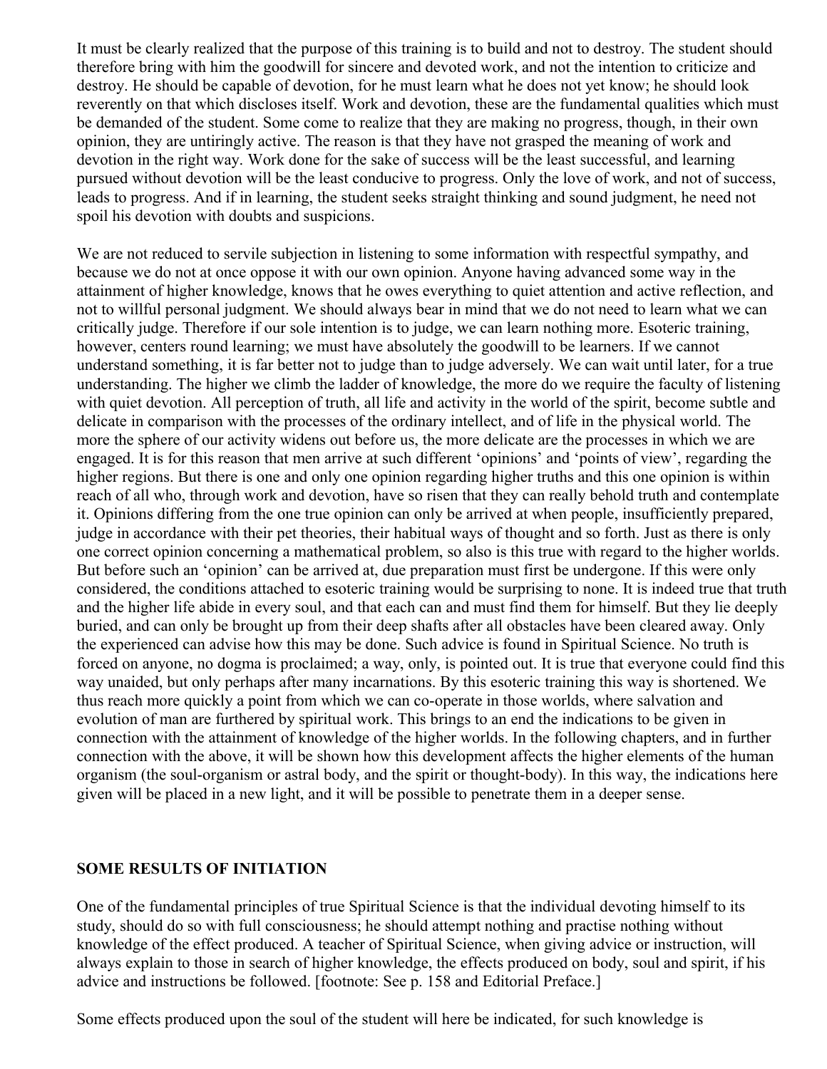It must be clearly realized that the purpose of this training is to build and not to destroy. The student should therefore bring with him the goodwill for sincere and devoted work, and not the intention to criticize and destroy. He should be capable of devotion, for he must learn what he does not yet know; he should look reverently on that which discloses itself. Work and devotion, these are the fundamental qualities which must be demanded of the student. Some come to realize that they are making no progress, though, in their own opinion, they are untiringly active. The reason is that they have not grasped the meaning of work and devotion in the right way. Work done for the sake of success will be the least successful, and learning pursued without devotion will be the least conducive to progress. Only the love of work, and not of success, leads to progress. And if in learning, the student seeks straight thinking and sound judgment, he need not spoil his devotion with doubts and suspicions.

We are not reduced to servile subjection in listening to some information with respectful sympathy, and because we do not at once oppose it with our own opinion. Anyone having advanced some way in the attainment of higher knowledge, knows that he owes everything to quiet attention and active reflection, and not to willful personal judgment. We should always bear in mind that we do not need to learn what we can critically judge. Therefore if our sole intention is to judge, we can learn nothing more. Esoteric training, however, centers round learning; we must have absolutely the goodwill to be learners. If we cannot understand something, it is far better not to judge than to judge adversely. We can wait until later, for a true understanding. The higher we climb the ladder of knowledge, the more do we require the faculty of listening with quiet devotion. All perception of truth, all life and activity in the world of the spirit, become subtle and delicate in comparison with the processes of the ordinary intellect, and of life in the physical world. The more the sphere of our activity widens out before us, the more delicate are the processes in which we are engaged. It is for this reason that men arrive at such different 'opinions' and 'points of view', regarding the higher regions. But there is one and only one opinion regarding higher truths and this one opinion is within reach of all who, through work and devotion, have so risen that they can really behold truth and contemplate it. Opinions differing from the one true opinion can only be arrived at when people, insufficiently prepared, judge in accordance with their pet theories, their habitual ways of thought and so forth. Just as there is only one correct opinion concerning a mathematical problem, so also is this true with regard to the higher worlds. But before such an 'opinion' can be arrived at, due preparation must first be undergone. If this were only considered, the conditions attached to esoteric training would be surprising to none. It is indeed true that truth and the higher life abide in every soul, and that each can and must find them for himself. But they lie deeply buried, and can only be brought up from their deep shafts after all obstacles have been cleared away. Only the experienced can advise how this may be done. Such advice is found in Spiritual Science. No truth is forced on anyone, no dogma is proclaimed; a way, only, is pointed out. It is true that everyone could find this way unaided, but only perhaps after many incarnations. By this esoteric training this way is shortened. We thus reach more quickly a point from which we can co-operate in those worlds, where salvation and evolution of man are furthered by spiritual work. This brings to an end the indications to be given in connection with the attainment of knowledge of the higher worlds. In the following chapters, and in further connection with the above, it will be shown how this development affects the higher elements of the human organism (the soul-organism or astral body, and the spirit or thought-body). In this way, the indications here given will be placed in a new light, and it will be possible to penetrate them in a deeper sense.

## SOME RESULTS OF INITIATION

One of the fundamental principles of true Spiritual Science is that the individual devoting himself to its study, should do so with full consciousness; he should attempt nothing and practise nothing without knowledge of the effect produced. A teacher of Spiritual Science, when giving advice or instruction, will always explain to those in search of higher knowledge, the effects produced on body, soul and spirit, if his advice and instructions be followed. [footnote: See p. 158 and Editorial Preface.]

Some effects produced upon the soul of the student will here be indicated, for such knowledge is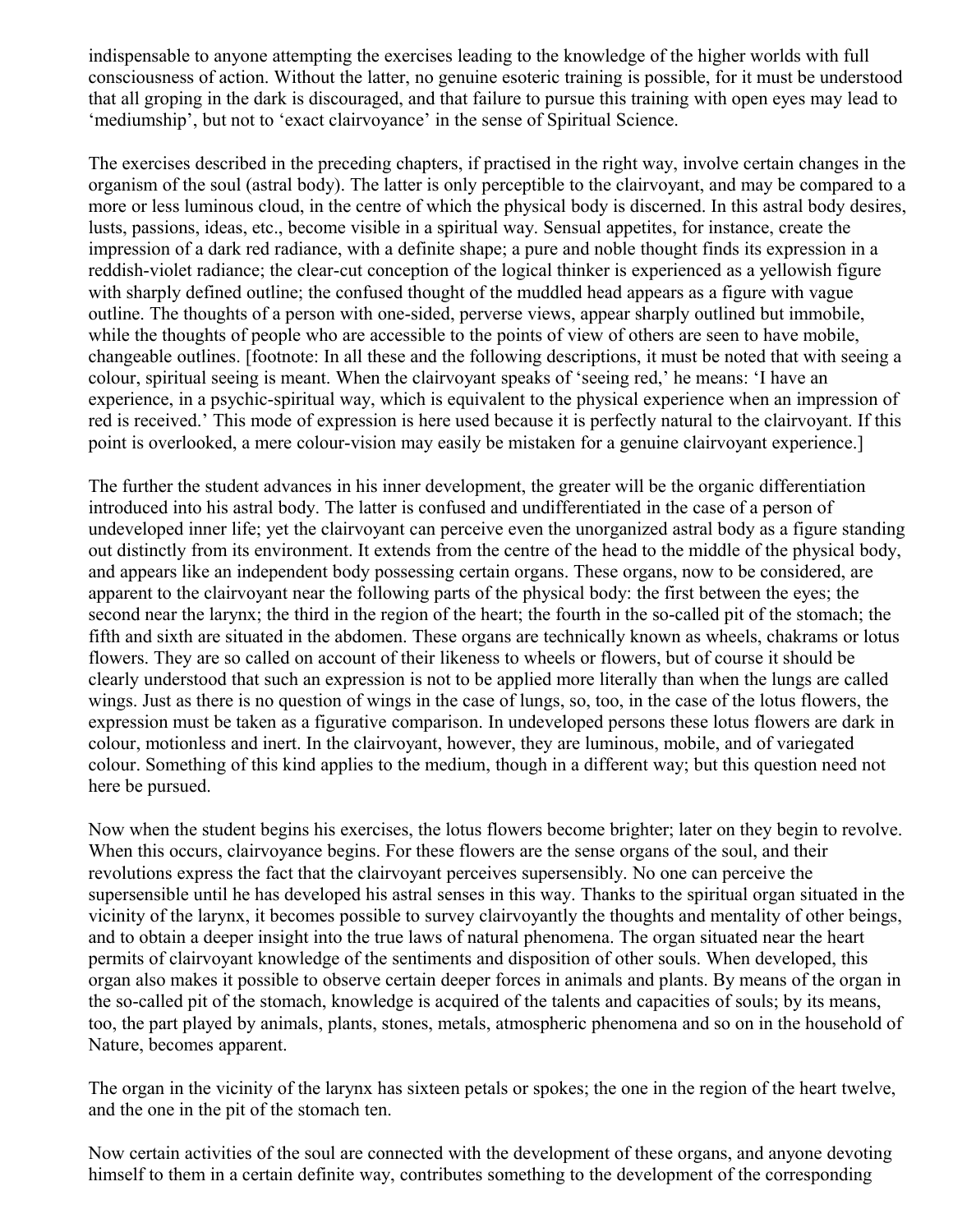indispensable to anyone attempting the exercises leading to the knowledge of the higher worlds with full consciousness of action. Without the latter, no genuine esoteric training is possible, for it must be understood that all groping in the dark is discouraged, and that failure to pursue this training with open eyes may lead to 'mediumship', but not to 'exact clairvoyance' in the sense of Spiritual Science.

The exercises described in the preceding chapters, if practised in the right way, involve certain changes in the organism of the soul (astral body). The latter is only perceptible to the clairvoyant, and may be compared to a more or less luminous cloud, in the centre of which the physical body is discerned. In this astral body desires, lusts, passions, ideas, etc., become visible in a spiritual way. Sensual appetites, for instance, create the impression of a dark red radiance, with a definite shape; a pure and noble thought finds its expression in a reddish-violet radiance; the clear-cut conception of the logical thinker is experienced as a yellowish figure with sharply defined outline; the confused thought of the muddled head appears as a figure with vague outline. The thoughts of a person with one-sided, perverse views, appear sharply outlined but immobile, while the thoughts of people who are accessible to the points of view of others are seen to have mobile, changeable outlines. [footnote: In all these and the following descriptions, it must be noted that with seeing a colour, spiritual seeing is meant. When the clairvoyant speaks of 'seeing red,' he means: 'I have an experience, in a psychic-spiritual way, which is equivalent to the physical experience when an impression of red is received.' This mode of expression is here used because it is perfectly natural to the clairvoyant. If this point is overlooked, a mere colour-vision may easily be mistaken for a genuine clairvoyant experience.]

The further the student advances in his inner development, the greater will be the organic differentiation introduced into his astral body. The latter is confused and undifferentiated in the case of a person of undeveloped inner life; yet the clairvoyant can perceive even the unorganized astral body as a figure standing out distinctly from its environment. It extends from the centre of the head to the middle of the physical body, and appears like an independent body possessing certain organs. These organs, now to be considered, are apparent to the clairvoyant near the following parts of the physical body: the first between the eyes; the second near the larynx; the third in the region of the heart; the fourth in the so-called pit of the stomach; the fifth and sixth are situated in the abdomen. These organs are technically known as wheels, chakrams or lotus flowers. They are so called on account of their likeness to wheels or flowers, but of course it should be clearly understood that such an expression is not to be applied more literally than when the lungs are called wings. Just as there is no question of wings in the case of lungs, so, too, in the case of the lotus flowers, the expression must be taken as a figurative comparison. In undeveloped persons these lotus flowers are dark in colour, motionless and inert. In the clairvoyant, however, they are luminous, mobile, and of variegated colour. Something of this kind applies to the medium, though in a different way; but this question need not here be pursued.

Now when the student begins his exercises, the lotus flowers become brighter; later on they begin to revolve. When this occurs, clairvoyance begins. For these flowers are the sense organs of the soul, and their revolutions express the fact that the clairvoyant perceives supersensibly. No one can perceive the supersensible until he has developed his astral senses in this way. Thanks to the spiritual organ situated in the vicinity of the larynx, it becomes possible to survey clairvoyantly the thoughts and mentality of other beings, and to obtain a deeper insight into the true laws of natural phenomena. The organ situated near the heart permits of clairvoyant knowledge of the sentiments and disposition of other souls. When developed, this organ also makes it possible to observe certain deeper forces in animals and plants. By means of the organ in the so-called pit of the stomach, knowledge is acquired of the talents and capacities of souls; by its means, too, the part played by animals, plants, stones, metals, atmospheric phenomena and so on in the household of Nature, becomes apparent.

The organ in the vicinity of the larynx has sixteen petals or spokes; the one in the region of the heart twelve, and the one in the pit of the stomach ten.

Now certain activities of the soul are connected with the development of these organs, and anyone devoting himself to them in a certain definite way, contributes something to the development of the corresponding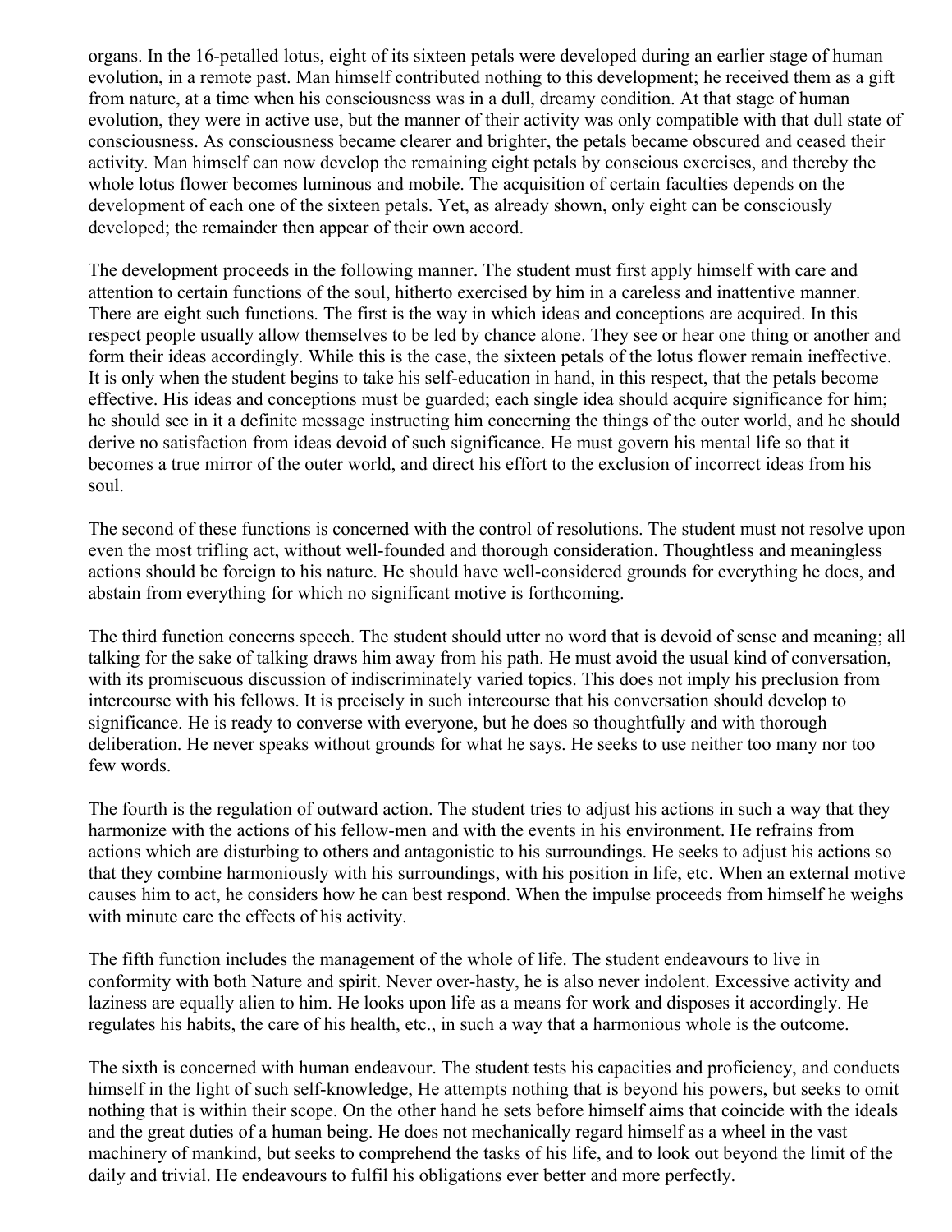organs. In the 16-petalled lotus, eight of its sixteen petals were developed during an earlier stage of human evolution, in a remote past. Man himself contributed nothing to this development; he received them as a gift from nature, at a time when his consciousness was in a dull, dreamy condition. At that stage of human evolution, they were in active use, but the manner of their activity was only compatible with that dull state of consciousness. As consciousness became clearer and brighter, the petals became obscured and ceased their activity. Man himself can now develop the remaining eight petals by conscious exercises, and thereby the whole lotus flower becomes luminous and mobile. The acquisition of certain faculties depends on the development of each one of the sixteen petals. Yet, as already shown, only eight can be consciously developed; the remainder then appear of their own accord.

The development proceeds in the following manner. The student must first apply himself with care and attention to certain functions of the soul, hitherto exercised by him in a careless and inattentive manner. There are eight such functions. The first is the way in which ideas and conceptions are acquired. In this respect people usually allow themselves to be led by chance alone. They see or hear one thing or another and form their ideas accordingly. While this is the case, the sixteen petals of the lotus flower remain ineffective. It is only when the student begins to take his self-education in hand, in this respect, that the petals become effective. His ideas and conceptions must be guarded; each single idea should acquire significance for him; he should see in it a definite message instructing him concerning the things of the outer world, and he should derive no satisfaction from ideas devoid of such significance. He must govern his mental life so that it becomes a true mirror of the outer world, and direct his effort to the exclusion of incorrect ideas from his soul.

The second of these functions is concerned with the control of resolutions. The student must not resolve upon even the most trifling act, without well-founded and thorough consideration. Thoughtless and meaningless actions should be foreign to his nature. He should have well-considered grounds for everything he does, and abstain from everything for which no significant motive is forthcoming.

The third function concerns speech. The student should utter no word that is devoid of sense and meaning; all talking for the sake of talking draws him away from his path. He must avoid the usual kind of conversation, with its promiscuous discussion of indiscriminately varied topics. This does not imply his preclusion from intercourse with his fellows. It is precisely in such intercourse that his conversation should develop to significance. He is ready to converse with everyone, but he does so thoughtfully and with thorough deliberation. He never speaks without grounds for what he says. He seeks to use neither too many nor too few words.

The fourth is the regulation of outward action. The student tries to adjust his actions in such a way that they harmonize with the actions of his fellow-men and with the events in his environment. He refrains from actions which are disturbing to others and antagonistic to his surroundings. He seeks to adjust his actions so that they combine harmoniously with his surroundings, with his position in life, etc. When an external motive causes him to act, he considers how he can best respond. When the impulse proceeds from himself he weighs with minute care the effects of his activity.

The fifth function includes the management of the whole of life. The student endeavours to live in conformity with both Nature and spirit. Never over-hasty, he is also never indolent. Excessive activity and laziness are equally alien to him. He looks upon life as a means for work and disposes it accordingly. He regulates his habits, the care of his health, etc., in such a way that a harmonious whole is the outcome.

The sixth is concerned with human endeavour. The student tests his capacities and proficiency, and conducts himself in the light of such self-knowledge, He attempts nothing that is beyond his powers, but seeks to omit nothing that is within their scope. On the other hand he sets before himself aims that coincide with the ideals and the great duties of a human being. He does not mechanically regard himself as a wheel in the vast machinery of mankind, but seeks to comprehend the tasks of his life, and to look out beyond the limit of the daily and trivial. He endeavours to fulfil his obligations ever better and more perfectly.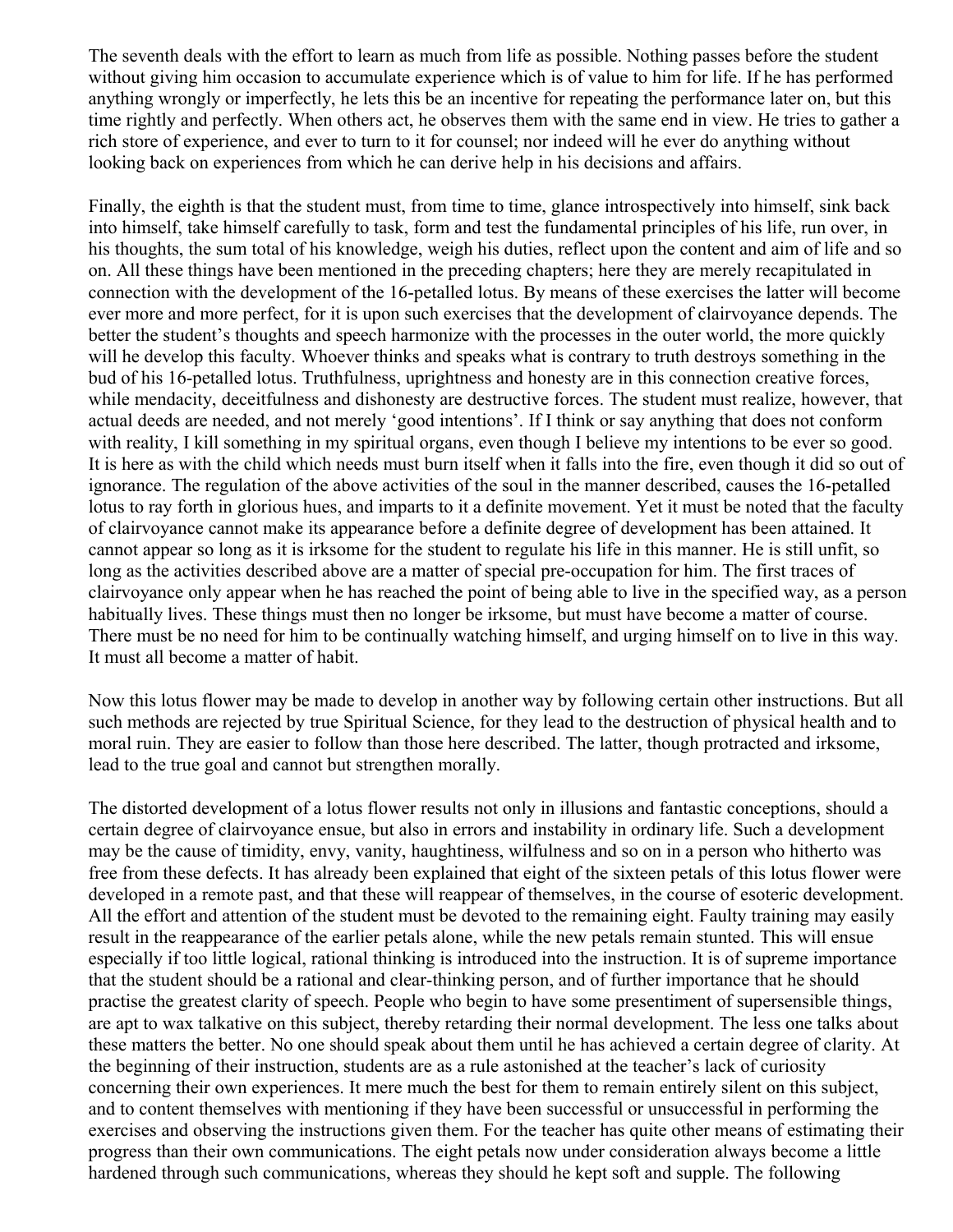The seventh deals with the effort to learn as much from life as possible. Nothing passes before the student without giving him occasion to accumulate experience which is of value to him for life. If he has performed anything wrongly or imperfectly, he lets this be an incentive for repeating the performance later on, but this time rightly and perfectly. When others act, he observes them with the same end in view. He tries to gather a rich store of experience, and ever to turn to it for counsel; nor indeed will he ever do anything without looking back on experiences from which he can derive help in his decisions and affairs.

Finally, the eighth is that the student must, from time to time, glance introspectively into himself, sink back into himself, take himself carefully to task, form and test the fundamental principles of his life, run over, in his thoughts, the sum total of his knowledge, weigh his duties, reflect upon the content and aim of life and so on. All these things have been mentioned in the preceding chapters; here they are merely recapitulated in connection with the development of the 16-petalled lotus. By means of these exercises the latter will become ever more and more perfect, for it is upon such exercises that the development of clairvoyance depends. The better the student's thoughts and speech harmonize with the processes in the outer world, the more quickly will he develop this faculty. Whoever thinks and speaks what is contrary to truth destroys something in the bud of his 16-petalled lotus. Truthfulness, uprightness and honesty are in this connection creative forces, while mendacity, deceitfulness and dishonesty are destructive forces. The student must realize, however, that actual deeds are needed, and not merely 'good intentions'. If I think or say anything that does not conform with reality, I kill something in my spiritual organs, even though I believe my intentions to be ever so good. It is here as with the child which needs must burn itself when it falls into the fire, even though it did so out of ignorance. The regulation of the above activities of the soul in the manner described, causes the 16-petalled lotus to ray forth in glorious hues, and imparts to it a definite movement. Yet it must be noted that the faculty of clairvoyance cannot make its appearance before a definite degree of development has been attained. It cannot appear so long as it is irksome for the student to regulate his life in this manner. He is still unfit, so long as the activities described above are a matter of special pre-occupation for him. The first traces of clairvoyance only appear when he has reached the point of being able to live in the specified way, as a person habitually lives. These things must then no longer be irksome, but must have become a matter of course. There must be no need for him to be continually watching himself, and urging himself on to live in this way. It must all become a matter of habit.

Now this lotus flower may be made to develop in another way by following certain other instructions. But all such methods are rejected by true Spiritual Science, for they lead to the destruction of physical health and to moral ruin. They are easier to follow than those here described. The latter, though protracted and irksome, lead to the true goal and cannot but strengthen morally.

The distorted development of a lotus flower results not only in illusions and fantastic conceptions, should a certain degree of clairvoyance ensue, but also in errors and instability in ordinary life. Such a development may be the cause of timidity, envy, vanity, haughtiness, wilfulness and so on in a person who hitherto was free from these defects. It has already been explained that eight of the sixteen petals of this lotus flower were developed in a remote past, and that these will reappear of themselves, in the course of esoteric development. All the effort and attention of the student must be devoted to the remaining eight. Faulty training may easily result in the reappearance of the earlier petals alone, while the new petals remain stunted. This will ensue especially if too little logical, rational thinking is introduced into the instruction. It is of supreme importance that the student should be a rational and clear-thinking person, and of further importance that he should practise the greatest clarity of speech. People who begin to have some presentiment of supersensible things, are apt to wax talkative on this subject, thereby retarding their normal development. The less one talks about these matters the better. No one should speak about them until he has achieved a certain degree of clarity. At the beginning of their instruction, students are as a rule astonished at the teacher's lack of curiosity concerning their own experiences. It mere much the best for them to remain entirely silent on this subject, and to content themselves with mentioning if they have been successful or unsuccessful in performing the exercises and observing the instructions given them. For the teacher has quite other means of estimating their progress than their own communications. The eight petals now under consideration always become a little hardened through such communications, whereas they should he kept soft and supple. The following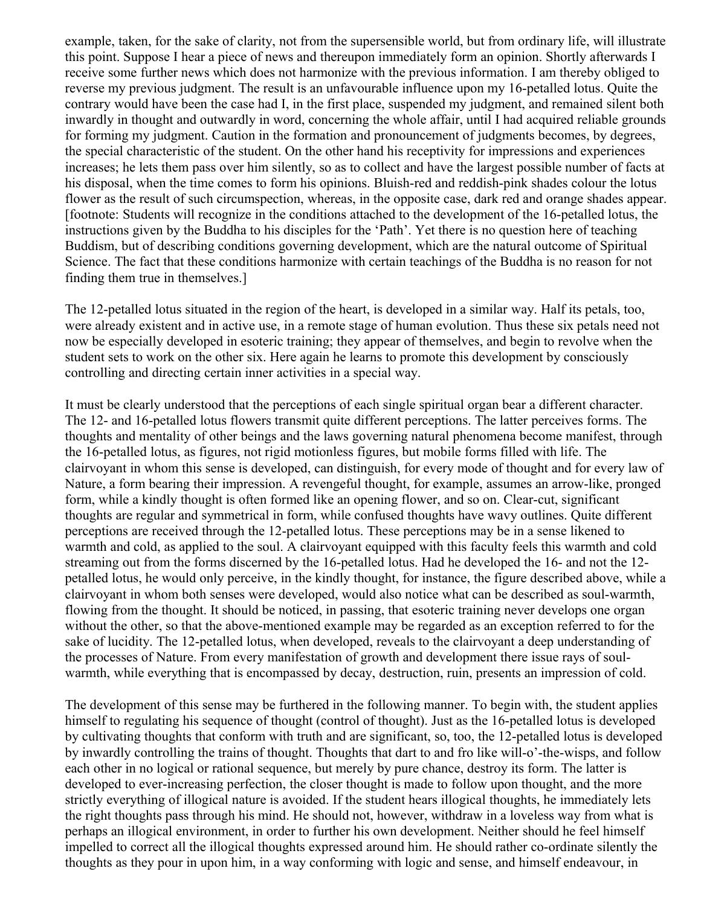example, taken, for the sake of clarity, not from the supersensible world, but from ordinary life, will illustrate this point. Suppose I hear a piece of news and thereupon immediately form an opinion. Shortly afterwards I receive some further news which does not harmonize with the previous information. I am thereby obliged to reverse my previous judgment. The result is an unfavourable influence upon my 16-petalled lotus. Quite the contrary would have been the case had I, in the first place, suspended my judgment, and remained silent both inwardly in thought and outwardly in word, concerning the whole affair, until I had acquired reliable grounds for forming my judgment. Caution in the formation and pronouncement of judgments becomes, by degrees, the special characteristic of the student. On the other hand his receptivity for impressions and experiences increases; he lets them pass over him silently, so as to collect and have the largest possible number of facts at his disposal, when the time comes to form his opinions. Bluish-red and reddish-pink shades colour the lotus flower as the result of such circumspection, whereas, in the opposite case, dark red and orange shades appear. [footnote: Students will recognize in the conditions attached to the development of the 16-petalled lotus, the instructions given by the Buddha to his disciples for the 'Path'. Yet there is no question here of teaching Buddhism, but of describing conditions governing development, which are the natural outcome of Spiritual Science. The fact that these conditions harmonize with certain teachings of the Buddha is no reason for not finding them true in themselves.]

The 12-petalled lotus situated in the region of the heart, is developed in a similar way. Half its petals, too, were already existent and in active use, in a remote stage of human evolution. Thus these six petals need not now be especially developed in esoteric training; they appear of themselves, and begin to revolve when the student sets to work on the other six. Here again he learns to promote this development by consciously controlling and directing certain inner activities in a special way.

It must be clearly understood that the perceptions of each single spiritual organ bear a different character. The 12- and 16-petalled lotus flowers transmit quite different perceptions. The latter perceives forms. The thoughts and mentality of other beings and the laws governing natural phenomena become manifest, through the 16-petalled lotus, as figures, not rigid motionless figures, but mobile forms filled with life. The clairvoyant in whom this sense is developed, can distinguish, for every mode of thought and for every law of Nature, a form bearing their impression. A revengeful thought, for example, assumes an arrow-like, pronged form, while a kindly thought is often formed like an opening flower, and so on. Clear-cut, significant thoughts are regular and symmetrical in form, while confused thoughts have wavy outlines. Quite different perceptions are received through the 12-petalled lotus. These perceptions may be in a sense likened to warmth and cold, as applied to the soul. A clairvoyant equipped with this faculty feels this warmth and cold streaming out from the forms discerned by the 16-petalled lotus. Had he developed the 16- and not the 12-petalled lotus, he would only perceive, in the kindly thought, for instance, the figure described above, while a clairvoyant in whom both senses were developed, would also notice what can be described as soul-warmth, flowing from the thought. It should be noticed, in passing, that esoteric training never develops one organ without the other, so that the above-mentioned example may be regarded as an exception referred to for the sake of lucidity. The 12-petalled lotus, when developed, reveals to the clairvoyant a deep understanding of the processes of Nature. From every manifestation of growth and development there issue rays of soul-warmth, while everything that is encompassed by decay, destruction, ruin, presents an impression of cold.

The development of this sense may be furthered in the following manner. To begin with, the student applies himself to regulating his sequence of thought (control of thought). Just as the 16-petalled lotus is developed by cultivating thoughts that conform with truth and are significant, so, too, the 12-petalled lotus is developed by inwardly controlling the trains of thought. Thoughts that dart to and fro like will-o'-the-wisps, and follow each other in no logical or rational sequence, but merely by pure chance, destroy its form. The latter is developed to ever-increasing perfection, the closer thought is made to follow upon thought, and the more strictly everything of illogical nature is avoided. If the student hears illogical thoughts, he immediately lets the right thoughts pass through his mind. He should not, however, withdraw in a loveless way from what is perhaps an illogical environment, in order to further his own development. Neither should he feel himself impelled to correct all the illogical thoughts expressed around him. He should rather co-ordinate silently the thoughts as they pour in upon him, in a way conforming with logic and sense, and himself endeavour, in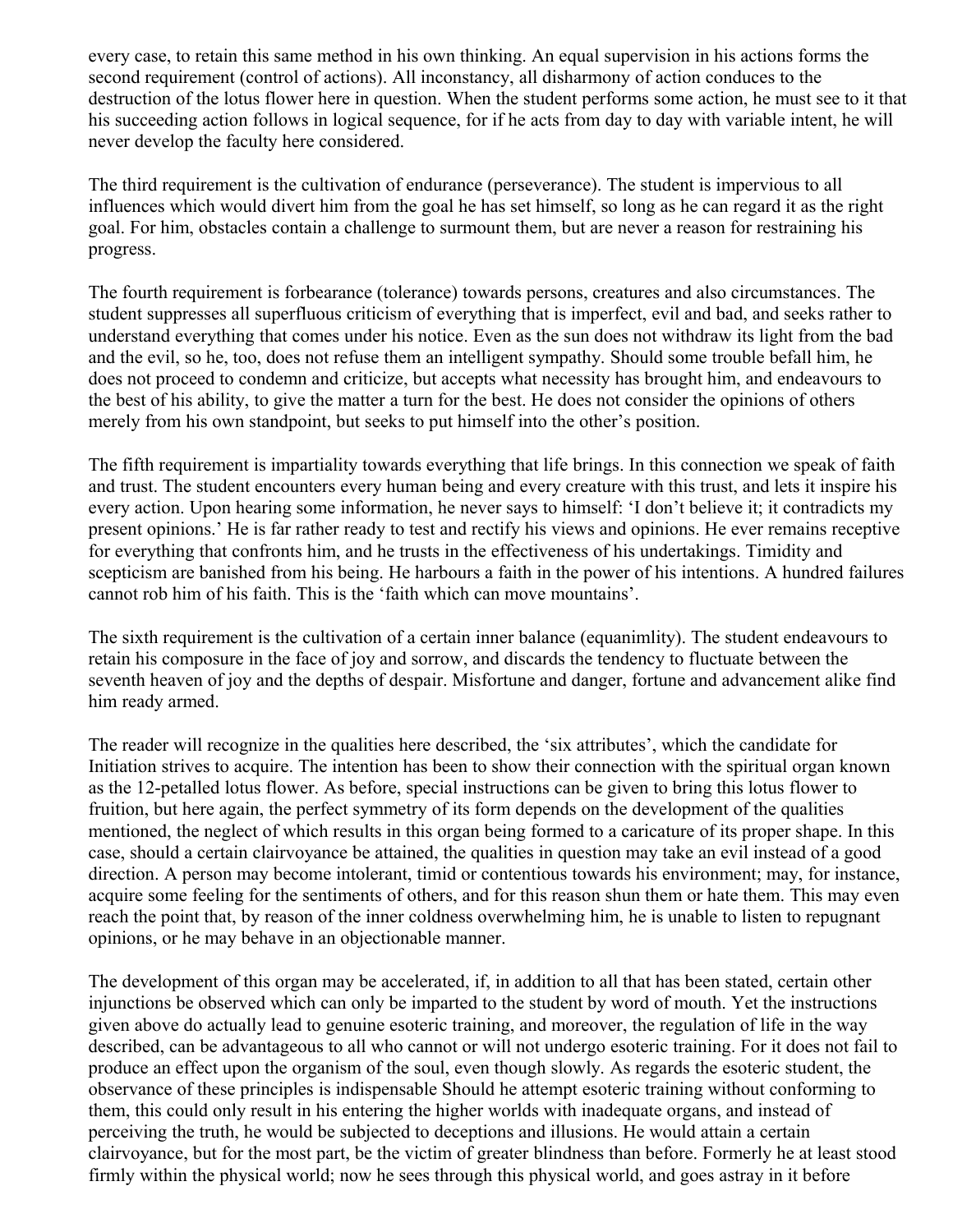every case, to retain this same method in his own thinking. An equal supervision in his actions forms the second requirement (control of actions). All inconstancy, all disharmony of action conduces to the destruction of the lotus flower here in question. When the student performs some action, he must see to it that his succeeding action follows in logical sequence, for if he acts from day to day with variable intent, he will never develop the faculty here considered.

The third requirement is the cultivation of endurance (perseverance). The student is impervious to all influences which would divert him from the goal he has set himself, so long as he can regard it as the right goal. For him, obstacles contain a challenge to surmount them, but are never a reason for restraining his progress.

The fourth requirement is forbearance (tolerance) towards persons, creatures and also circumstances. The student suppresses all superfluous criticism of everything that is imperfect, evil and bad, and seeks rather to understand everything that comes under his notice. Even as the sun does not withdraw its light from the bad and the evil, so he, too, does not refuse them an intelligent sympathy. Should some trouble befall him, he does not proceed to condemn and criticize, but accepts what necessity has brought him, and endeavours to the best of his ability, to give the matter a turn for the best. He does not consider the opinions of others merely from his own standpoint, but seeks to put himself into the other's position.

The fifth requirement is impartiality towards everything that life brings. In this connection we speak of faith and trust. The student encounters every human being and every creature with this trust, and lets it inspire his every action. Upon hearing some information, he never says to himself: 'I don't believe it; it contradicts my present opinions.' He is far rather ready to test and rectify his views and opinions. He ever remains receptive for everything that confronts him, and he trusts in the effectiveness of his undertakings. Timidity and scepticism are banished from his being. He harbours a faith in the power of his intentions. A hundred failures cannot rob him of his faith. This is the 'faith which can move mountains'.

The sixth requirement is the cultivation of a certain inner balance (equanimlity). The student endeavours to retain his composure in the face of joy and sorrow, and discards the tendency to fluctuate between the seventh heaven of joy and the depths of despair. Misfortune and danger, fortune and advancement alike find him ready armed.

The reader will recognize in the qualities here described, the 'six attributes', which the candidate for Initiation strives to acquire. The intention has been to show their connection with the spiritual organ known as the 12-petalled lotus flower. As before, special instructions can be given to bring this lotus flower to fruition, but here again, the perfect symmetry of its form depends on the development of the qualities mentioned, the neglect of which results in this organ being formed to a caricature of its proper shape. In this case, should a certain clairvoyance be attained, the qualities in question may take an evil instead of a good direction. A person may become intolerant, timid or contentious towards his environment; may, for instance, acquire some feeling for the sentiments of others, and for this reason shun them or hate them. This may even reach the point that, by reason of the inner coldness overwhelming him, he is unable to listen to repugnant opinions, or he may behave in an objectionable manner.

The development of this organ may be accelerated, if, in addition to all that has been stated, certain other injunctions be observed which can only be imparted to the student by word of mouth. Yet the instructions given above do actually lead to genuine esoteric training, and moreover, the regulation of life in the way described, can be advantageous to all who cannot or will not undergo esoteric training. For it does not fail to produce an effect upon the organism of the soul, even though slowly. As regards the esoteric student, the observance of these principles is indispensable Should he attempt esoteric training without conforming to them, this could only result in his entering the higher worlds with inadequate organs, and instead of perceiving the truth, he would be subjected to deceptions and illusions. He would attain a certain clairvoyance, but for the most part, be the victim of greater blindness than before. Formerly he at least stood firmly within the physical world; now he sees through this physical world, and goes astray in it before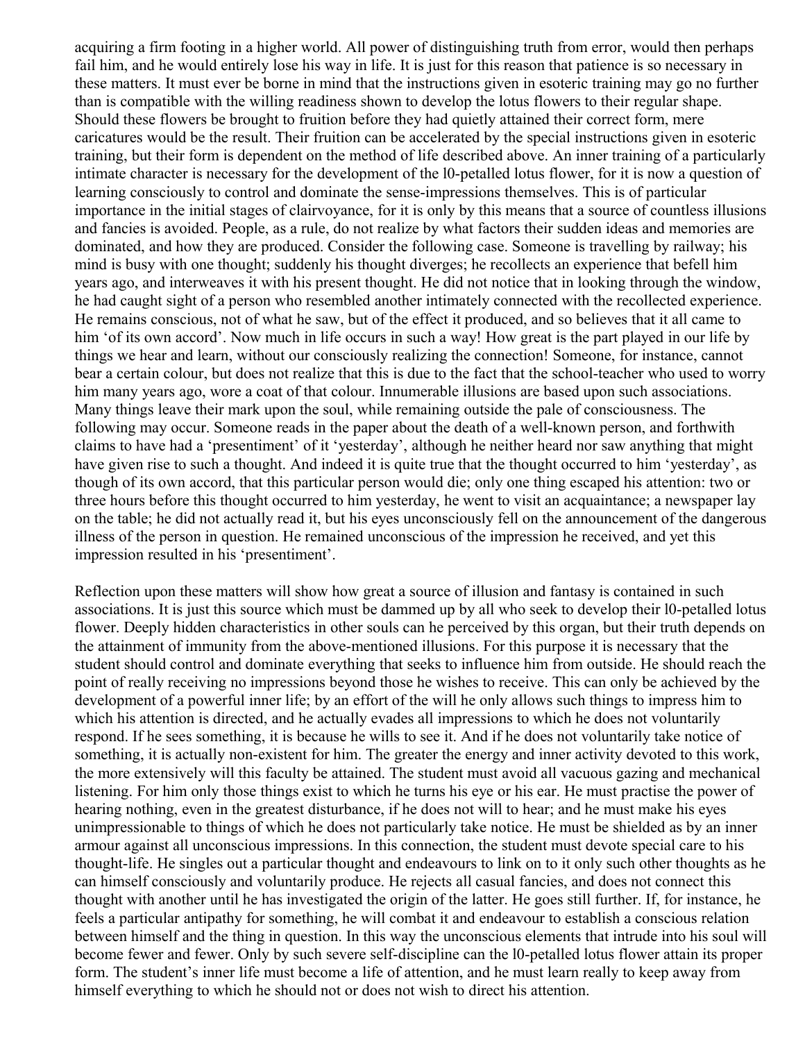acquiring a firm footing in a higher world. All power of distinguishing truth from error, would then perhaps fail him, and he would entirely lose his way in life. It is just for this reason that patience is so necessary in these matters. It must ever be borne in mind that the instructions given in esoteric training may go no further than is compatible with the willing readiness shown to develop the lotus flowers to their regular shape. Should these flowers be brought to fruition before they had quietly attained their correct form, mere caricatures would be the result. Their fruition can be accelerated by the special instructions given in esoteric training, but their form is dependent on the method of life described above. An inner training of a particularly intimate character is necessary for the development of the l0-petalled lotus flower, for it is now a question of learning consciously to control and dominate the sense-impressions themselves. This is of particular importance in the initial stages of clairvoyance, for it is only by this means that a source of countless illusions and fancies is avoided. People, as a rule, do not realize by what factors their sudden ideas and memories are dominated, and how they are produced. Consider the following case. Someone is travelling by railway; his mind is busy with one thought; suddenly his thought diverges; he recollects an experience that befell him years ago, and interweaves it with his present thought. He did not notice that in looking through the window, he had caught sight of a person who resembled another intimately connected with the recollected experience. He remains conscious, not of what he saw, but of the effect it produced, and so believes that it all came to him 'of its own accord'. Now much in life occurs in such a way! How great is the part played in our life by things we hear and learn, without our consciously realizing the connection! Someone, for instance, cannot bear a certain colour, but does not realize that this is due to the fact that the school-teacher who used to worry him many years ago, wore a coat of that colour. Innumerable illusions are based upon such associations. Many things leave their mark upon the soul, while remaining outside the pale of consciousness. The following may occur. Someone reads in the paper about the death of a well-known person, and forthwith claims to have had a 'presentiment' of it 'yesterday', although he neither heard nor saw anything that might have given rise to such a thought. And indeed it is quite true that the thought occurred to him 'yesterday', as though of its own accord, that this particular person would die; only one thing escaped his attention: two or three hours before this thought occurred to him yesterday, he went to visit an acquaintance; a newspaper lay on the table; he did not actually read it, but his eyes unconsciously fell on the announcement of the dangerous illness of the person in question. He remained unconscious of the impression he received, and yet this impression resulted in his 'presentiment'.

Reflection upon these matters will show how great a source of illusion and fantasy is contained in such associations. It is just this source which must be dammed up by all who seek to develop their l0-petalled lotus flower. Deeply hidden characteristics in other souls can be perceived by this organ, but their truth depends on the attainment of immunity from the above-mentioned illusions. For this purpose it is necessary that the student should control and dominate everything that seeks to influence him from outside. He should reach the point of really receiving no impressions beyond those he wishes to receive. This can only be achieved by the development of a powerful inner life; by an effort of the will he only allows such things to impress him to which his attention is directed, and he actually evades all impressions to which he does not voluntarily respond. If he sees something, it is because he wills to see it. And if he does not voluntarily take notice of something, it is actually non-existent for him. The greater the energy and inner activity devoted to this work, the more extensively will this faculty be attained. The student must avoid all vacuous gazing and mechanical listening. For him only those things exist to which he turns his eye or his ear. He must practise the power of hearing nothing, even in the greatest disturbance, if he does not will to hear; and he must make his eyes unimpressionable to things of which he does not particularly take notice. He must be shielded as by an inner armour against all unconscious impressions. In this connection, the student must devote special care to his thought-life. He singles out a particular thought and endeavours to link on to it only such other thoughts as he can himself consciously and voluntarily produce. He rejects all casual fancies, and does not connect this thought with another until he has investigated the origin of the latter. He goes still further. If, for instance, he feels a particular antipathy for something, he will combat it and endeavour to establish a conscious relation between himself and the thing in question. In this way the unconscious elements that intrude into his soul will become fewer and fewer. Only by such severe self-discipline can the l0-petalled lotus flower attain its proper form. The student's inner life must become a life of attention, and he must learn really to keep away from himself everything to which he should not or does not wish to direct his attention.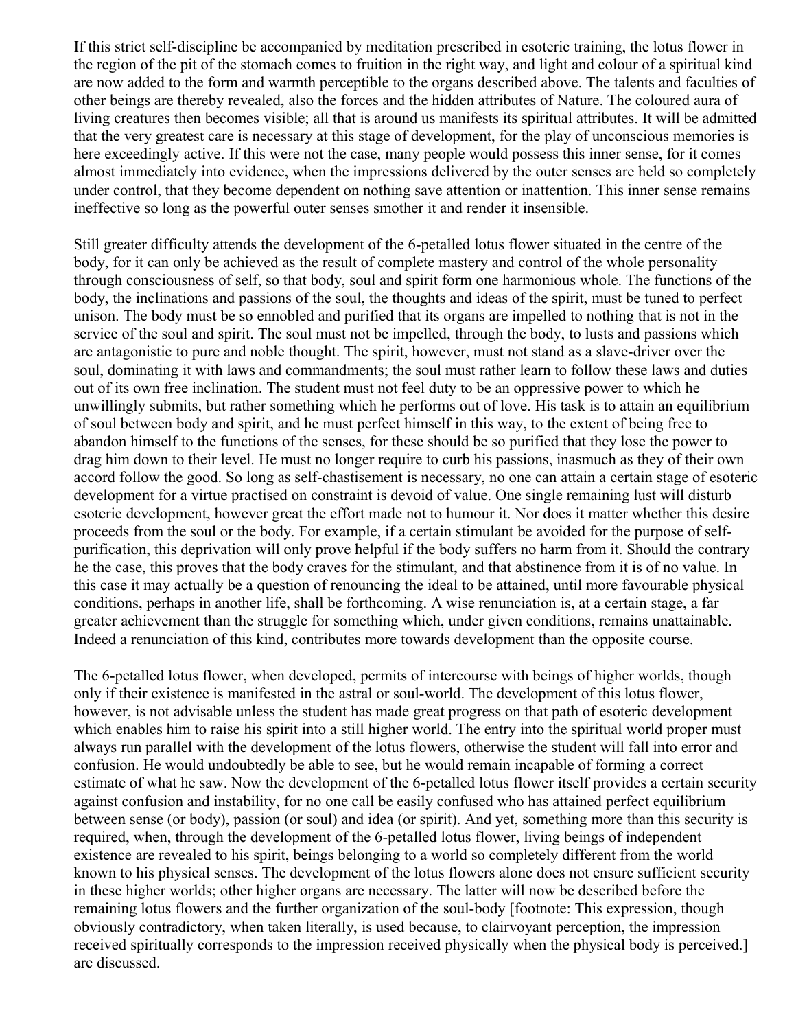If this strict self-discipline be accompanied by meditation prescribed in esoteric training, the lotus flower in the region of the pit of the stomach comes to fruition in the right way, and light and colour of a spiritual kind are now added to the form and warmth perceptible to the organs described above. The talents and faculties of other beings are thereby revealed, also the forces and the hidden attributes of Nature. The coloured aura of living creatures then becomes visible; all that is around us manifests its spiritual attributes. It will be admitted that the very greatest care is necessary at this stage of development, for the play of unconscious memories is here exceedingly active. If this were not the case, many people would possess this inner sense, for it comes almost immediately into evidence, when the impressions delivered by the outer senses are held so completely under control, that they become dependent on nothing save attention or inattention. This inner sense remains ineffective so long as the powerful outer senses smother it and render it insensible.

Still greater difficulty attends the development of the 6-petalled lotus flower situated in the centre of the body, for it can only be achieved as the result of complete mastery and control of the whole personality through consciousness of self, so that body, soul and spirit form one harmonious whole. The functions of the body, the inclinations and passions of the soul, the thoughts and ideas of the spirit, must be tuned to perfect unison. The body must be so ennobled and purified that its organs are impelled to nothing that is not in the service of the soul and spirit. The soul must not be impelled, through the body, to lusts and passions which are antagonistic to pure and noble thought. The spirit, however, must not stand as a slave-driver over the soul, dominating it with laws and commandments; the soul must rather learn to follow these laws and duties out of its own free inclination. The student must not feel duty to be an oppressive power to which he unwillingly submits, but rather something which he performs out of love. His task is to attain an equilibrium of soul between body and spirit, and he must perfect himself in this way, to the extent of being free to abandon himself to the functions of the senses, for these should be so purified that they lose the power to drag him down to their level. He must no longer require to curb his passions, inasmuch as they of their own accord follow the good. So long as self-chastisement is necessary, no one can attain a certain stage of esoteric development for a virtue practised on constraint is devoid of value. One single remaining lust will disturb esoteric development, however great the effort made not to humour it. Nor does it matter whether this desire proceeds from the soul or the body. For example, if a certain stimulant be avoided for the purpose of self-purification, this deprivation will only prove helpful if the body suffers no harm from it. Should the contrary he the case, this proves that the body craves for the stimulant, and that abstinence from it is of no value. In this case it may actually be a question of renouncing the ideal to be attained, until more favourable physical conditions, perhaps in another life, shall be forthcoming. A wise renunciation is, at a certain stage, a far greater achievement than the struggle for something which, under given conditions, remains unattainable. Indeed a renunciation of this kind, contributes more towards development than the opposite course.

The 6-petalled lotus flower, when developed, permits of intercourse with beings of higher worlds, though only if their existence is manifested in the astral or soul-world. The development of this lotus flower, however, is not advisable unless the student has made great progress on that path of esoteric development which enables him to raise his spirit into a still higher world. The entry into the spiritual world proper must always run parallel with the development of the lotus flowers, otherwise the student will fall into error and confusion. He would undoubtedly be able to see, but he would remain incapable of forming a correct estimate of what he saw. Now the development of the 6-petalled lotus flower itself provides a certain security against confusion and instability, for no one call be easily confused who has attained perfect equilibrium between sense (or body), passion (or soul) and idea (or spirit). And yet, something more than this security is required, when, through the development of the 6-petalled lotus flower, living beings of independent existence are revealed to his spirit, beings belonging to a world so completely different from the world known to his physical senses. The development of the lotus flowers alone does not ensure sufficient security in these higher worlds; other higher organs are necessary. The latter will now be described before the remaining lotus flowers and the further organization of the soul-body [footnote: This expression, though obviously contradictory, when taken literally, is used because, to clairvoyant perception, the impression received spiritually corresponds to the impression received physically when the physical body is perceived.] are discussed.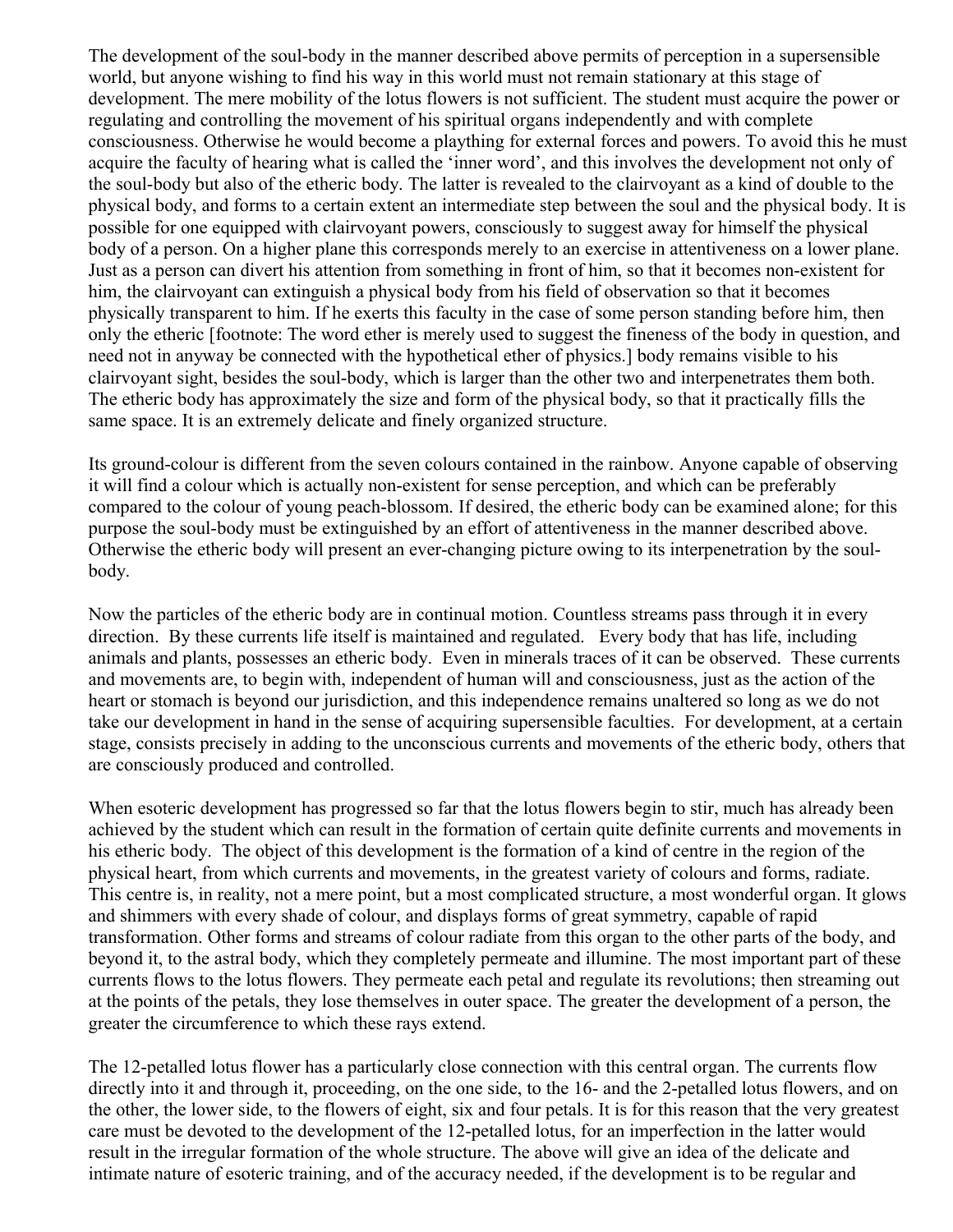The development of the soul-body in the manner described above permits of perception in a supersensible world, but anyone wishing to find his way in this world must not remain stationary at this stage of development. The mere mobility of the lotus flowers is not sufficient. The student must acquire the power or regulating and controlling the movement of his spiritual organs independently and with complete consciousness. Otherwise he would become a plaything for external forces and powers. To avoid this he must acquire the faculty of hearing what is called the 'inner word', and this involves the development not only of the soul-body but also of the etheric body. The latter is revealed to the clairvoyant as a kind of double to the physical body, and forms to a certain extent an intermediate step between the soul and the physical body. It is possible for one equipped with clairvoyant powers, consciously to suggest away for himself the physical body of a person. On a higher plane this corresponds merely to an exercise in attentiveness on a lower plane. Just as a person can divert his attention from something in front of him, so that it becomes non-existent for him, the clairvoyant can extinguish a physical body from his field of observation so that it becomes physically transparent to him. If he exerts this faculty in the case of some person standing before him, then only the etheric [footnote: The word ether is merely used to suggest the fineness of the body in question, and need not in anyway be connected with the hypothetical ether of physics.] body remains visible to his clairvoyant sight, besides the soul-body, which is larger than the other two and interpenetrates them both. The etheric body has approximately the size and form of the physical body, so that it practically fills the same space. It is an extremely delicate and finely organized structure.

Its ground-colour is different from the seven colours contained in the rainbow. Anyone capable of observing it will find a colour which is actually non-existent for sense perception, and which can be preferably compared to the colour of young peach-blossom. If desired, the etheric body can be examined alone; for this purpose the soul-body must be extinguished by an effort of attentiveness in the manner described above. Otherwise the etheric body will present an ever-changing picture owing to its interpenetration by the soul-body.

Now the particles of the etheric body are in continual motion. Countless streams pass through it in every direction. By these currents life itself is maintained and regulated. Every body that has life, including animals and plants, possesses an etheric body. Even in minerals traces of it can be observed. These currents and movements are, to begin with, independent of human will and consciousness, just as the action of the heart or stomach is beyond our jurisdiction, and this independence remains unaltered so long as we do not take our development in hand in the sense of acquiring supersensible faculties. For development, at a certain stage, consists precisely in adding to the unconscious currents and movements of the etheric body, others that are consciously produced and controlled.

When esoteric development has progressed so far that the lotus flowers begin to stir, much has already been achieved by the student which can result in the formation of certain quite definite currents and movements in his etheric body. The object of this development is the formation of a kind of centre in the region of the physical heart, from which currents and movements, in the greatest variety of colours and forms, radiate. This centre is, in reality, not a mere point, but a most complicated structure, a most wonderful organ. It glows and shimmers with every shade of colour, and displays forms of great symmetry, capable of rapid transformation. Other forms and streams of colour radiate from this organ to the other parts of the body, and beyond it, to the astral body, which they completely permeate and illumine. The most important part of these currents flows to the lotus flowers. They permeate each petal and regulate its revolutions; then streaming out at the points of the petals, they lose themselves in outer space. The greater the development of a person, the greater the circumference to which these rays extend.

The 12-petalled lotus flower has a particularly close connection with this central organ. The currents flow directly into it and through it, proceeding, on the one side, to the 16- and the 2-petalled lotus flowers, and on the other, the lower side, to the flowers of eight, six and four petals. It is for this reason that the very greatest care must be devoted to the development of the 12-petalled lotus, for an imperfection in the latter would result in the irregular formation of the whole structure. The above will give an idea of the delicate and intimate nature of esoteric training, and of the accuracy needed, if the development is to be regular and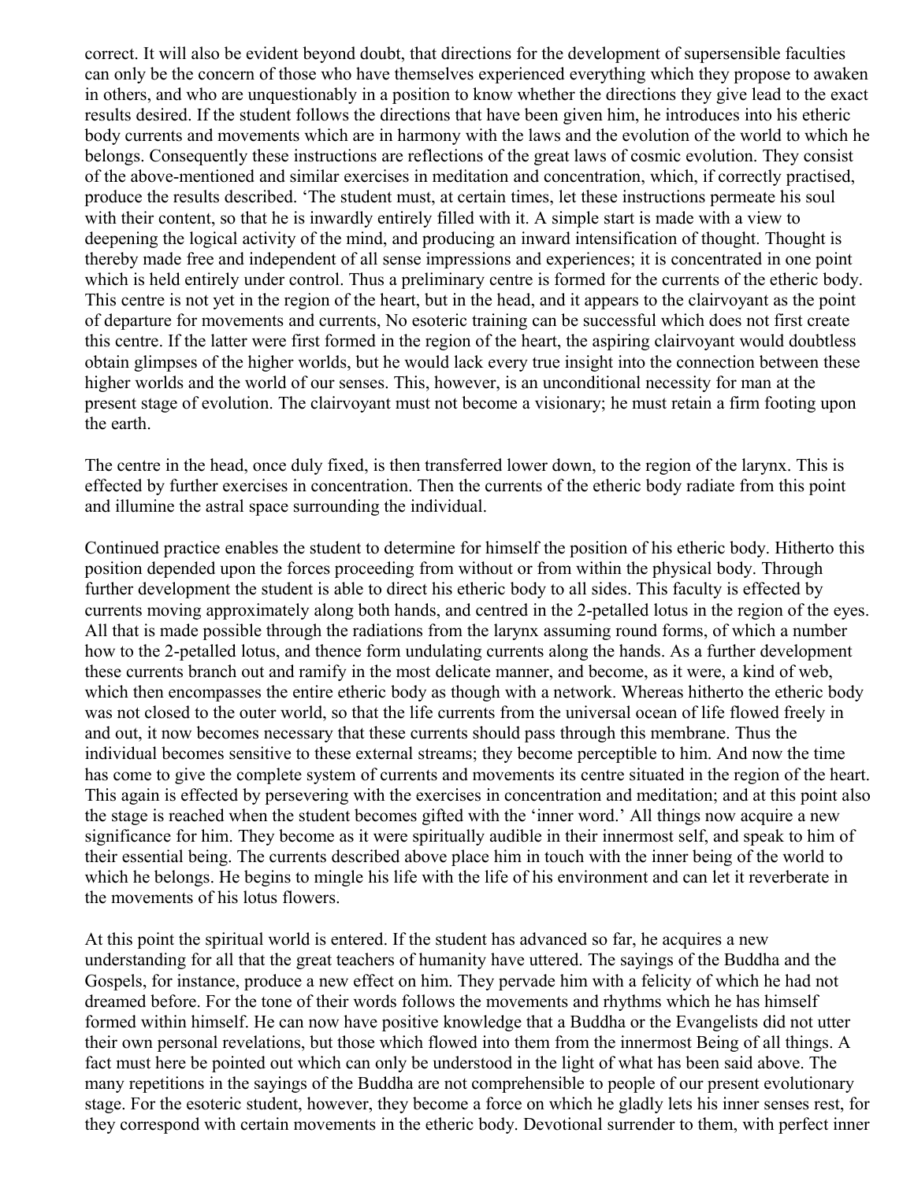correct. It will also be evident beyond doubt, that directions for the development of supersensible faculties can only be the concern of those who have themselves experienced everything which they propose to awaken in others, and who are unquestionably in a position to know whether the directions they give lead to the exact results desired. If the student follows the directions that have been given him, he introduces into his etheric body currents and movements which are in harmony with the laws and the evolution of the world to which he belongs. Consequently these instructions are reflections of the great laws of cosmic evolution. They consist of the above-mentioned and similar exercises in meditation and concentration, which, if correctly practised, produce the results described. 'The student must, at certain times, let these instructions permeate his soul with their content, so that he is inwardly entirely filled with it. A simple start is made with a view to deepening the logical activity of the mind, and producing an inward intensification of thought. Thought is thereby made free and independent of all sense impressions and experiences; it is concentrated in one point which is held entirely under control. Thus a preliminary centre is formed for the currents of the etheric body. This centre is not yet in the region of the heart, but in the head, and it appears to the clairvoyant as the point of departure for movements and currents, No esoteric training can be successful which does not first create this centre. If the latter were first formed in the region of the heart, the aspiring clairvoyant would doubtless obtain glimpses of the higher worlds, but he would lack every true insight into the connection between these higher worlds and the world of our senses. This, however, is an unconditional necessity for man at the present stage of evolution. The clairvoyant must not become a visionary; he must retain a firm footing upon the earth.

The centre in the head, once duly fixed, is then transferred lower down, to the region of the larynx. This is effected by further exercises in concentration. Then the currents of the etheric body radiate from this point and illumine the astral space surrounding the individual.

Continued practice enables the student to determine for himself the position of his etheric body. Hitherto this position depended upon the forces proceeding from without or from within the physical body. Through further development the student is able to direct his etheric body to all sides. This faculty is effected by currents moving approximately along both hands, and centred in the 2-petalled lotus in the region of the eyes. All that is made possible through the radiations from the larynx assuming round forms, of which a number how to the 2-petalled lotus, and thence form undulating currents along the hands. As a further development these currents branch out and ramify in the most delicate manner, and become, as it were, a kind of web, which then encompasses the entire etheric body as though with a network. Whereas hitherto the etheric body was not closed to the outer world, so that the life currents from the universal ocean of life flowed freely in and out, it now becomes necessary that these currents should pass through this membrane. Thus the individual becomes sensitive to these external streams; they become perceptible to him. And now the time has come to give the complete system of currents and movements its centre situated in the region of the heart. This again is effected by persevering with the exercises in concentration and meditation; and at this point also the stage is reached when the student becomes gifted with the 'inner word.' All things now acquire a new significance for him. They become as it were spiritually audible in their innermost self, and speak to him of their essential being. The currents described above place him in touch with the inner being of the world to which he belongs. He begins to mingle his life with the life of his environment and can let it reverberate in the movements of his lotus flowers.

At this point the spiritual world is entered. If the student has advanced so far, he acquires a new understanding for all that the great teachers of humanity have uttered. The sayings of the Buddha and the Gospels, for instance, produce a new effect on him. They pervade him with a felicity of which he had not dreamed before. For the tone of their words follows the movements and rhythms which he has himself formed within himself. He can now have positive knowledge that a Buddha or the Evangelists did not utter their own personal revelations, but those which flowed into them from the innermost Being of all things. A fact must here be pointed out which can only be understood in the light of what has been said above. The many repetitions in the sayings of the Buddha are not comprehensible to people of our present evolutionary stage. For the esoteric student, however, they become a force on which he gladly lets his inner senses rest, for they correspond with certain movements in the etheric body. Devotional surrender to them, with perfect inner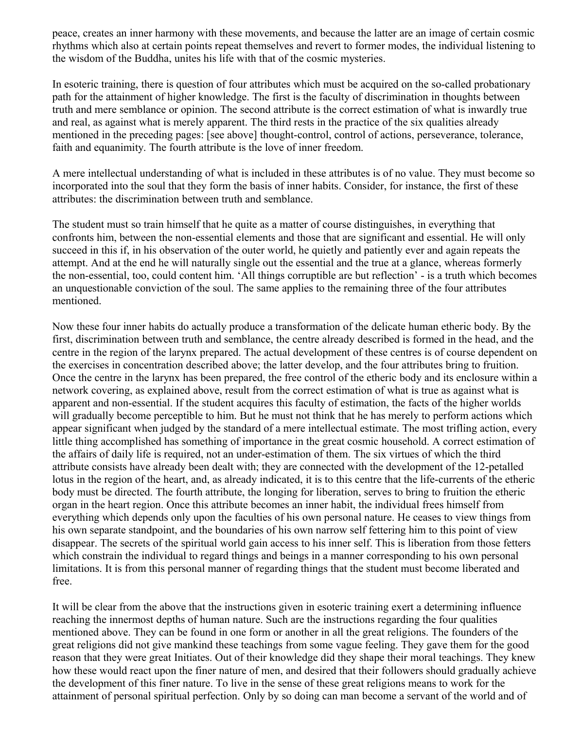peace, creates an inner harmony with these movements, and because the latter are an image of certain cosmic rhythms which also at certain points repeat themselves and revert to former modes, the individual listening to the wisdom of the Buddha, unites his life with that of the cosmic mysteries.

In esoteric training, there is question of four attributes which must be acquired on the so-called probationary path for the attainment of higher knowledge. The first is the faculty of discrimination in thoughts between truth and mere semblance or opinion. The second attribute is the correct estimation of what is inwardly true and real, as against what is merely apparent. The third rests in the practice of the six qualities already mentioned in the preceding pages: [see above] thought-control, control of actions, perseverance, tolerance, faith and equanimity. The fourth attribute is the love of inner freedom.

A mere intellectual understanding of what is included in these attributes is of no value. They must become so incorporated into the soul that they form the basis of inner habits. Consider, for instance, the first of these attributes: the discrimination between truth and semblance.

The student must so train himself that he quite as a matter of course distinguishes, in everything that confronts him, between the non-essential elements and those that are significant and essential. He will only succeed in this if, in his observation of the outer world, he quietly and patiently ever and again repeats the attempt. And at the end he will naturally single out the essential and the true at a glance, whereas formerly the non-essential, too, could content him. 'All things corruptible are but reflection' - is a truth which becomes an unquestionable conviction of the soul. The same applies to the remaining three of the four attributes mentioned.

Now these four inner habits do actually produce a transformation of the delicate human etheric body. By the first, discrimination between truth and semblance, the centre already described is formed in the head, and the centre in the region of the larynx prepared. The actual development of these centres is of course dependent on the exercises in concentration described above; the latter develop, and the four attributes bring to fruition. Once the centre in the larynx has been prepared, the free control of the etheric body and its enclosure within a network covering, as explained above, result from the correct estimation of what is true as against what is apparent and non-essential. If the student acquires this faculty of estimation, the facts of the higher worlds will gradually become perceptible to him. But he must not think that he has merely to perform actions which appear significant when judged by the standard of a mere intellectual estimate. The most trifling action, every little thing accomplished has something of importance in the great cosmic household. A correct estimation of the affairs of daily life is required, not an under-estimation of them. The six virtues of which the third attribute consists have already been dealt with; they are connected with the development of the 12-petalled lotus in the region of the heart, and, as already indicated, it is to this centre that the life-currents of the etheric body must be directed. The fourth attribute, the longing for liberation, serves to bring to fruition the etheric organ in the heart region. Once this attribute becomes an inner habit, the individual frees himself from everything which depends only upon the faculties of his own personal nature. He ceases to view things from his own separate standpoint, and the boundaries of his own narrow self fettering him to this point of view disappear. The secrets of the spiritual world gain access to his inner self. This is liberation from those fetters which constrain the individual to regard things and beings in a manner corresponding to his own personal limitations. It is from this personal manner of regarding things that the student must become liberated and free.

It will be clear from the above that the instructions given in esoteric training exert a determining influence reaching the innermost depths of human nature. Such are the instructions regarding the four qualities mentioned above. They can be found in one form or another in all the great religions. The founders of the great religions did not give mankind these teachings from some vague feeling. They gave them for the good reason that they were great Initiates. Out of their knowledge did they shape their moral teachings. They knew how these would react upon the finer nature of men, and desired that their followers should gradually achieve the development of this finer nature. To live in the sense of these great religions means to work for the attainment of personal spiritual perfection. Only by so doing can man become a servant of the world and of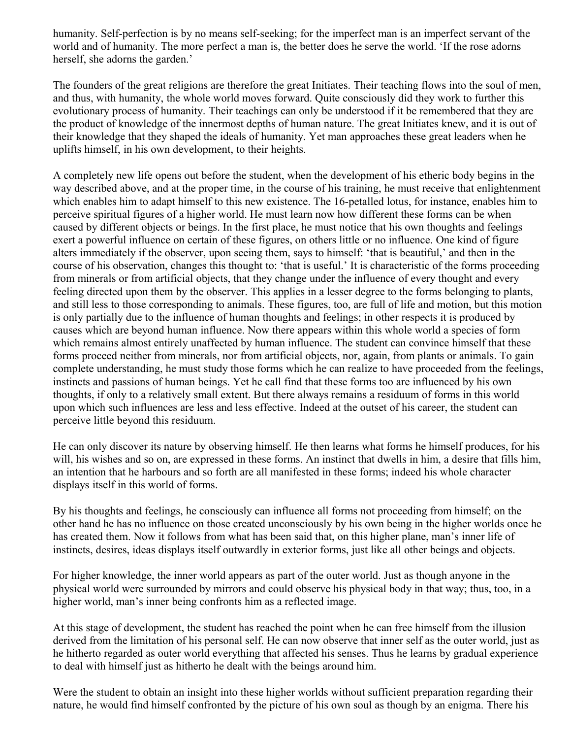humanity. Self-perfection is by no means self-seeking; for the imperfect man is an imperfect servant of the world and of humanity. The more perfect a man is, the better does he serve the world. 'If the rose adorns herself, she adorns the garden.'

The founders of the great religions are therefore the great Initiates. Their teaching flows into the soul of men, and thus, with humanity, the whole world moves forward. Quite consciously did they work to further this evolutionary process of humanity. Their teachings can only be understood if it be remembered that they are the product of knowledge of the innermost depths of human nature. The great Initiates knew, and it is out of their knowledge that they shaped the ideals of humanity. Yet man approaches these great leaders when he uplifts himself, in his own development, to their heights.

A completely new life opens out before the student, when the development of his etheric body begins in the way described above, and at the proper time, in the course of his training, he must receive that enlightenment which enables him to adapt himself to this new existence. The 16-petalled lotus, for instance, enables him to perceive spiritual figures of a higher world. He must learn now how different these forms can be when caused by different objects or beings. In the first place, he must notice that his own thoughts and feelings exert a powerful influence on certain of these figures, on others little or no influence. One kind of figure alters immediately if the observer, upon seeing them, says to himself: 'that is beautiful,' and then in the course of his observation, changes this thought to: 'that is useful.' It is characteristic of the forms proceeding from minerals or from artificial objects, that they change under the influence of every thought and every feeling directed upon them by the observer. This applies in a lesser degree to the forms belonging to plants, and still less to those corresponding to animals. These figures, too, are full of life and motion, but this motion is only partially due to the influence of human thoughts and feelings; in other respects it is produced by causes which are beyond human influence. Now there appears within this whole world a species of form which remains almost entirely unaffected by human influence. The student can convince himself that these forms proceed neither from minerals, nor from artificial objects, nor, again, from plants or animals. To gain complete understanding, he must study those forms which he can realize to have proceeded from the feelings, instincts and passions of human beings. Yet he call find that these forms too are influenced by his own thoughts, if only to a relatively small extent. But there always remains a residuum of forms in this world upon which such influences are less and less effective. Indeed at the outset of his career, the student can perceive little beyond this residuum.

He can only discover its nature by observing himself. He then learns what forms he himself produces, for his will, his wishes and so on, are expressed in these forms. An instinct that dwells in him, a desire that fills him, an intention that he harbours and so forth are all manifested in these forms; indeed his whole character displays itself in this world of forms.

By his thoughts and feelings, he consciously can influence all forms not proceeding from himself; on the other hand he has no influence on those created unconsciously by his own being in the higher worlds once he has created them. Now it follows from what has been said that, on this higher plane, man's inner life of instincts, desires, ideas displays itself outwardly in exterior forms, just like all other beings and objects.

For higher knowledge, the inner world appears as part of the outer world. Just as though anyone in the physical world were surrounded by mirrors and could observe his physical body in that way; thus, too, in a higher world, man's inner being confronts him as a reflected image.

At this stage of development, the student has reached the point when he can free himself from the illusion derived from the limitation of his personal self. He can now observe that inner self as the outer world, just as he hitherto regarded as outer world everything that affected his senses. Thus he learns by gradual experience to deal with himself just as hitherto he dealt with the beings around him.

Were the student to obtain an insight into these higher worlds without sufficient preparation regarding their nature, he would find himself confronted by the picture of his own soul as though by an enigma. There his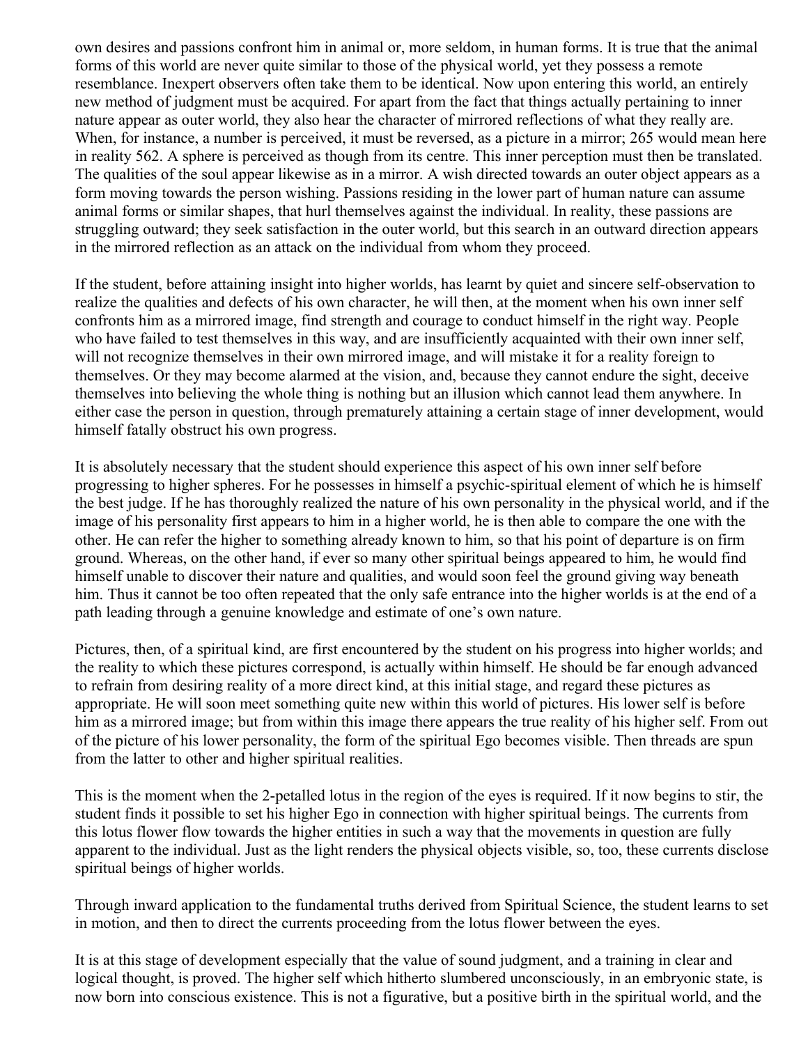own desires and passions confront him in animal or, more seldom, in human forms. It is true that the animal forms of this world are never quite similar to those of the physical world, yet they possess a remote resemblance. Inexpert observers often take them to be identical. Now upon entering this world, an entirely new method of judgment must be acquired. For apart from the fact that things actually pertaining to inner nature appear as outer world, they also hear the character of mirrored reflections of what they really are. When, for instance, a number is perceived, it must be reversed, as a picture in a mirror; 265 would mean here in reality 562. A sphere is perceived as though from its centre. This inner perception must then be translated. The qualities of the soul appear likewise as in a mirror. A wish directed towards an outer object appears as a form moving towards the person wishing. Passions residing in the lower part of human nature can assume animal forms or similar shapes, that hurl themselves against the individual. In reality, these passions are struggling outward; they seek satisfaction in the outer world, but this search in an outward direction appears in the mirrored reflection as an attack on the individual from whom they proceed.

If the student, before attaining insight into higher worlds, has learnt by quiet and sincere self-observation to realize the qualities and defects of his own character, he will then, at the moment when his own inner self confronts him as a mirrored image, find strength and courage to conduct himself in the right way. People who have failed to test themselves in this way, and are insufficiently acquainted with their own inner self, will not recognize themselves in their own mirrored image, and will mistake it for a reality foreign to themselves. Or they may become alarmed at the vision, and, because they cannot endure the sight, deceive themselves into believing the whole thing is nothing but an illusion which cannot lead them anywhere. In either case the person in question, through prematurely attaining a certain stage of inner development, would himself fatally obstruct his own progress.

It is absolutely necessary that the student should experience this aspect of his own inner self before progressing to higher spheres. For he possesses in himself a psychic-spiritual element of which he is himself the best judge. If he has thoroughly realized the nature of his own personality in the physical world, and if the image of his personality first appears to him in a higher world, he is then able to compare the one with the other. He can refer the higher to something already known to him, so that his point of departure is on firm ground. Whereas, on the other hand, if ever so many other spiritual beings appeared to him, he would find himself unable to discover their nature and qualities, and would soon feel the ground giving way beneath him. Thus it cannot be too often repeated that the only safe entrance into the higher worlds is at the end of a path leading through a genuine knowledge and estimate of one's own nature.

Pictures, then, of a spiritual kind, are first encountered by the student on his progress into higher worlds; and the reality to which these pictures correspond, is actually within himself. He should be far enough advanced to refrain from desiring reality of a more direct kind, at this initial stage, and regard these pictures as appropriate. He will soon meet something quite new within this world of pictures. His lower self is before him as a mirrored image; but from within this image there appears the true reality of his higher self. From out of the picture of his lower personality, the form of the spiritual Ego becomes visible. Then threads are spun from the latter to other and higher spiritual realities.

This is the moment when the 2-petalled lotus in the region of the eyes is required. If it now begins to stir, the student finds it possible to set his higher Ego in connection with higher spiritual beings. The currents from this lotus flower flow towards the higher entities in such a way that the movements in question are fully apparent to the individual. Just as the light renders the physical objects visible, so, too, these currents disclose spiritual beings of higher worlds.

Through inward application to the fundamental truths derived from Spiritual Science, the student learns to set in motion, and then to direct the currents proceeding from the lotus flower between the eyes.

It is at this stage of development especially that the value of sound judgment, and a training in clear and logical thought, is proved. The higher self which hitherto slumbered unconsciously, in an embryonic state, is now born into conscious existence. This is not a figurative, but a positive birth in the spiritual world, and the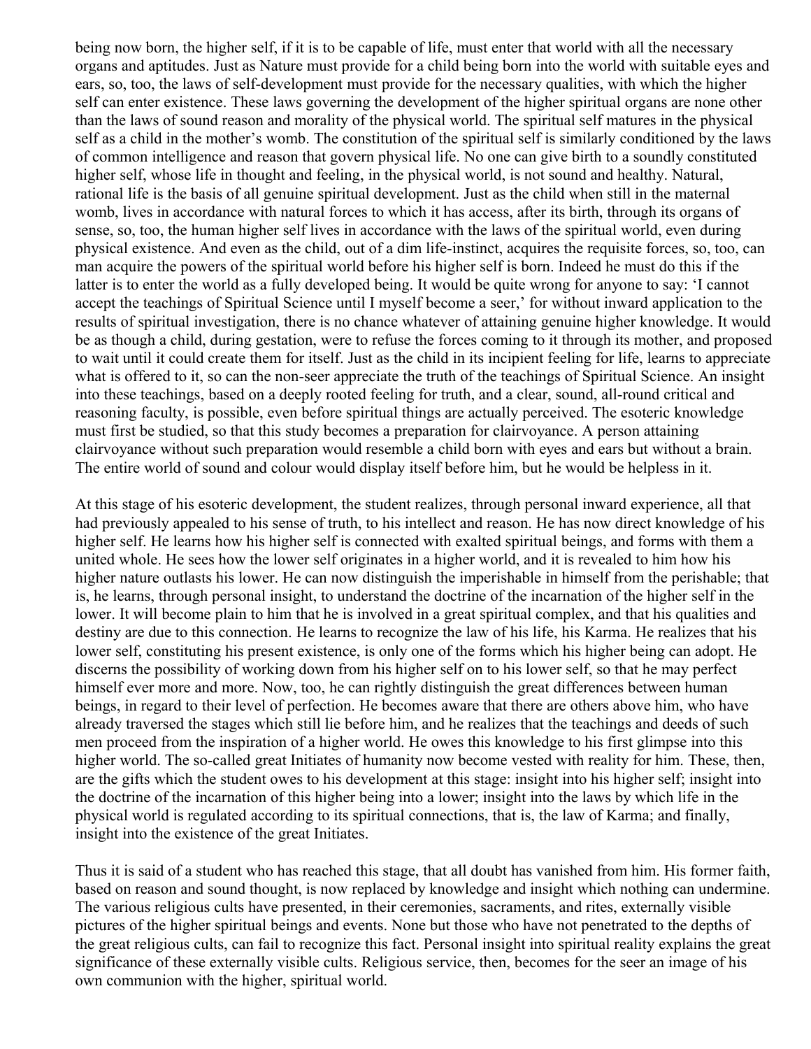being now born, the higher self, if it is to be capable of life, must enter that world with all the necessary organs and aptitudes. Just as Nature must provide for a child being born into the world with suitable eyes and ears, so, too, the laws of self-development must provide for the necessary qualities, with which the higher self can enter existence. These laws governing the development of the higher spiritual organs are none other than the laws of sound reason and morality of the physical world. The spiritual self matures in the physical self as a child in the mother's womb. The constitution of the spiritual self is similarly conditioned by the laws of common intelligence and reason that govern physical life. No one can give birth to a soundly constituted higher self, whose life in thought and feeling, in the physical world, is not sound and healthy. Natural, rational life is the basis of all genuine spiritual development. Just as the child when still in the maternal womb, lives in accordance with natural forces to which it has access, after its birth, through its organs of sense, so, too, the human higher self lives in accordance with the laws of the spiritual world, even during physical existence. And even as the child, out of a dim life-instinct, acquires the requisite forces, so, too, can man acquire the powers of the spiritual world before his higher self is born. Indeed he must do this if the latter is to enter the world as a fully developed being. It would be quite wrong for anyone to say: 'I cannot accept the teachings of Spiritual Science until I myself become a seer,' for without inward application to the results of spiritual investigation, there is no chance whatever of attaining genuine higher knowledge. It would be as though a child, during gestation, were to refuse the forces coming to it through its mother, and proposed to wait until it could create them for itself. Just as the child in its incipient feeling for life, learns to appreciate what is offered to it, so can the non-seer appreciate the truth of the teachings of Spiritual Science. An insight into these teachings, based on a deeply rooted feeling for truth, and a clear, sound, all-round critical and reasoning faculty, is possible, even before spiritual things are actually perceived. The esoteric knowledge must first be studied, so that this study becomes a preparation for clairvoyance. A person attaining clairvoyance without such preparation would resemble a child born with eyes and ears but without a brain. The entire world of sound and colour would display itself before him, but he would be helpless in it.

At this stage of his esoteric development, the student realizes, through personal inward experience, all that had previously appealed to his sense of truth, to his intellect and reason. He has now direct knowledge of his higher self. He learns how his higher self is connected with exalted spiritual beings, and forms with them a united whole. He sees how the lower self originates in a higher world, and it is revealed to him how his higher nature outlasts his lower. He can now distinguish the imperishable in himself from the perishable; that is, he learns, through personal insight, to understand the doctrine of the incarnation of the higher self in the lower. It will become plain to him that he is involved in a great spiritual complex, and that his qualities and destiny are due to this connection. He learns to recognize the law of his life, his Karma. He realizes that his lower self, constituting his present existence, is only one of the forms which his higher being can adopt. He discerns the possibility of working down from his higher self on to his lower self, so that he may perfect himself ever more and more. Now, too, he can rightly distinguish the great differences between human beings, in regard to their level of perfection. He becomes aware that there are others above him, who have already traversed the stages which still lie before him, and he realizes that the teachings and deeds of such men proceed from the inspiration of a higher world. He owes this knowledge to his first glimpse into this higher world. The so-called great Initiates of humanity now become vested with reality for him. These, then, are the gifts which the student owes to his development at this stage: insight into his higher self; insight into the doctrine of the incarnation of this higher being into a lower; insight into the laws by which life in the physical world is regulated according to its spiritual connections, that is, the law of Karma; and finally, insight into the existence of the great Initiates.

Thus it is said of a student who has reached this stage, that all doubt has vanished from him. His former faith, based on reason and sound thought, is now replaced by knowledge and insight which nothing can undermine. The various religious cults have presented, in their ceremonies, sacraments, and rites, externally visible pictures of the higher spiritual beings and events. None but those who have not penetrated to the depths of the great religious cults, can fail to recognize this fact. Personal insight into spiritual reality explains the great significance of these externally visible cults. Religious service, then, becomes for the seer an image of his own communion with the higher, spiritual world.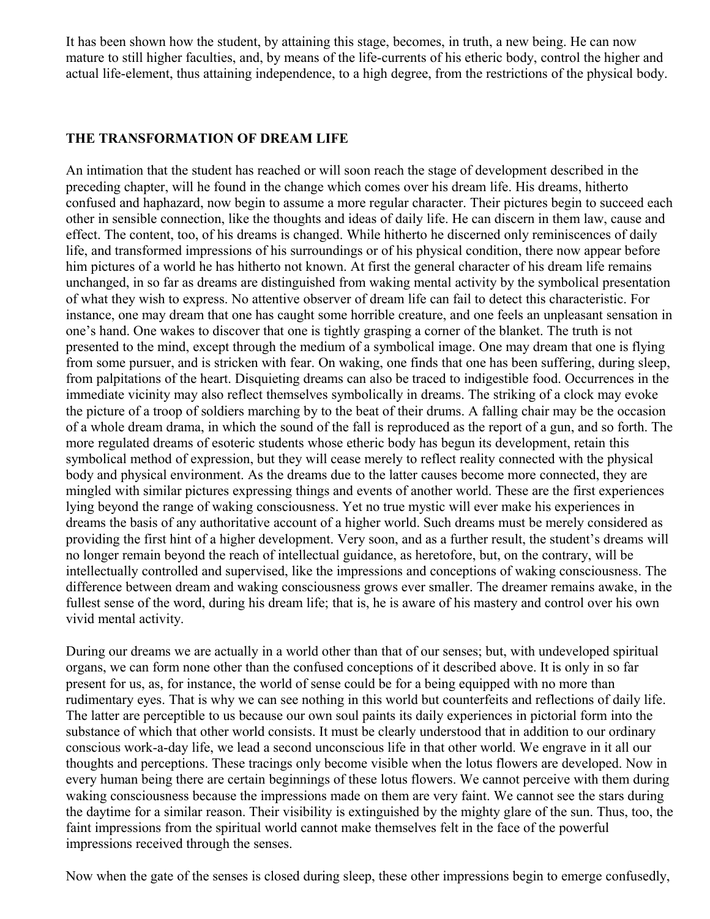It has been shown how the student, by attaining this stage, becomes, in truth, a new being. He can now mature to still higher faculties, and, by means of the life-currents of his etheric body, control the higher and actual life-element, thus attaining independence, to a high degree, from the restrictions of the physical body.

## THE TRANSFORMATION OF DREAM LIFE

An intimation that the student has reached or will soon reach the stage of development described in the preceding chapter, will he found in the change which comes over his dream life. His dreams, hitherto confused and haphazard, now begin to assume a more regular character. Their pictures begin to succeed each other in sensible connection, like the thoughts and ideas of daily life. He can discern in them law, cause and effect. The content, too, of his dreams is changed. While hitherto he discerned only reminiscences of daily life, and transformed impressions of his surroundings or of his physical condition, there now appear before him pictures of a world he has hitherto not known. At first the general character of his dream life remains unchanged, in so far as dreams are distinguished from waking mental activity by the symbolical presentation of what they wish to express. No attentive observer of dream life can fail to detect this characteristic. For instance, one may dream that one has caught some horrible creature, and one feels an unpleasant sensation in one's hand. One wakes to discover that one is tightly grasping a corner of the blanket. The truth is not presented to the mind, except through the medium of a symbolical image. One may dream that one is flying from some pursuer, and is stricken with fear. On waking, one finds that one has been suffering, during sleep, from palpitations of the heart. Disquieting dreams can also be traced to indigestible food. Occurrences in the immediate vicinity may also reflect themselves symbolically in dreams. The striking of a clock may evoke the picture of a troop of soldiers marching by to the beat of their drums. A falling chair may be the occasion of a whole dream drama, in which the sound of the fall is reproduced as the report of a gun, and so forth. The more regulated dreams of esoteric students whose etheric body has begun its development, retain this symbolical method of expression, but they will cease merely to reflect reality connected with the physical body and physical environment. As the dreams due to the latter causes become more connected, they are mingled with similar pictures expressing things and events of another world. These are the first experiences lying beyond the range of waking consciousness. Yet no true mystic will ever make his experiences in dreams the basis of any authoritative account of a higher world. Such dreams must be merely considered as providing the first hint of a higher development. Very soon, and as a further result, the student's dreams will no longer remain beyond the reach of intellectual guidance, as heretofore, but, on the contrary, will be intellectually controlled and supervised, like the impressions and conceptions of waking consciousness. The difference between dream and waking consciousness grows ever smaller. The dreamer remains awake, in the fullest sense of the word, during his dream life; that is, he is aware of his mastery and control over his own vivid mental activity.

During our dreams we are actually in a world other than that of our senses; but, with undeveloped spiritual organs, we can form none other than the confused conceptions of it described above. It is only in so far present for us, as, for instance, the world of sense could be for a being equipped with no more than rudimentary eyes. That is why we can see nothing in this world but counterfeits and reflections of daily life. The latter are perceptible to us because our own soul paints its daily experiences in pictorial form into the substance of which that other world consists. It must be clearly understood that in addition to our ordinary conscious work-a-day life, we lead a second unconscious life in that other world. We engrave in it all our thoughts and perceptions. These tracings only become visible when the lotus flowers are developed. Now in every human being there are certain beginnings of these lotus flowers. We cannot perceive with them during waking consciousness because the impressions made on them are very faint. We cannot see the stars during the daytime for a similar reason. Their visibility is extinguished by the mighty glare of the sun. Thus, too, the faint impressions from the spiritual world cannot make themselves felt in the face of the powerful impressions received through the senses.

Now when the gate of the senses is closed during sleep, these other impressions begin to emerge confusedly,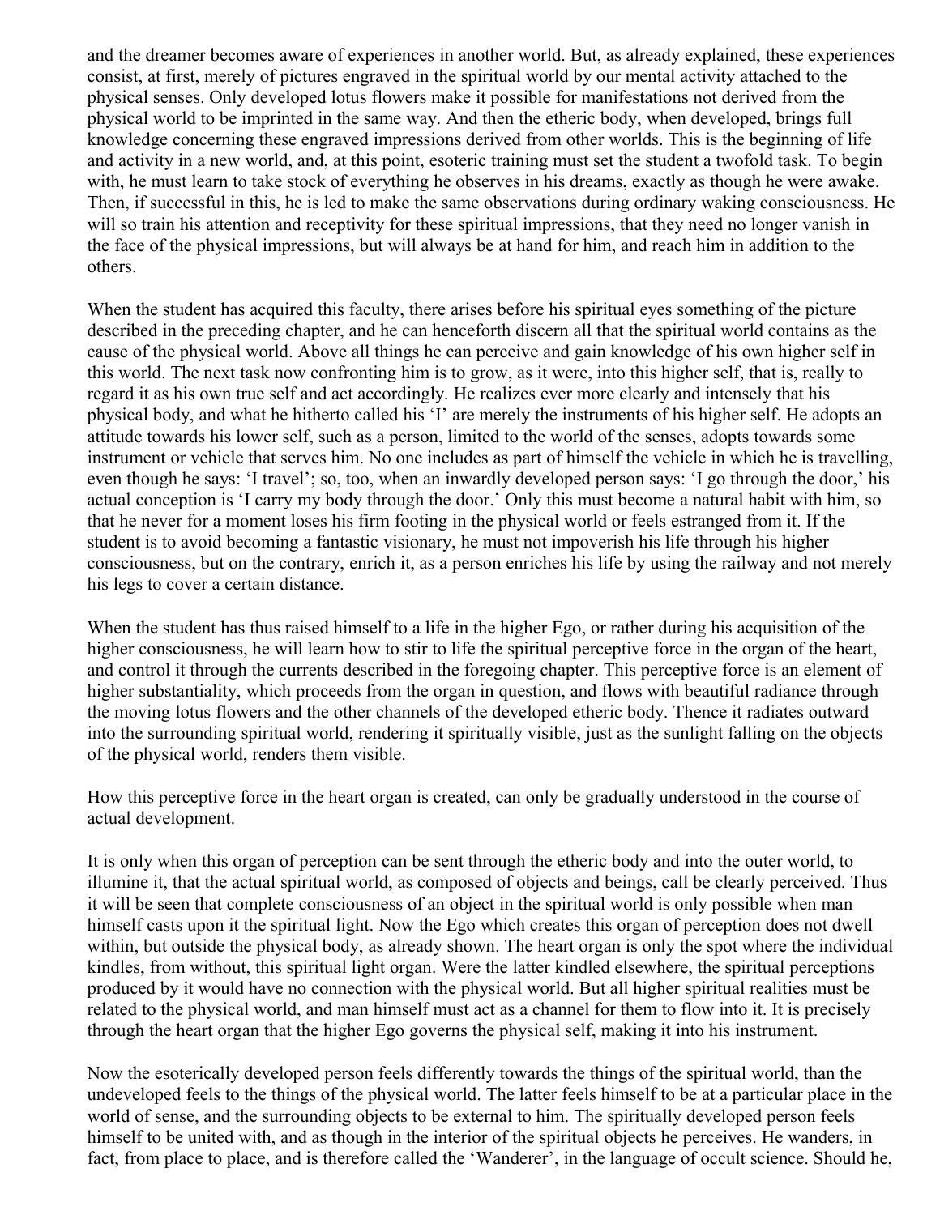and the dreamer becomes aware of experiences in another world. But, as already explained, these experiences consist, at first, merely of pictures engraved in the spiritual world by our mental activity attached to the physical senses. Only developed lotus flowers make it possible for manifestations not derived from the physical world to be imprinted in the same way. And then the etheric body, when developed, brings full knowledge concerning these engraved impressions derived from other worlds. This is the beginning of life and activity in a new world, and, at this point, esoteric training must set the student a twofold task. To begin with, he must learn to take stock of everything he observes in his dreams, exactly as though he were awake. Then, if successful in this, he is led to make the same observations during ordinary waking consciousness. He will so train his attention and receptivity for these spiritual impressions, that they need no longer vanish in the face of the physical impressions, but will always be at hand for him, and reach him in addition to the others.

When the student has acquired this faculty, there arises before his spiritual eyes something of the picture described in the preceding chapter, and he can henceforth discern all that the spiritual world contains as the cause of the physical world. Above all things he can perceive and gain knowledge of his own higher self in this world. The next task now confronting him is to grow, as it were, into this higher self, that is, really to regard it as his own true self and act accordingly. He realizes ever more clearly and intensely that his physical body, and what he hitherto called his 'I' are merely the instruments of his higher self. He adopts an attitude towards his lower self, such as a person, limited to the world of the senses, adopts towards some instrument or vehicle that serves him. No one includes as part of himself the vehicle in which he is travelling, even though he says: 'I travel'; so, too, when an inwardly developed person says: 'I go through the door,' his actual conception is 'I carry my body through the door.' Only this must become a natural habit with him, so that he never for a moment loses his firm footing in the physical world or feels estranged from it. If the student is to avoid becoming a fantastic visionary, he must not impoverish his life through his higher consciousness, but on the contrary, enrich it, as a person enriches his life by using the railway and not merely his legs to cover a certain distance.

When the student has thus raised himself to a life in the higher Ego, or rather during his acquisition of the higher consciousness, he will learn how to stir to life the spiritual perceptive force in the organ of the heart, and control it through the currents described in the foregoing chapter. This perceptive force is an element of higher substantiality, which proceeds from the organ in question, and flows with beautiful radiance through the moving lotus flowers and the other channels of the developed etheric body. Thence it radiates outward into the surrounding spiritual world, rendering it spiritually visible, just as the sunlight falling on the objects of the physical world, renders them visible.

How this perceptive force in the heart organ is created, can only be gradually understood in the course of actual development.

It is only when this organ of perception can be sent through the etheric body and into the outer world, to illumine it, that the actual spiritual world, as composed of objects and beings, call be clearly perceived. Thus it will be seen that complete consciousness of an object in the spiritual world is only possible when man himself casts upon it the spiritual light. Now the Ego which creates this organ of perception does not dwell within, but outside the physical body, as already shown. The heart organ is only the spot where the individual kindles, from without, this spiritual light organ. Were the latter kindled elsewhere, the spiritual perceptions produced by it would have no connection with the physical world. But all higher spiritual realities must be related to the physical world, and man himself must act as a channel for them to flow into it. It is precisely through the heart organ that the higher Ego governs the physical self, making it into his instrument.

Now the esoterically developed person feels differently towards the things of the spiritual world, than the undeveloped feels to the things of the physical world. The latter feels himself to be at a particular place in the world of sense, and the surrounding objects to be external to him. The spiritually developed person feels himself to be united with, and as though in the interior of the spiritual objects he perceives. He wanders, in fact, from place to place, and is therefore called the 'Wanderer', in the language of occult science. Should he,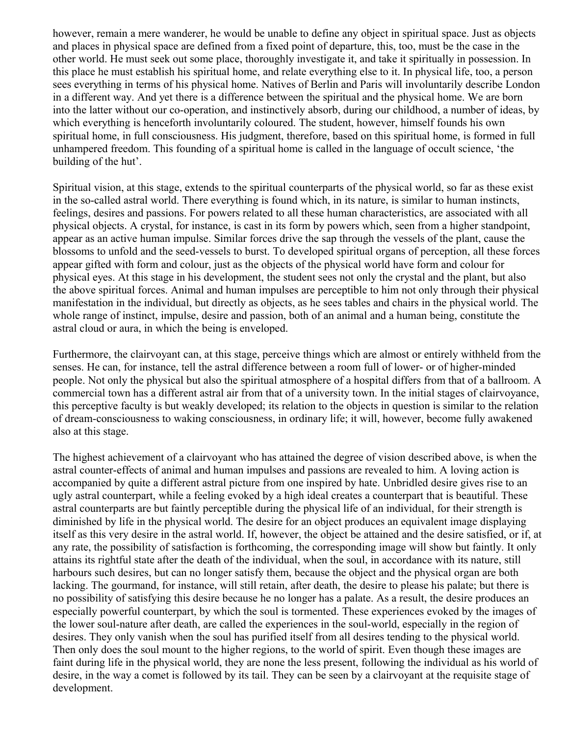however, remain a mere wanderer, he would be unable to define any object in spiritual space. Just as objects and places in physical space are defined from a fixed point of departure, this, too, must be the case in the other world. He must seek out some place, thoroughly investigate it, and take it spiritually in possession. In this place he must establish his spiritual home, and relate everything else to it. In physical life, too, a person sees everything in terms of his physical home. Natives of Berlin and Paris will involuntarily describe London in a different way. And yet there is a difference between the spiritual and the physical home. We are born into the latter without our co-operation, and instinctively absorb, during our childhood, a number of ideas, by which everything is henceforth involuntarily coloured. The student, however, himself founds his own spiritual home, in full consciousness. His judgment, therefore, based on this spiritual home, is formed in full unhampered freedom. This founding of a spiritual home is called in the language of occult science, 'the building of the hut'.

Spiritual vision, at this stage, extends to the spiritual counterparts of the physical world, so far as these exist in the so-called astral world. There everything is found which, in its nature, is similar to human instincts, feelings, desires and passions. For powers related to all these human characteristics, are associated with all physical objects. A crystal, for instance, is cast in its form by powers which, seen from a higher standpoint, appear as an active human impulse. Similar forces drive the sap through the vessels of the plant, cause the blossoms to unfold and the seed-vessels to burst. To developed spiritual organs of perception, all these forces appear gifted with form and colour, just as the objects of the physical world have form and colour for physical eyes. At this stage in his development, the student sees not only the crystal and the plant, but also the above spiritual forces. Animal and human impulses are perceptible to him not only through their physical manifestation in the individual, but directly as objects, as he sees tables and chairs in the physical world. The whole range of instinct, impulse, desire and passion, both of an animal and a human being, constitute the astral cloud or aura, in which the being is enveloped.

Furthermore, the clairvoyant can, at this stage, perceive things which are almost or entirely withheld from the senses. He can, for instance, tell the astral difference between a room full of lower- or of higher-minded people. Not only the physical but also the spiritual atmosphere of a hospital differs from that of a ballroom. A commercial town has a different astral air from that of a university town. In the initial stages of clairvoyance, this perceptive faculty is but weakly developed; its relation to the objects in question is similar to the relation of dream-consciousness to waking consciousness, in ordinary life; it will, however, become fully awakened also at this stage.

The highest achievement of a clairvoyant who has attained the degree of vision described above, is when the astral counter-effects of animal and human impulses and passions are revealed to him. A loving action is accompanied by quite a different astral picture from one inspired by hate. Unbridled desire gives rise to an ugly astral counterpart, while a feeling evoked by a high ideal creates a counterpart that is beautiful. These astral counterparts are but faintly perceptible during the physical life of an individual, for their strength is diminished by life in the physical world. The desire for an object produces an equivalent image displaying itself as this very desire in the astral world. If, however, the object be attained and the desire satisfied, or if, at any rate, the possibility of satisfaction is forthcoming, the corresponding image will show but faintly. It only attains its rightful state after the death of the individual, when the soul, in accordance with its nature, still harbours such desires, but can no longer satisfy them, because the object and the physical organ are both lacking. The gourmand, for instance, will still retain, after death, the desire to please his palate; but there is no possibility of satisfying this desire because he no longer has a palate. As a result, the desire produces an especially powerful counterpart, by which the soul is tormented. These experiences evoked by the images of the lower soul-nature after death, are called the experiences in the soul-world, especially in the region of desires. They only vanish when the soul has purified itself from all desires tending to the physical world. Then only does the soul mount to the higher regions, to the world of spirit. Even though these images are faint during life in the physical world, they are none the less present, following the individual as his world of desire, in the way a comet is followed by its tail. They can be seen by a clairvoyant at the requisite stage of development.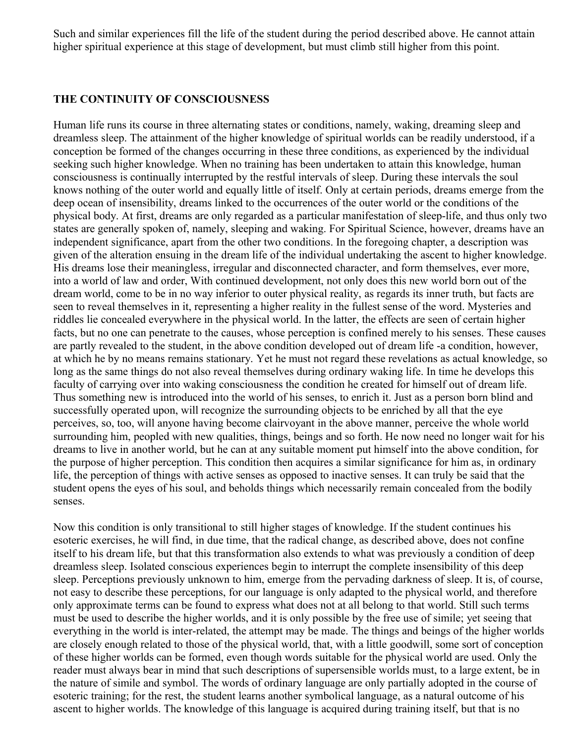Such and similar experiences fill the life of the student during the period described above. He cannot attain higher spiritual experience at this stage of development, but must climb still higher from this point.

## THE CONTINUITY OF CONSCIOUSNESS

Human life runs its course in three alternating states or conditions, namely, waking, dreaming sleep and dreamless sleep. The attainment of the higher knowledge of spiritual worlds can be readily understood, if a conception be formed of the changes occurring in these three conditions, as experienced by the individual seeking such higher knowledge. When no training has been undertaken to attain this knowledge, human consciousness is continually interrupted by the restful intervals of sleep. During these intervals the soul knows nothing of the outer world and equally little of itself. Only at certain periods, dreams emerge from the deep ocean of insensibility, dreams linked to the occurrences of the outer world or the conditions of the physical body. At first, dreams are only regarded as a particular manifestation of sleep-life, and thus only two states are generally spoken of, namely, sleeping and waking. For Spiritual Science, however, dreams have an independent significance, apart from the other two conditions. In the foregoing chapter, a description was given of the alteration ensuing in the dream life of the individual undertaking the ascent to higher knowledge. His dreams lose their meaningless, irregular and disconnected character, and form themselves, ever more, into a world of law and order, With continued development, not only does this new world born out of the dream world, come to be in no way inferior to outer physical reality, as regards its inner truth, but facts are seen to reveal themselves in it, representing a higher reality in the fullest sense of the word. Mysteries and riddles lie concealed everywhere in the physical world. In the latter, the effects are seen of certain higher facts, but no one can penetrate to the causes, whose perception is confined merely to his senses. These causes are partly revealed to the student, in the above condition developed out of dream life -a condition, however, at which he by no means remains stationary. Yet he must not regard these revelations as actual knowledge, so long as the same things do not also reveal themselves during ordinary waking life. In time he develops this faculty of carrying over into waking consciousness the condition he created for himself out of dream life. Thus something new is introduced into the world of his senses, to enrich it. Just as a person born blind and successfully operated upon, will recognize the surrounding objects to be enriched by all that the eye perceives, so, too, will anyone having become clairvoyant in the above manner, perceive the whole world surrounding him, peopled with new qualities, things, beings and so forth. He now need no longer wait for his dreams to live in another world, but he can at any suitable moment put himself into the above condition, for the purpose of higher perception. This condition then acquires a similar significance for him as, in ordinary life, the perception of things with active senses as opposed to inactive senses. It can truly be said that the student opens the eyes of his soul, and beholds things which necessarily remain concealed from the bodily senses.

Now this condition is only transitional to still higher stages of knowledge. If the student continues his esoteric exercises, he will find, in due time, that the radical change, as described above, does not confine itself to his dream life, but that this transformation also extends to what was previously a condition of deep dreamless sleep. Isolated conscious experiences begin to interrupt the complete insensibility of this deep sleep. Perceptions previously unknown to him, emerge from the pervading darkness of sleep. It is, of course, not easy to describe these perceptions, for our language is only adapted to the physical world, and therefore only approximate terms can be found to express what does not at all belong to that world. Still such terms must be used to describe the higher worlds, and it is only possible by the free use of simile; yet seeing that everything in the world is inter-related, the attempt may be made. The things and beings of the higher worlds are closely enough related to those of the physical world, that, with a little goodwill, some sort of conception of these higher worlds can be formed, even though words suitable for the physical world are used. Only the reader must always bear in mind that such descriptions of supersensible worlds must, to a large extent, be in the nature of simile and symbol. The words of ordinary language are only partially adopted in the course of esoteric training; for the rest, the student learns another symbolical language, as a natural outcome of his ascent to higher worlds. The knowledge of this language is acquired during training itself, but that is no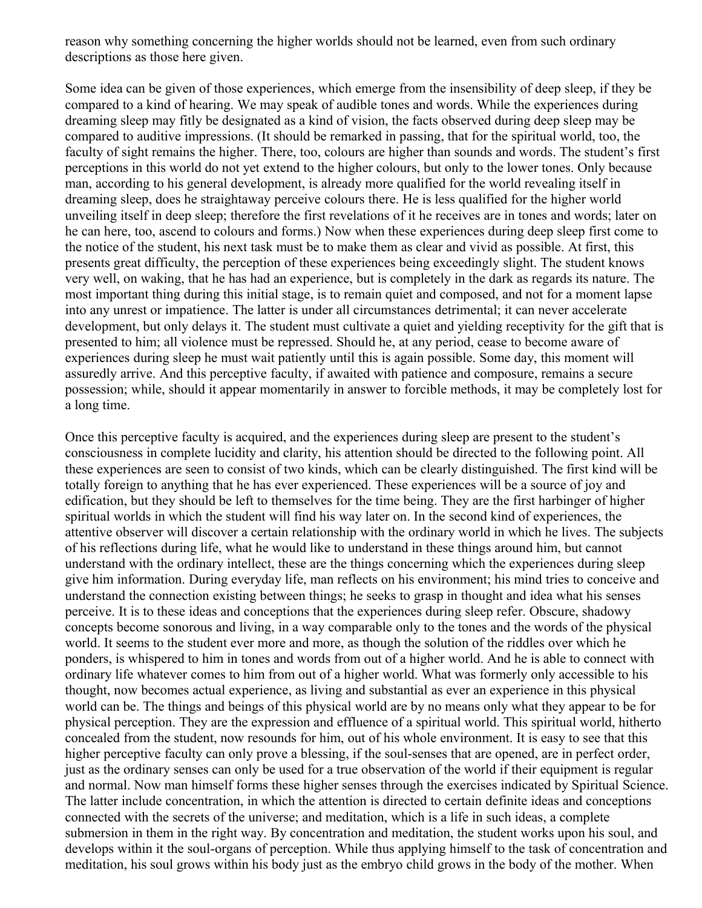reason why something concerning the higher worlds should not be learned, even from such ordinary descriptions as those here given.

Some idea can be given of those experiences, which emerge from the insensibility of deep sleep, if they be compared to a kind of hearing. We may speak of audible tones and words. While the experiences during dreaming sleep may fitly be designated as a kind of vision, the facts observed during deep sleep may be compared to auditive impressions. (It should be remarked in passing, that for the spiritual world, too, the faculty of sight remains the higher. There, too, colours are higher than sounds and words. The student's first perceptions in this world do not yet extend to the higher colours, but only to the lower tones. Only because man, according to his general development, is already more qualified for the world revealing itself in dreaming sleep, does he straightaway perceive colours there. He is less qualified for the higher world unveiling itself in deep sleep; therefore the first revelations of it he receives are in tones and words; later on he can here, too, ascend to colours and forms.) Now when these experiences during deep sleep first come to the notice of the student, his next task must be to make them as clear and vivid as possible. At first, this presents great difficulty, the perception of these experiences being exceedingly slight. The student knows very well, on waking, that he has had an experience, but is completely in the dark as regards its nature. The most important thing during this initial stage, is to remain quiet and composed, and not for a moment lapse into any unrest or impatience. The latter is under all circumstances detrimental; it can never accelerate development, but only delays it. The student must cultivate a quiet and yielding receptivity for the gift that is presented to him; all violence must be repressed. Should he, at any period, cease to become aware of experiences during sleep he must wait patiently until this is again possible. Some day, this moment will assuredly arrive. And this perceptive faculty, if awaited with patience and composure, remains a secure possession; while, should it appear momentarily in answer to forcible methods, it may be completely lost for a long time.

Once this perceptive faculty is acquired, and the experiences during sleep are present to the student's consciousness in complete lucidity and clarity, his attention should be directed to the following point. All these experiences are seen to consist of two kinds, which can be clearly distinguished. The first kind will be totally foreign to anything that he has ever experienced. These experiences will be a source of joy and edification, but they should be left to themselves for the time being. They are the first harbinger of higher spiritual worlds in which the student will find his way later on. In the second kind of experiences, the attentive observer will discover a certain relationship with the ordinary world in which he lives. The subjects of his reflections during life, what he would like to understand in these things around him, but cannot understand with the ordinary intellect, these are the things concerning which the experiences during sleep give him information. During everyday life, man reflects on his environment; his mind tries to conceive and understand the connection existing between things; he seeks to grasp in thought and idea what his senses perceive. It is to these ideas and conceptions that the experiences during sleep refer. Obscure, shadowy concepts become sonorous and living, in a way comparable only to the tones and the words of the physical world. It seems to the student ever more and more, as though the solution of the riddles over which he ponders, is whispered to him in tones and words from out of a higher world. And he is able to connect with ordinary life whatever comes to him from out of a higher world. What was formerly only accessible to his thought, now becomes actual experience, as living and substantial as ever an experience in this physical world can be. The things and beings of this physical world are by no means only what they appear to be for physical perception. They are the expression and effluence of a spiritual world. This spiritual world, hitherto concealed from the student, now resounds for him, out of his whole environment. It is easy to see that this higher perceptive faculty can only prove a blessing, if the soul-senses that are opened, are in perfect order, just as the ordinary senses can only be used for a true observation of the world if their equipment is regular and normal. Now man himself forms these higher senses through the exercises indicated by Spiritual Science. The latter include concentration, in which the attention is directed to certain definite ideas and conceptions connected with the secrets of the universe; and meditation, which is a life in such ideas, a complete submersion in them in the right way. By concentration and meditation, the student works upon his soul, and develops within it the soul-organs of perception. While thus applying himself to the task of concentration and meditation, his soul grows within his body just as the embryo child grows in the body of the mother. When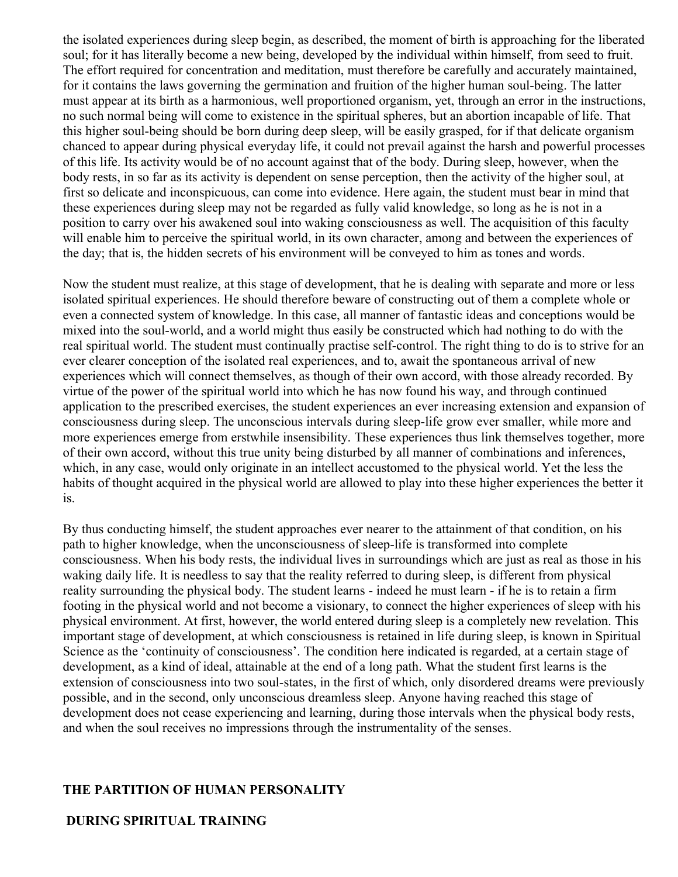the isolated experiences during sleep begin, as described, the moment of birth is approaching for the liberated soul; for it has literally become a new being, developed by the individual within himself, from seed to fruit. The effort required for concentration and meditation, must therefore be carefully and accurately maintained, for it contains the laws governing the germination and fruition of the higher human soul-being. The latter must appear at its birth as a harmonious, well proportioned organism, yet, through an error in the instructions, no such normal being will come to existence in the spiritual spheres, but an abortion incapable of life. That this higher soul-being should be born during deep sleep, will be easily grasped, for if that delicate organism chanced to appear during physical everyday life, it could not prevail against the harsh and powerful processes of this life. Its activity would be of no account against that of the body. During sleep, however, when the body rests, in so far as its activity is dependent on sense perception, then the activity of the higher soul, at first so delicate and inconspicuous, can come into evidence. Here again, the student must bear in mind that these experiences during sleep may not be regarded as fully valid knowledge, so long as he is not in a position to carry over his awakened soul into waking consciousness as well. The acquisition of this faculty will enable him to perceive the spiritual world, in its own character, among and between the experiences of the day; that is, the hidden secrets of his environment will be conveyed to him as tones and words.

Now the student must realize, at this stage of development, that he is dealing with separate and more or less isolated spiritual experiences. He should therefore beware of constructing out of them a complete whole or even a connected system of knowledge. In this case, all manner of fantastic ideas and conceptions would be mixed into the soul-world, and a world might thus easily be constructed which had nothing to do with the real spiritual world. The student must continually practise self-control. The right thing to do is to strive for an ever clearer conception of the isolated real experiences, and to, await the spontaneous arrival of new experiences which will connect themselves, as though of their own accord, with those already recorded. By virtue of the power of the spiritual world into which he has now found his way, and through continued application to the prescribed exercises, the student experiences an ever increasing extension and expansion of consciousness during sleep. The unconscious intervals during sleep-life grow ever smaller, while more and more experiences emerge from erstwhile insensibility. These experiences thus link themselves together, more of their own accord, without this true unity being disturbed by all manner of combinations and inferences, which, in any case, would only originate in an intellect accustomed to the physical world. Yet the less the habits of thought acquired in the physical world are allowed to play into these higher experiences the better it is.

By thus conducting himself, the student approaches ever nearer to the attainment of that condition, on his path to higher knowledge, when the unconsciousness of sleep-life is transformed into complete consciousness. When his body rests, the individual lives in surroundings which are just as real as those in his waking daily life. It is needless to say that the reality referred to during sleep, is different from physical reality surrounding the physical body. The student learns - indeed he must learn - if he is to retain a firm footing in the physical world and not become a visionary, to connect the higher experiences of sleep with his physical environment. At first, however, the world entered during sleep is a completely new revelation. This important stage of development, at which consciousness is retained in life during sleep, is known in Spiritual Science as the 'continuity of consciousness'. The condition here indicated is regarded, at a certain stage of development, as a kind of ideal, attainable at the end of a long path. What the student first learns is the extension of consciousness into two soul-states, in the first of which, only disordered dreams were previously possible, and in the second, only unconscious dreamless sleep. Anyone having reached this stage of development does not cease experiencing and learning, during those intervals when the physical body rests, and when the soul receives no impressions through the instrumentality of the senses.

## THE PARTITION OF HUMAN PERSONALITY DURING SPIRITUAL TRAINING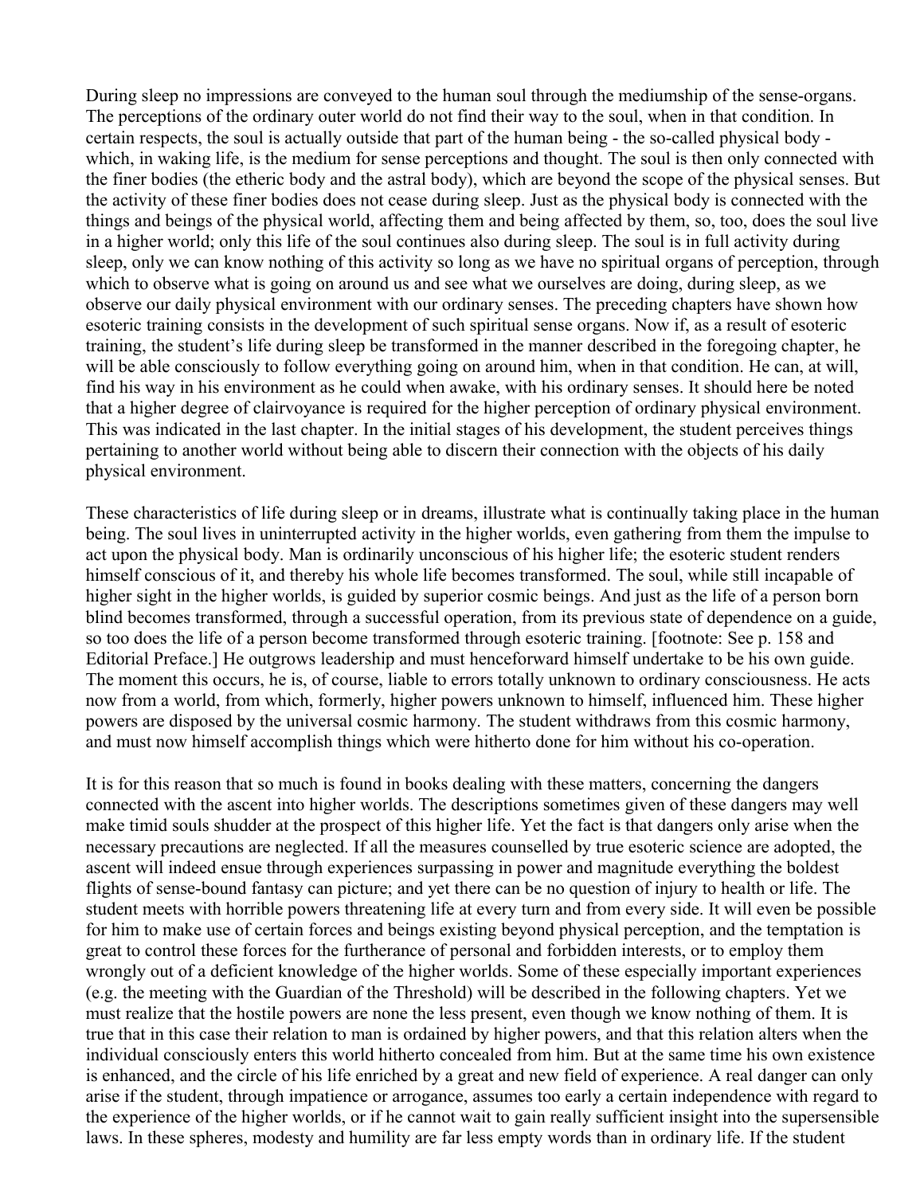During sleep no impressions are conveyed to the human soul through the mediumship of the sense-organs. The perceptions of the ordinary outer world do not find their way to the soul, when in that condition. In certain respects, the soul is actually outside that part of the human being - the so-called physical body - which, in waking life, is the medium for sense perceptions and thought. The soul is then only connected with the finer bodies (the etheric body and the astral body), which are beyond the scope of the physical senses. But the activity of these finer bodies does not cease during sleep. Just as the physical body is connected with the things and beings of the physical world, affecting them and being affected by them, so, too, does the soul live in a higher world; only this life of the soul continues also during sleep. The soul is in full activity during sleep, only we can know nothing of this activity so long as we have no spiritual organs of perception, through which to observe what is going on around us and see what we ourselves are doing, during sleep, as we observe our daily physical environment with our ordinary senses. The preceding chapters have shown how esoteric training consists in the development of such spiritual sense organs. Now if, as a result of esoteric training, the student's life during sleep be transformed in the manner described in the foregoing chapter, he will be able consciously to follow everything going on around him, when in that condition. He can, at will, find his way in his environment as he could when awake, with his ordinary senses. It should here be noted that a higher degree of clairvoyance is required for the higher perception of ordinary physical environment. This was indicated in the last chapter. In the initial stages of his development, the student perceives things pertaining to another world without being able to discern their connection with the objects of his daily physical environment.

These characteristics of life during sleep or in dreams, illustrate what is continually taking place in the human being. The soul lives in uninterrupted activity in the higher worlds, even gathering from them the impulse to act upon the physical body. Man is ordinarily unconscious of his higher life; the esoteric student renders himself conscious of it, and thereby his whole life becomes transformed. The soul, while still incapable of higher sight in the higher worlds, is guided by superior cosmic beings. And just as the life of a person born blind becomes transformed, through a successful operation, from its previous state of dependence on a guide, so too does the life of a person become transformed through esoteric training. [footnote: See p. 158 and Editorial Preface.] He outgrows leadership and must henceforward himself undertake to be his own guide. The moment this occurs, he is, of course, liable to errors totally unknown to ordinary consciousness. He acts now from a world, from which, formerly, higher powers unknown to himself, influenced him. These higher powers are disposed by the universal cosmic harmony. The student withdraws from this cosmic harmony, and must now himself accomplish things which were hitherto done for him without his co-operation.

It is for this reason that so much is found in books dealing with these matters, concerning the dangers connected with the ascent into higher worlds. The descriptions sometimes given of these dangers may well make timid souls shudder at the prospect of this higher life. Yet the fact is that dangers only arise when the necessary precautions are neglected. If all the measures counselled by true esoteric science are adopted, the ascent will indeed ensue through experiences surpassing in power and magnitude everything the boldest flights of sense-bound fantasy can picture; and yet there can be no question of injury to health or life. The student meets with horrible powers threatening life at every turn and from every side. It will even be possible for him to make use of certain forces and beings existing beyond physical perception, and the temptation is great to control these forces for the furtherance of personal and forbidden interests, or to employ them wrongly out of a deficient knowledge of the higher worlds. Some of these especially important experiences (e.g. the meeting with the Guardian of the Threshold) will be described in the following chapters. Yet we must realize that the hostile powers are none the less present, even though we know nothing of them. It is true that in this case their relation to man is ordained by higher powers, and that this relation alters when the individual consciously enters this world hitherto concealed from him. But at the same time his own existence is enhanced, and the circle of his life enriched by a great and new field of experience. A real danger can only arise if the student, through impatience or arrogance, assumes too early a certain independence with regard to the experience of the higher worlds, or if he cannot wait to gain really sufficient insight into the supersensible laws. In these spheres, modesty and humility are far less empty words than in ordinary life. If the student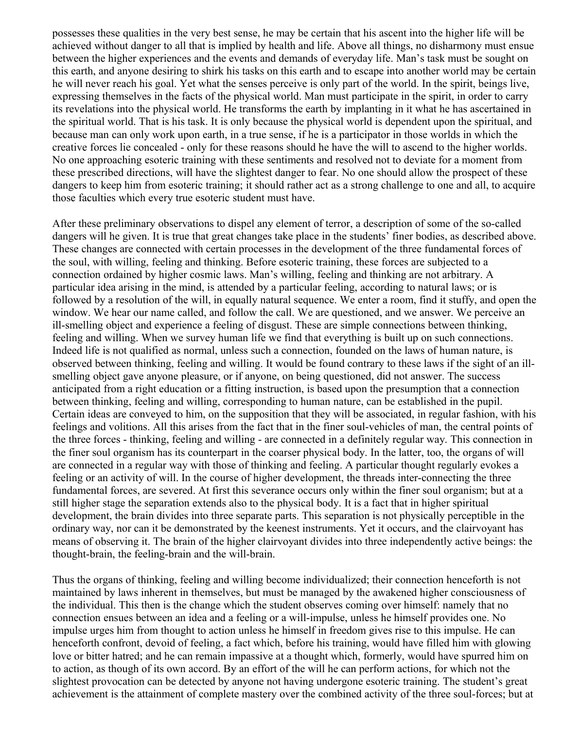possesses these qualities in the very best sense, he may be certain that his ascent into the higher life will be achieved without danger to all that is implied by health and life. Above all things, no disharmony must ensue between the higher experiences and the events and demands of everyday life. Man's task must be sought on this earth, and anyone desiring to shirk his tasks on this earth and to escape into another world may be certain he will never reach his goal. Yet what the senses perceive is only part of the world. In the spirit, beings live, expressing themselves in the facts of the physical world. Man must participate in the spirit, in order to carry its revelations into the physical world. He transforms the earth by implanting in it what he has ascertained in the spiritual world. That is his task. It is only because the physical world is dependent upon the spiritual, and because man can only work upon earth, in a true sense, if he is a participator in those worlds in which the creative forces lie concealed - only for these reasons should he have the will to ascend to the higher worlds. No one approaching esoteric training with these sentiments and resolved not to deviate for a moment from these prescribed directions, will have the slightest danger to fear. No one should allow the prospect of these dangers to keep him from esoteric training; it should rather act as a strong challenge to one and all, to acquire those faculties which every true esoteric student must have.

After these preliminary observations to dispel any element of terror, a description of some of the so-called dangers will he given. It is true that great changes take place in the students' finer bodies, as described above. These changes are connected with certain processes in the development of the three fundamental forces of the soul, with willing, feeling and thinking. Before esoteric training, these forces are subjected to a connection ordained by higher cosmic laws. Man's willing, feeling and thinking are not arbitrary. A particular idea arising in the mind, is attended by a particular feeling, according to natural laws; or is followed by a resolution of the will, in equally natural sequence. We enter a room, find it stuffy, and open the window. We hear our name called, and follow the call. We are questioned, and we answer. We perceive an ill-smelling object and experience a feeling of disgust. These are simple connections between thinking, feeling and willing. When we survey human life we find that everything is built up on such connections. Indeed life is not qualified as normal, unless such a connection, founded on the laws of human nature, is observed between thinking, feeling and willing. It would be found contrary to these laws if the sight of an ill-smelling object gave anyone pleasure, or if anyone, on being questioned, did not answer. The success anticipated from a right education or a fitting instruction, is based upon the presumption that a connection between thinking, feeling and willing, corresponding to human nature, can be established in the pupil. Certain ideas are conveyed to him, on the supposition that they will be associated, in regular fashion, with his feelings and volitions. All this arises from the fact that in the finer soul-vehicles of man, the central points of the three forces - thinking, feeling and willing - are connected in a definitely regular way. This connection in the finer soul organism has its counterpart in the coarser physical body. In the latter, too, the organs of will are connected in a regular way with those of thinking and feeling. A particular thought regularly evokes a feeling or an activity of will. In the course of higher development, the threads inter-connecting the three fundamental forces, are severed. At first this severance occurs only within the finer soul organism; but at a still higher stage the separation extends also to the physical body. It is a fact that in higher spiritual development, the brain divides into three separate parts. This separation is not physically perceptible in the ordinary way, nor can it be demonstrated by the keenest instruments. Yet it occurs, and the clairvoyant has means of observing it. The brain of the higher clairvoyant divides into three independently active beings: the thought-brain, the feeling-brain and the will-brain.

Thus the organs of thinking, feeling and willing become individualized; their connection henceforth is not maintained by laws inherent in themselves, but must be managed by the awakened higher consciousness of the individual. This then is the change which the student observes coming over himself: namely that no connection ensues between an idea and a feeling or a will-impulse, unless he himself provides one. No impulse urges him from thought to action unless he himself in freedom gives rise to this impulse. He can henceforth confront, devoid of feeling, a fact which, before his training, would have filled him with glowing love or bitter hatred; and he can remain impassive at a thought which, formerly, would have spurred him on to action, as though of its own accord. By an effort of the will he can perform actions, for which not the slightest provocation can be detected by anyone not having undergone esoteric training. The student's great achievement is the attainment of complete mastery over the combined activity of the three soul-forces; but at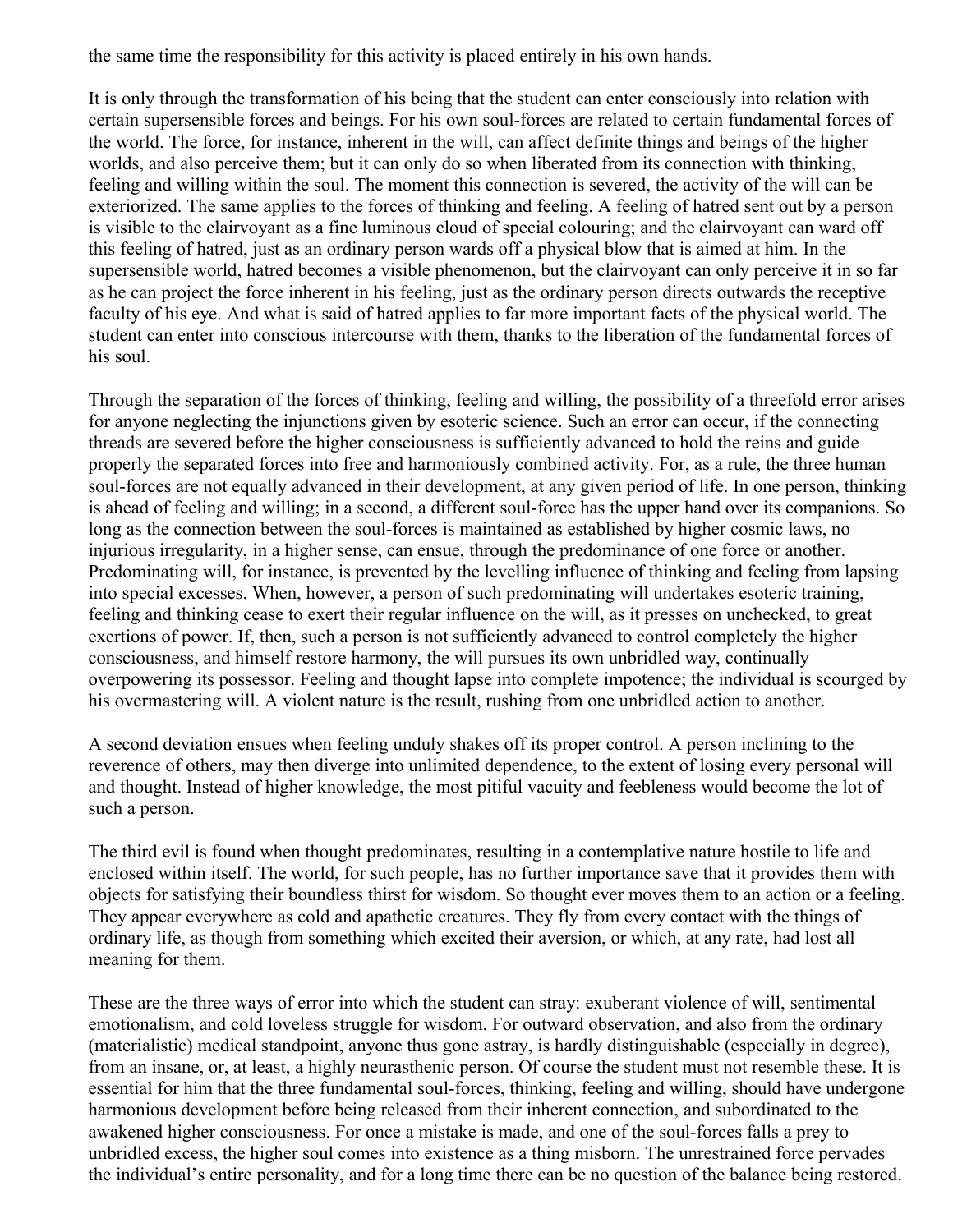the same time the responsibility for this activity is placed entirely in his own hands.

It is only through the transformation of his being that the student can enter consciously into relation with certain supersensible forces and beings. For his own soul-forces are related to certain fundamental forces of the world. The force, for instance, inherent in the will, can affect definite things and beings of the higher worlds, and also perceive them; but it can only do so when liberated from its connection with thinking, feeling and willing within the soul. The moment this connection is severed, the activity of the will can be exteriorized. The same applies to the forces of thinking and feeling. A feeling of hatred sent out by a person is visible to the clairvoyant as a fine luminous cloud of special colouring; and the clairvoyant can ward off this feeling of hatred, just as an ordinary person wards off a physical blow that is aimed at him. In the supersensible world, hatred becomes a visible phenomenon, but the clairvoyant can only perceive it in so far as he can project the force inherent in his feeling, just as the ordinary person directs outwards the receptive faculty of his eye. And what is said of hatred applies to far more important facts of the physical world. The student can enter into conscious intercourse with them, thanks to the liberation of the fundamental forces of his soul.

Through the separation of the forces of thinking, feeling and willing, the possibility of a threefold error arises for anyone neglecting the injunctions given by esoteric science. Such an error can occur, if the connecting threads are severed before the higher consciousness is sufficiently advanced to hold the reins and guide properly the separated forces into free and harmoniously combined activity. For, as a rule, the three human soul-forces are not equally advanced in their development, at any given period of life. In one person, thinking is ahead of feeling and willing; in a second, a different soul-force has the upper hand over its companions. So long as the connection between the soul-forces is maintained as established by higher cosmic laws, no injurious irregularity, in a higher sense, can ensue, through the predominance of one force or another. Predominating will, for instance, is prevented by the levelling influence of thinking and feeling from lapsing into special excesses. When, however, a person of such predominating will undertakes esoteric training, feeling and thinking cease to exert their regular influence on the will, as it presses on unchecked, to great exertions of power. If, then, such a person is not sufficiently advanced to control completely the higher consciousness, and himself restore harmony, the will pursues its own unbridled way, continually overpowering its possessor. Feeling and thought lapse into complete impotence; the individual is scourged by his overmastering will. A violent nature is the result, rushing from one unbridled action to another.

A second deviation ensues when feeling unduly shakes off its proper control. A person inclining to the reverence of others, may then diverge into unlimited dependence, to the extent of losing every personal will and thought. Instead of higher knowledge, the most pitiful vacuity and feebleness would become the lot of such a person.

The third evil is found when thought predominates, resulting in a contemplative nature hostile to life and enclosed within itself. The world, for such people, has no further importance save that it provides them with objects for satisfying their boundless thirst for wisdom. So thought ever moves them to an action or a feeling. They appear everywhere as cold and apathetic creatures. They fly from every contact with the things of ordinary life, as though from something which excited their aversion, or which, at any rate, had lost all meaning for them.

These are the three ways of error into which the student can stray: exuberant violence of will, sentimental emotionalism, and cold loveless struggle for wisdom. For outward observation, and also from the ordinary (materialistic) medical standpoint, anyone thus gone astray, is hardly distinguishable (especially in degree), from an insane, or, at least, a highly neurasthenic person. Of course the student must not resemble these. It is essential for him that the three fundamental soul-forces, thinking, feeling and willing, should have undergone harmonious development before being released from their inherent connection, and subordinated to the awakened higher consciousness. For once a mistake is made, and one of the soul-forces falls a prey to unbridled excess, the higher soul comes into existence as a thing misborn. The unrestrained force pervades the individual's entire personality, and for a long time there can be no question of the balance being restored.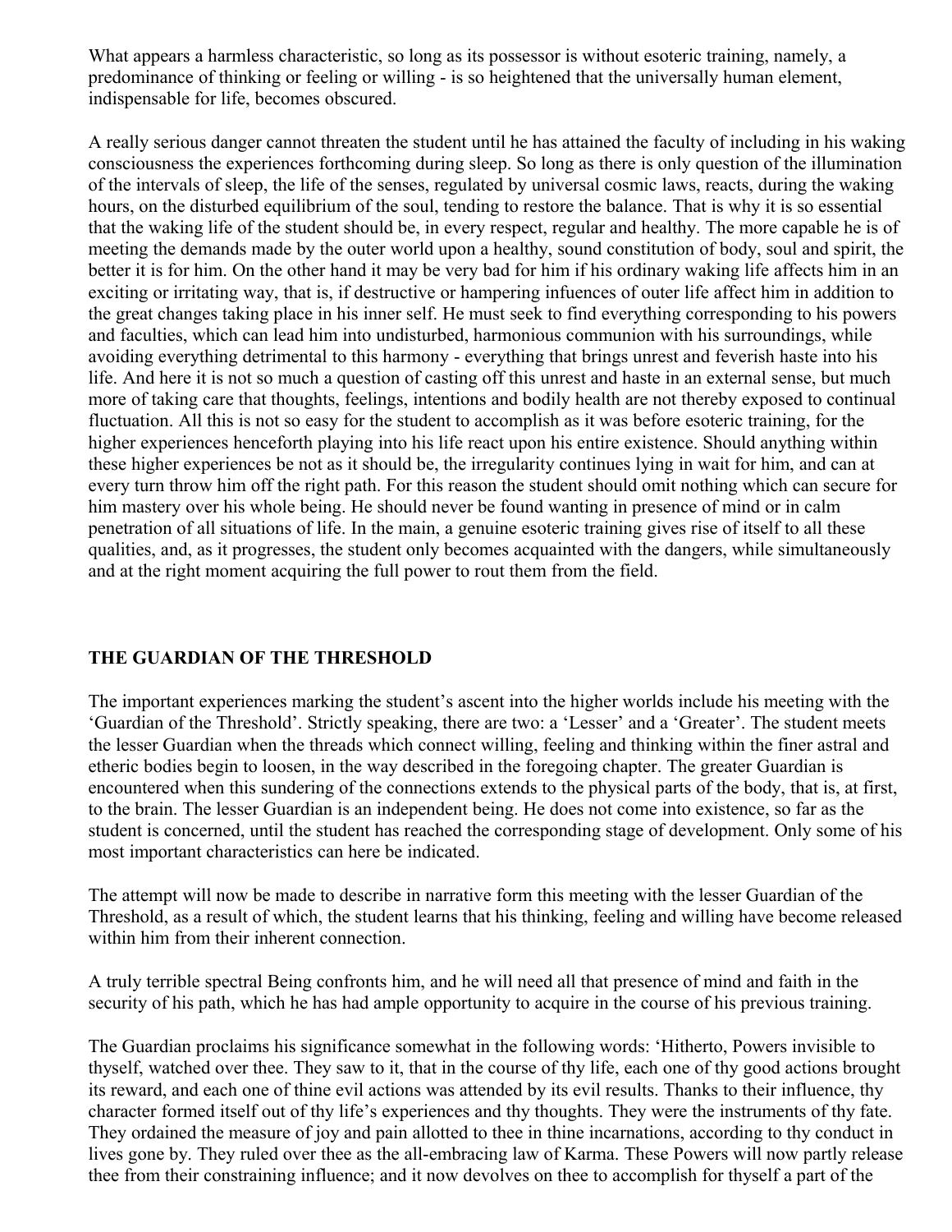What appears a harmless characteristic, so long as its possessor is without esoteric training, namely, a predominance of thinking or feeling or willing - is so heightened that the universally human element, indispensable for life, becomes obscured.

A really serious danger cannot threaten the student until he has attained the faculty of including in his waking consciousness the experiences forthcoming during sleep. So long as there is only question of the illumination of the intervals of sleep, the life of the senses, regulated by universal cosmic laws, reacts, during the waking hours, on the disturbed equilibrium of the soul, tending to restore the balance. That is why it is so essential that the waking life of the student should be, in every respect, regular and healthy. The more capable he is of meeting the demands made by the outer world upon a healthy, sound constitution of body, soul and spirit, the better it is for him. On the other hand it may be very bad for him if his ordinary waking life affects him in an exciting or irritating way, that is, if destructive or hampering infuences of outer life affect him in addition to the great changes taking place in his inner self. He must seek to find everything corresponding to his powers and faculties, which can lead him into undisturbed, harmonious communion with his surroundings, while avoiding everything detrimental to this harmony - everything that brings unrest and feverish haste into his life. And here it is not so much a question of casting off this unrest and haste in an external sense, but much more of taking care that thoughts, feelings, intentions and bodily health are not thereby exposed to continual fluctuation. All this is not so easy for the student to accomplish as it was before esoteric training, for the higher experiences henceforth playing into his life react upon his entire existence. Should anything within these higher experiences be not as it should be, the irregularity continues lying in wait for him, and can at every turn throw him off the right path. For this reason the student should omit nothing which can secure for him mastery over his whole being. He should never be found wanting in presence of mind or in calm penetration of all situations of life. In the main, a genuine esoteric training gives rise of itself to all these qualities, and, as it progresses, the student only becomes acquainted with the dangers, while simultaneously and at the right moment acquiring the full power to rout them from the field.

## THE GUARDIAN OF THE THRESHOLD

The important experiences marking the student's ascent into the higher worlds include his meeting with the 'Guardian of the Threshold'. Strictly speaking, there are two: a 'Lesser' and a 'Greater'. The student meets the lesser Guardian when the threads which connect willing, feeling and thinking within the finer astral and etheric bodies begin to loosen, in the way described in the foregoing chapter. The greater Guardian is encountered when this sundering of the connections extends to the physical parts of the body, that is, at first, to the brain. The lesser Guardian is an independent being. He does not come into existence, so far as the student is concerned, until the student has reached the corresponding stage of development. Only some of his most important characteristics can here be indicated.

The attempt will now be made to describe in narrative form this meeting with the lesser Guardian of the Threshold, as a result of which, the student learns that his thinking, feeling and willing have become released within him from their inherent connection.

A truly terrible spectral Being confronts him, and he will need all that presence of mind and faith in the security of his path, which he has had ample opportunity to acquire in the course of his previous training.

The Guardian proclaims his significance somewhat in the following words: 'Hitherto, Powers invisible to thyself, watched over thee. They saw to it, that in the course of thy life, each one of thy good actions brought its reward, and each one of thine evil actions was attended by its evil results. Thanks to their influence, thy character formed itself out of thy life's experiences and thy thoughts. They were the instruments of thy fate. They ordained the measure of joy and pain allotted to thee in thine incarnations, according to thy conduct in lives gone by. They ruled over thee as the all-embracing law of Karma. These Powers will now partly release thee from their constraining influence; and it now devolves on thee to accomplish for thyself a part of the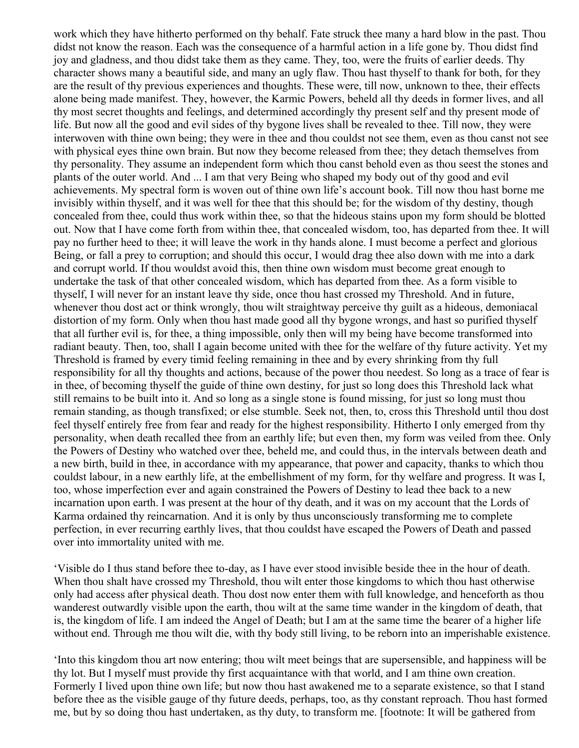work which they have hitherto performed on thy behalf. Fate struck thee many a hard blow in the past. Thou didst not know the reason. Each was the consequence of a harmful action in a life gone by. Thou didst find joy and gladness, and thou didst take them as they came. They, too, were the fruits of earlier deeds. Thy character shows many a beautiful side, and many an ugly flaw. Thou hast thyself to thank for both, for they are the result of thy previous experiences and thoughts. These were, till now, unknown to thee, their effects alone being made manifest. They, however, the Karmic Powers, beheld all thy deeds in former lives, and all thy most secret thoughts and feelings, and determined accordingly thy present self and thy present mode of life. But now all the good and evil sides of thy bygone lives shall be revealed to thee. Till now, they were interwoven with thine own being; they were in thee and thou couldst not see them, even as thou canst not see with physical eyes thine own brain. But now they become released from thee; they detach themselves from thy personality. They assume an independent form which thou canst behold even as thou seest the stones and plants of the outer world. And ... I am that very Being who shaped my body out of thy good and evil achievements. My spectral form is woven out of thine own life's account book. Till now thou hast borne me invisibly within thyself, and it was well for thee that this should be; for the wisdom of thy destiny, though concealed from thee, could thus work within thee, so that the hideous stains upon my form should be blotted out. Now that I have come forth from within thee, that concealed wisdom, too, has departed from thee. It will pay no further heed to thee; it will leave the work in thy hands alone. I must become a perfect and glorious Being, or fall a prey to corruption; and should this occur, I would drag thee also down with me into a dark and corrupt world. If thou wouldst avoid this, then thine own wisdom must become great enough to undertake the task of that other concealed wisdom, which has departed from thee. As a form visible to thyself, I will never for an instant leave thy side, once thou hast crossed my Threshold. And in future, whenever thou dost act or think wrongly, thou wilt straightway perceive thy guilt as a hideous, demoniacal distortion of my form. Only when thou hast made good all thy bygone wrongs, and hast so purified thyself that all further evil is, for thee, a thing impossible, only then will my being have become transformed into radiant beauty. Then, too, shall I again become united with thee for the welfare of thy future activity. Yet my Threshold is framed by every timid feeling remaining in thee and by every shrinking from thy full responsibility for all thy thoughts and actions, because of the power thou needest. So long as a trace of fear is in thee, of becoming thyself the guide of thine own destiny, for just so long does this Threshold lack what still remains to be built into it. And so long as a single stone is found missing, for just so long must thou remain standing, as though transfixed; or else stumble. Seek not, then, to, cross this Threshold until thou dost feel thyself entirely free from fear and ready for the highest responsibility. Hitherto I only emerged from thy personality, when death recalled thee from an earthly life; but even then, my form was veiled from thee. Only the Powers of Destiny who watched over thee, beheld me, and could thus, in the intervals between death and a new birth, build in thee, in accordance with my appearance, that power and capacity, thanks to which thou couldst labour, in a new earthly life, at the embellishment of my form, for thy welfare and progress. It was I, too, whose imperfection ever and again constrained the Powers of Destiny to lead thee back to a new incarnation upon earth. I was present at the hour of thy death, and it was on my account that the Lords of Karma ordained thy reincarnation. And it is only by thus unconsciously transforming me to complete perfection, in ever recurring earthly lives, that thou couldst have escaped the Powers of Death and passed over into immortality united with me.

'Visible do I thus stand before thee to-day, as I have ever stood invisible beside thee in the hour of death. When thou shalt have crossed my Threshold, thou wilt enter those kingdoms to which thou hast otherwise only had access after physical death. Thou dost now enter them with full knowledge, and henceforth as thou wanderest outwardly visible upon the earth, thou wilt at the same time wander in the kingdom of death, that is, the kingdom of life. I am indeed the Angel of Death; but I am at the same time the bearer of a higher life without end. Through me thou wilt die, with thy body still living, to be reborn into an imperishable existence.

'Into this kingdom thou art now entering; thou wilt meet beings that are supersensible, and happiness will be thy lot. But I myself must provide thy first acquaintance with that world, and I am thine own creation. Formerly I lived upon thine own life; but now thou hast awakened me to a separate existence, so that I stand before thee as the visible gauge of thy future deeds, perhaps, too, as thy constant reproach. Thou hast formed me, but by so doing thou hast undertaken, as thy duty, to transform me. [footnote: It will be gathered from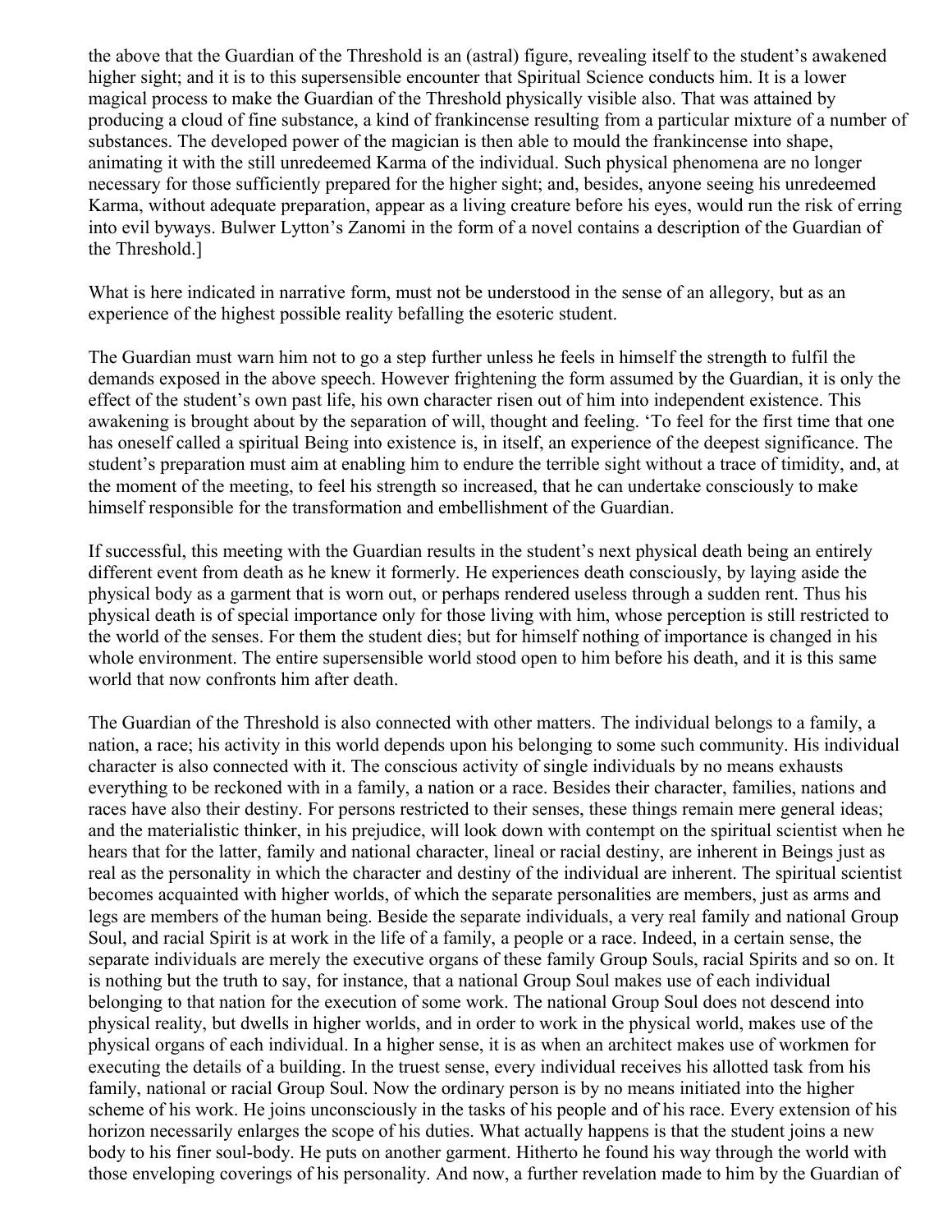the above that the Guardian of the Threshold is an (astral) figure, revealing itself to the student's awakened higher sight; and it is to this supersensible encounter that Spiritual Science conducts him. It is a lower magical process to make the Guardian of the Threshold physically visible also. That was attained by producing a cloud of fine substance, a kind of frankincense resulting from a particular mixture of a number of substances. The developed power of the magician is then able to mould the frankincense into shape, animating it with the still unredeemed Karma of the individual. Such physical phenomena are no longer necessary for those sufficiently prepared for the higher sight; and, besides, anyone seeing his unredeemed Karma, without adequate preparation, appear as a living creature before his eyes, would run the risk of erring into evil byways. Bulwer Lytton's Zanomi in the form of a novel contains a description of the Guardian of the Threshold.]

What is here indicated in narrative form, must not be understood in the sense of an allegory, but as an experience of the highest possible reality befalling the esoteric student.

The Guardian must warn him not to go a step further unless he feels in himself the strength to fulfil the demands exposed in the above speech. However frightening the form assumed by the Guardian, it is only the effect of the student's own past life, his own character risen out of him into independent existence. This awakening is brought about by the separation of will, thought and feeling. 'To feel for the first time that one has oneself called a spiritual Being into existence is, in itself, an experience of the deepest significance. The student's preparation must aim at enabling him to endure the terrible sight without a trace of timidity, and, at the moment of the meeting, to feel his strength so increased, that he can undertake consciously to make himself responsible for the transformation and embellishment of the Guardian.

If successful, this meeting with the Guardian results in the student's next physical death being an entirely different event from death as he knew it formerly. He experiences death consciously, by laying aside the physical body as a garment that is worn out, or perhaps rendered useless through a sudden rent. Thus his physical death is of special importance only for those living with him, whose perception is still restricted to the world of the senses. For them the student dies; but for himself nothing of importance is changed in his whole environment. The entire supersensible world stood open to him before his death, and it is this same world that now confronts him after death.

The Guardian of the Threshold is also connected with other matters. The individual belongs to a family, a nation, a race; his activity in this world depends upon his belonging to some such community. His individual character is also connected with it. The conscious activity of single individuals by no means exhausts everything to be reckoned with in a family, a nation or a race. Besides their character, families, nations and races have also their destiny. For persons restricted to their senses, these things remain mere general ideas; and the materialistic thinker, in his prejudice, will look down with contempt on the spiritual scientist when he hears that for the latter, family and national character, lineal or racial destiny, are inherent in Beings just as real as the personality in which the character and destiny of the individual are inherent. The spiritual scientist becomes acquainted with higher worlds, of which the separate personalities are members, just as arms and legs are members of the human being. Beside the separate individuals, a very real family and national Group Soul, and racial Spirit is at work in the life of a family, a people or a race. Indeed, in a certain sense, the separate individuals are merely the executive organs of these family Group Souls, racial Spirits and so on. It is nothing but the truth to say, for instance, that a national Group Soul makes use of each individual belonging to that nation for the execution of some work. The national Group Soul does not descend into physical reality, but dwells in higher worlds, and in order to work in the physical world, makes use of the physical organs of each individual. In a higher sense, it is as when an architect makes use of workmen for executing the details of a building. In the truest sense, every individual receives his allotted task from his family, national or racial Group Soul. Now the ordinary person is by no means initiated into the higher scheme of his work. He joins unconsciously in the tasks of his people and of his race. Every extension of his horizon necessarily enlarges the scope of his duties. What actually happens is that the student joins a new body to his finer soul-body. He puts on another garment. Hitherto he found his way through the world with those enveloping coverings of his personality. And now, a further revelation made to him by the Guardian of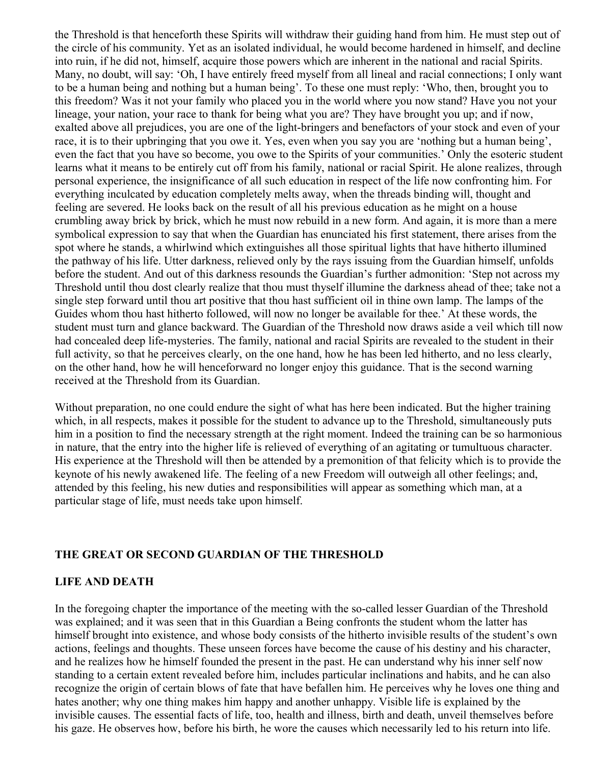the Threshold is that henceforth these Spirits will withdraw their guiding hand from him. He must step out of the circle of his community. Yet as an isolated individual, he would become hardened in himself, and decline into ruin, if he did not, himself, acquire those powers which are inherent in the national and racial Spirits. Many, no doubt, will say: 'Oh, I have entirely freed myself from all lineal and racial connections; I only want to be a human being and nothing but a human being'. To these one must reply: 'Who, then, brought you to this freedom? Was it not your family who placed you in the world where you now stand? Have you not your lineage, your nation, your race to thank for being what you are? They have brought you up; and if now, exalted above all prejudices, you are one of the light-bringers and benefactors of your stock and even of your race, it is to their upbringing that you owe it. Yes, even when you say you are 'nothing but a human being', even the fact that you have so become, you owe to the Spirits of your communities.' Only the esoteric student learns what it means to be entirely cut off from his family, national or racial Spirit. He alone realizes, through personal experience, the insignificance of all such education in respect of the life now confronting him. For everything inculcated by education completely melts away, when the threads binding will, thought and feeling are severed. He looks back on the result of all his previous education as he might on a house crumbling away brick by brick, which he must now rebuild in a new form. And again, it is more than a mere symbolical expression to say that when the Guardian has enunciated his first statement, there arises from the spot where he stands, a whirlwind which extinguishes all those spiritual lights that have hitherto illumined the pathway of his life. Utter darkness, relieved only by the rays issuing from the Guardian himself, unfolds before the student. And out of this darkness resounds the Guardian's further admonition: 'Step not across my Threshold until thou dost clearly realize that thou must thyself illumine the darkness ahead of thee; take not a single step forward until thou art positive that thou hast sufficient oil in thine own lamp. The lamps of the Guides whom thou hast hitherto followed, will now no longer be available for thee.' At these words, the student must turn and glance backward. The Guardian of the Threshold now draws aside a veil which till now had concealed deep life-mysteries. The family, national and racial Spirits are revealed to the student in their full activity, so that he perceives clearly, on the one hand, how he has been led hitherto, and no less clearly, on the other hand, how he will henceforward no longer enjoy this guidance. That is the second warning received at the Threshold from its Guardian.

Without preparation, no one could endure the sight of what has here been indicated. But the higher training which, in all respects, makes it possible for the student to advance up to the Threshold, simultaneously puts him in a position to find the necessary strength at the right moment. Indeed the training can be so harmonious in nature, that the entry into the higher life is relieved of everything of an agitating or tumultuous character. His experience at the Threshold will then be attended by a premonition of that felicity which is to provide the keynote of his newly awakened life. The feeling of a new Freedom will outweigh all other feelings; and, attended by this feeling, his new duties and responsibilities will appear as something which man, at a particular stage of life, must needs take upon himself.

## THE GREAT OR SECOND GUARDIAN OF THE THRESHOLD

### LIFE AND DEATH

In the foregoing chapter the importance of the meeting with the so-called lesser Guardian of the Threshold was explained; and it was seen that in this Guardian a Being confronts the student whom the latter has himself brought into existence, and whose body consists of the hitherto invisible results of the student's own actions, feelings and thoughts. These unseen forces have become the cause of his destiny and his character, and he realizes how he himself founded the present in the past. He can understand why his inner self now standing to a certain extent revealed before him, includes particular inclinations and habits, and he can also recognize the origin of certain blows of fate that have befallen him. He perceives why he loves one thing and hates another; why one thing makes him happy and another unhappy. Visible life is explained by the invisible causes. The essential facts of life, too, health and illness, birth and death, unveil themselves before his gaze. He observes how, before his birth, he wore the causes which necessarily led to his return into life.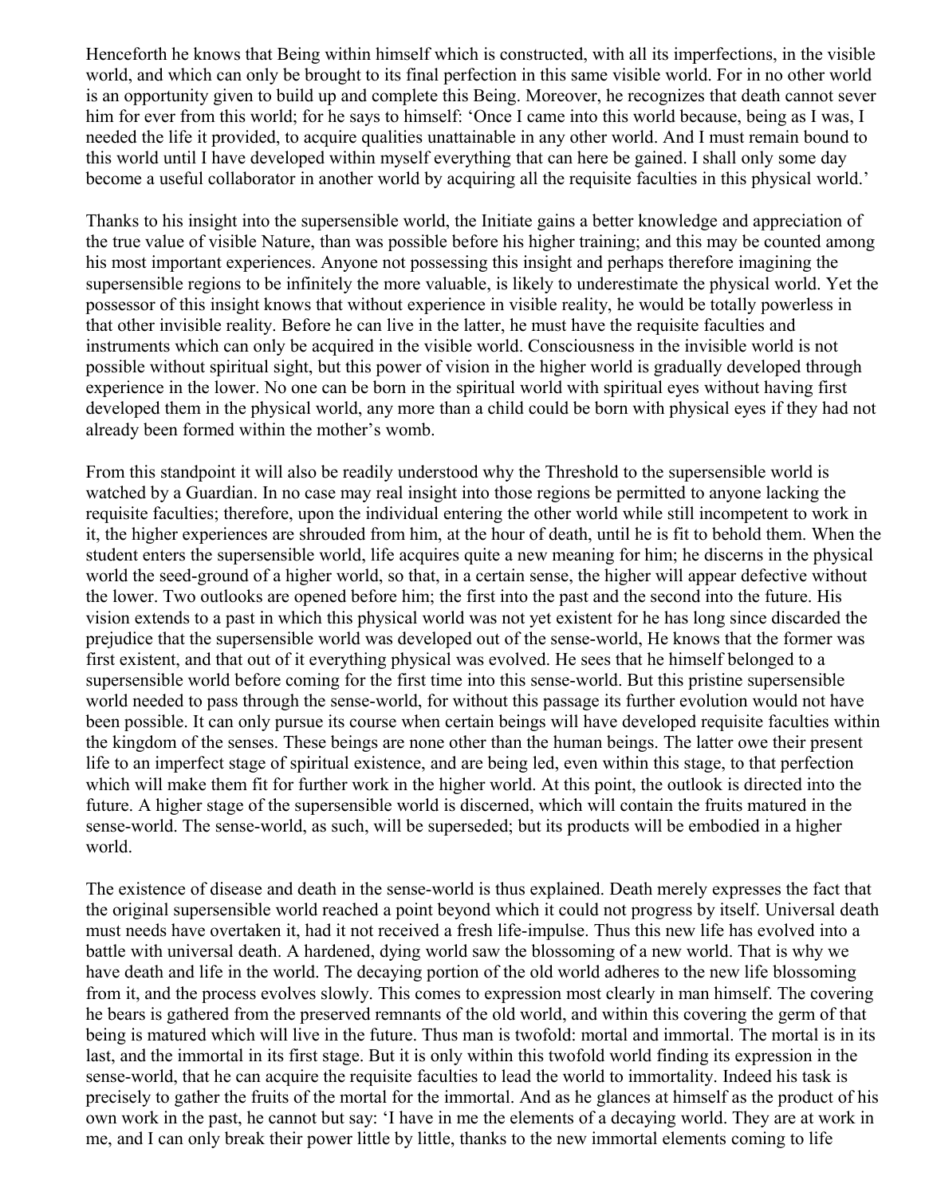Henceforth he knows that Being within himself which is constructed, with all its imperfections, in the visible world, and which can only be brought to its final perfection in this same visible world. For in no other world is an opportunity given to build up and complete this Being. Moreover, he recognizes that death cannot sever him for ever from this world; for he says to himself: 'Once I came into this world because, being as I was, I needed the life it provided, to acquire qualities unattainable in any other world. And I must remain bound to this world until I have developed within myself everything that can here be gained. I shall only some day become a useful collaborator in another world by acquiring all the requisite faculties in this physical world.'

Thanks to his insight into the supersensible world, the Initiate gains a better knowledge and appreciation of the true value of visible Nature, than was possible before his higher training; and this may be counted among his most important experiences. Anyone not possessing this insight and perhaps therefore imagining the supersensible regions to be infinitely the more valuable, is likely to underestimate the physical world. Yet the possessor of this insight knows that without experience in visible reality, he would be totally powerless in that other invisible reality. Before he can live in the latter, he must have the requisite faculties and instruments which can only be acquired in the visible world. Consciousness in the invisible world is not possible without spiritual sight, but this power of vision in the higher world is gradually developed through experience in the lower. No one can be born in the spiritual world with spiritual eyes without having first developed them in the physical world, any more than a child could be born with physical eyes if they had not already been formed within the mother's womb.

From this standpoint it will also be readily understood why the Threshold to the supersensible world is watched by a Guardian. In no case may real insight into those regions be permitted to anyone lacking the requisite faculties; therefore, upon the individual entering the other world while still incompetent to work in it, the higher experiences are shrouded from him, at the hour of death, until he is fit to behold them. When the student enters the supersensible world, life acquires quite a new meaning for him; he discerns in the physical world the seed-ground of a higher world, so that, in a certain sense, the higher will appear defective without the lower. Two outlooks are opened before him; the first into the past and the second into the future. His vision extends to a past in which this physical world was not yet existent for he has long since discarded the prejudice that the supersensible world was developed out of the sense-world, He knows that the former was first existent, and that out of it everything physical was evolved. He sees that he himself belonged to a supersensible world before coming for the first time into this sense-world. But this pristine supersensible world needed to pass through the sense-world, for without this passage its further evolution would not have been possible. It can only pursue its course when certain beings will have developed requisite faculties within the kingdom of the senses. These beings are none other than the human beings. The latter owe their present life to an imperfect stage of spiritual existence, and are being led, even within this stage, to that perfection which will make them fit for further work in the higher world. At this point, the outlook is directed into the future. A higher stage of the supersensible world is discerned, which will contain the fruits matured in the sense-world. The sense-world, as such, will be superseded; but its products will be embodied in a higher world.

The existence of disease and death in the sense-world is thus explained. Death merely expresses the fact that the original supersensible world reached a point beyond which it could not progress by itself. Universal death must needs have overtaken it, had it not received a fresh life-impulse. Thus this new life has evolved into a battle with universal death. A hardened, dying world saw the blossoming of a new world. That is why we have death and life in the world. The decaying portion of the old world adheres to the new life blossoming from it, and the process evolves slowly. This comes to expression most clearly in man himself. The covering he bears is gathered from the preserved remnants of the old world, and within this covering the germ of that being is matured which will live in the future. Thus man is twofold: mortal and immortal. The mortal is in its last, and the immortal in its first stage. But it is only within this twofold world finding its expression in the sense-world, that he can acquire the requisite faculties to lead the world to immortality. Indeed his task is precisely to gather the fruits of the mortal for the immortal. And as he glances at himself as the product of his own work in the past, he cannot but say: 'I have in me the elements of a decaying world. They are at work in me, and I can only break their power little by little, thanks to the new immortal elements coming to life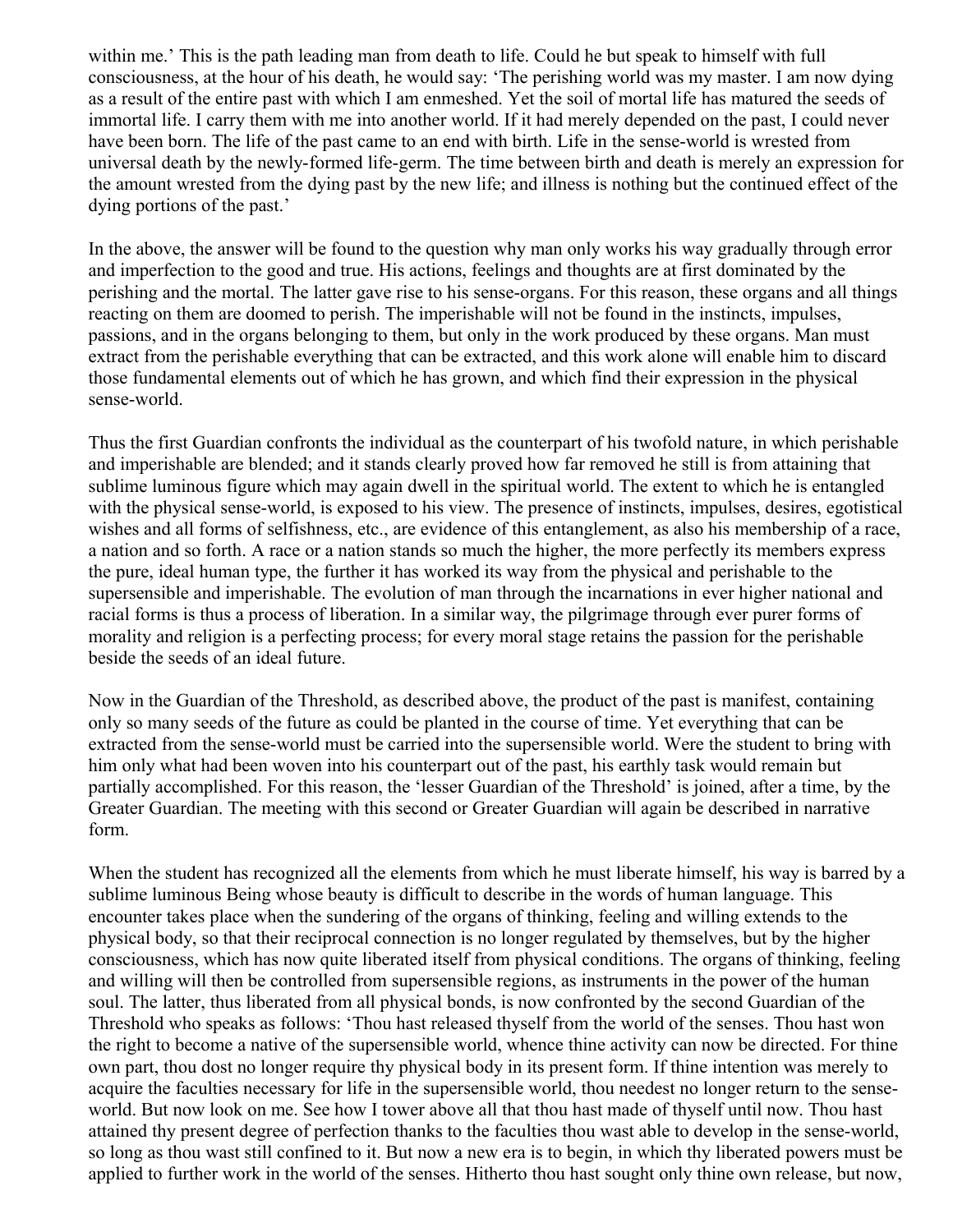within me.' This is the path leading man from death to life. Could he but speak to himself with full consciousness, at the hour of his death, he would say: 'The perishing world was my master. I am now dying as a result of the entire past with which I am enmeshed. Yet the soil of mortal life has matured the seeds of immortal life. I carry them with me into another world. If it had merely depended on the past, I could never have been born. The life of the past came to an end with birth. Life in the sense-world is wrested from universal death by the newly-formed life-germ. The time between birth and death is merely an expression for the amount wrested from the dying past by the new life; and illness is nothing but the continued effect of the dying portions of the past.'

In the above, the answer will be found to the question why man only works his way gradually through error and imperfection to the good and true. His actions, feelings and thoughts are at first dominated by the perishing and the mortal. The latter gave rise to his sense-organs. For this reason, these organs and all things reacting on them are doomed to perish. The imperishable will not be found in the instincts, impulses, passions, and in the organs belonging to them, but only in the work produced by these organs. Man must extract from the perishable everything that can be extracted, and this work alone will enable him to discard those fundamental elements out of which he has grown, and which find their expression in the physical sense-world.

Thus the first Guardian confronts the individual as the counterpart of his twofold nature, in which perishable and imperishable are blended; and it stands clearly proved how far removed he still is from attaining that sublime luminous figure which may again dwell in the spiritual world. The extent to which he is entangled with the physical sense-world, is exposed to his view. The presence of instincts, impulses, desires, egotistical wishes and all forms of selfishness, etc., are evidence of this entanglement, as also his membership of a race, a nation and so forth. A race or a nation stands so much the higher, the more perfectly its members express the pure, ideal human type, the further it has worked its way from the physical and perishable to the supersensible and imperishable. The evolution of man through the incarnations in ever higher national and racial forms is thus a process of liberation. In a similar way, the pilgrimage through ever purer forms of morality and religion is a perfecting process; for every moral stage retains the passion for the perishable beside the seeds of an ideal future.

Now in the Guardian of the Threshold, as described above, the product of the past is manifest, containing only so many seeds of the future as could be planted in the course of time. Yet everything that can be extracted from the sense-world must be carried into the supersensible world. Were the student to bring with him only what had been woven into his counterpart out of the past, his earthly task would remain but partially accomplished. For this reason, the 'lesser Guardian of the Threshold' is joined, after a time, by the Greater Guardian. The meeting with this second or Greater Guardian will again be described in narrative form.

When the student has recognized all the elements from which he must liberate himself, his way is barred by a sublime luminous Being whose beauty is difficult to describe in the words of human language. This encounter takes place when the sundering of the organs of thinking, feeling and willing extends to the physical body, so that their reciprocal connection is no longer regulated by themselves, but by the higher consciousness, which has now quite liberated itself from physical conditions. The organs of thinking, feeling and willing will then be controlled from supersensible regions, as instruments in the power of the human soul. The latter, thus liberated from all physical bonds, is now confronted by the second Guardian of the Threshold who speaks as follows: 'Thou hast released thyself from the world of the senses. Thou hast won the right to become a native of the supersensible world, whence thine activity can now be directed. For thine own part, thou dost no longer require thy physical body in its present form. If thine intention was merely to acquire the faculties necessary for life in the supersensible world, thou needest no longer return to the sense-world. But now look on me. See how I tower above all that thou hast made of thyself until now. Thou hast attained thy present degree of perfection thanks to the faculties thou wast able to develop in the sense-world, so long as thou wast still confined to it. But now a new era is to begin, in which thy liberated powers must be applied to further work in the world of the senses. Hitherto thou hast sought only thine own release, but now,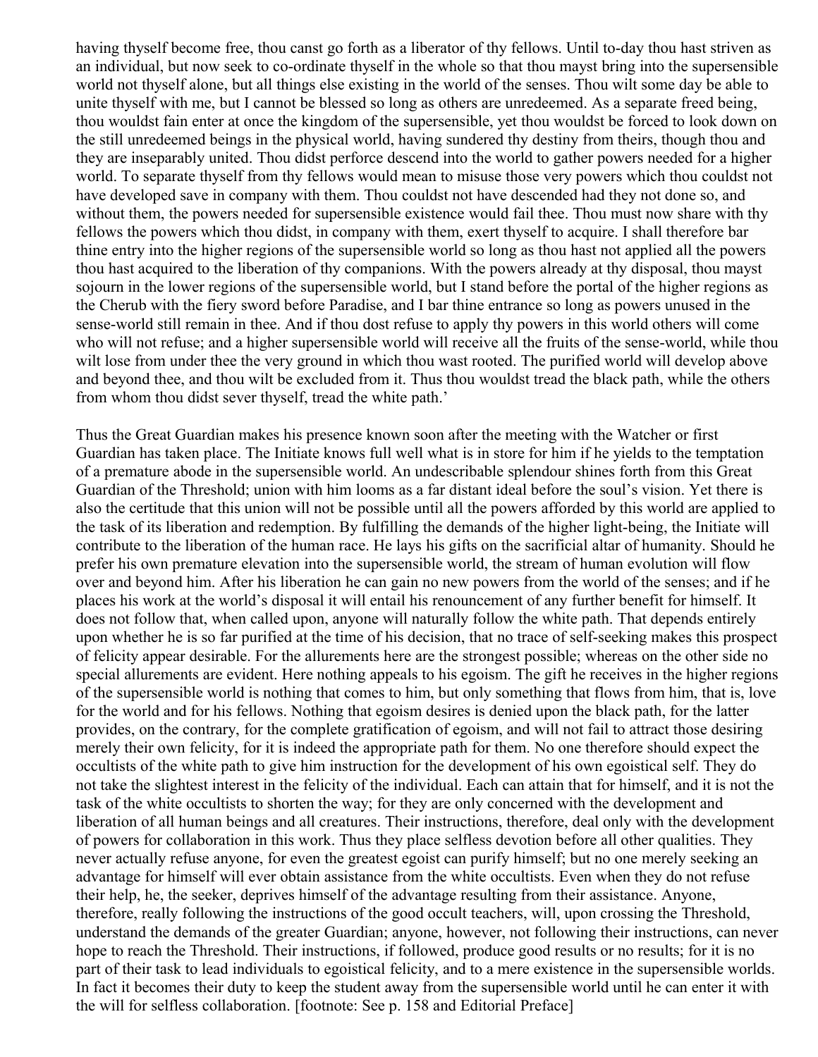having thyself become free, thou canst go forth as a liberator of thy fellows. Until to-day thou hast striven as an individual, but now seek to co-ordinate thyself in the whole so that thou mayst bring into the supersensible world not thyself alone, but all things else existing in the world of the senses. Thou wilt some day be able to unite thyself with me, but I cannot be blessed so long as others are unredeemed. As a separate freed being, thou wouldst fain enter at once the kingdom of the supersensible, yet thou wouldst be forced to look down on the still unredeemed beings in the physical world, having sundered thy destiny from theirs, though thou and they are inseparably united. Thou didst perforce descend into the world to gather powers needed for a higher world. To separate thyself from thy fellows would mean to misuse those very powers which thou couldst not have developed save in company with them. Thou couldst not have descended had they not done so, and without them, the powers needed for supersensible existence would fail thee. Thou must now share with thy fellows the powers which thou didst, in company with them, exert thyself to acquire. I shall therefore bar thine entry into the higher regions of the supersensible world so long as thou hast not applied all the powers thou hast acquired to the liberation of thy companions. With the powers already at thy disposal, thou mayst sojourn in the lower regions of the supersensible world, but I stand before the portal of the higher regions as the Cherub with the fiery sword before Paradise, and I bar thine entrance so long as powers unused in the sense-world still remain in thee. And if thou dost refuse to apply thy powers in this world others will come who will not refuse; and a higher supersensible world will receive all the fruits of the sense-world, while thou wilt lose from under thee the very ground in which thou wast rooted. The purified world will develop above and beyond thee, and thou wilt be excluded from it. Thus thou wouldst tread the black path, while the others from whom thou didst sever thyself, tread the white path.'

Thus the Great Guardian makes his presence known soon after the meeting with the Watcher or first Guardian has taken place. The Initiate knows full well what is in store for him if he yields to the temptation of a premature abode in the supersensible world. An undescribable splendour shines forth from this Great Guardian of the Threshold; union with him looms as a far distant ideal before the soul's vision. Yet there is also the certitude that this union will not be possible until all the powers afforded by this world are applied to the task of its liberation and redemption. By fulfilling the demands of the higher light-being, the Initiate will contribute to the liberation of the human race. He lays his gifts on the sacrificial altar of humanity. Should he prefer his own premature elevation into the supersensible world, the stream of human evolution will flow over and beyond him. After his liberation he can gain no new powers from the world of the senses; and if he places his work at the world's disposal it will entail his renouncement of any further benefit for himself. It does not follow that, when called upon, anyone will naturally follow the white path. That depends entirely upon whether he is so far purified at the time of his decision, that no trace of self-seeking makes this prospect of felicity appear desirable. For the allurements here are the strongest possible; whereas on the other side no special allurements are evident. Here nothing appeals to his egoism. The gift he receives in the higher regions of the supersensible world is nothing that comes to him, but only something that flows from him, that is, love for the world and for his fellows. Nothing that egoism desires is denied upon the black path, for the latter provides, on the contrary, for the complete gratification of egoism, and will not fail to attract those desiring merely their own felicity, for it is indeed the appropriate path for them. No one therefore should expect the occultists of the white path to give him instruction for the development of his own egoistical self. They do not take the slightest interest in the felicity of the individual. Each can attain that for himself, and it is not the task of the white occultists to shorten the way; for they are only concerned with the development and liberation of all human beings and all creatures. Their instructions, therefore, deal only with the development of powers for collaboration in this work. Thus they place selfless devotion before all other qualities. They never actually refuse anyone, for even the greatest egoist can purify himself; but no one merely seeking an advantage for himself will ever obtain assistance from the white occultists. Even when they do not refuse their help, he, the seeker, deprives himself of the advantage resulting from their assistance. Anyone, therefore, really following the instructions of the good occult teachers, will, upon crossing the Threshold, understand the demands of the greater Guardian; anyone, however, not following their instructions, can never hope to reach the Threshold. Their instructions, if followed, produce good results or no results; for it is no part of their task to lead individuals to egoistical felicity, and to a mere existence in the supersensible worlds. In fact it becomes their duty to keep the student away from the supersensible world until he can enter it with the will for selfless collaboration. [footnote: See p. 158 and Editorial Preface]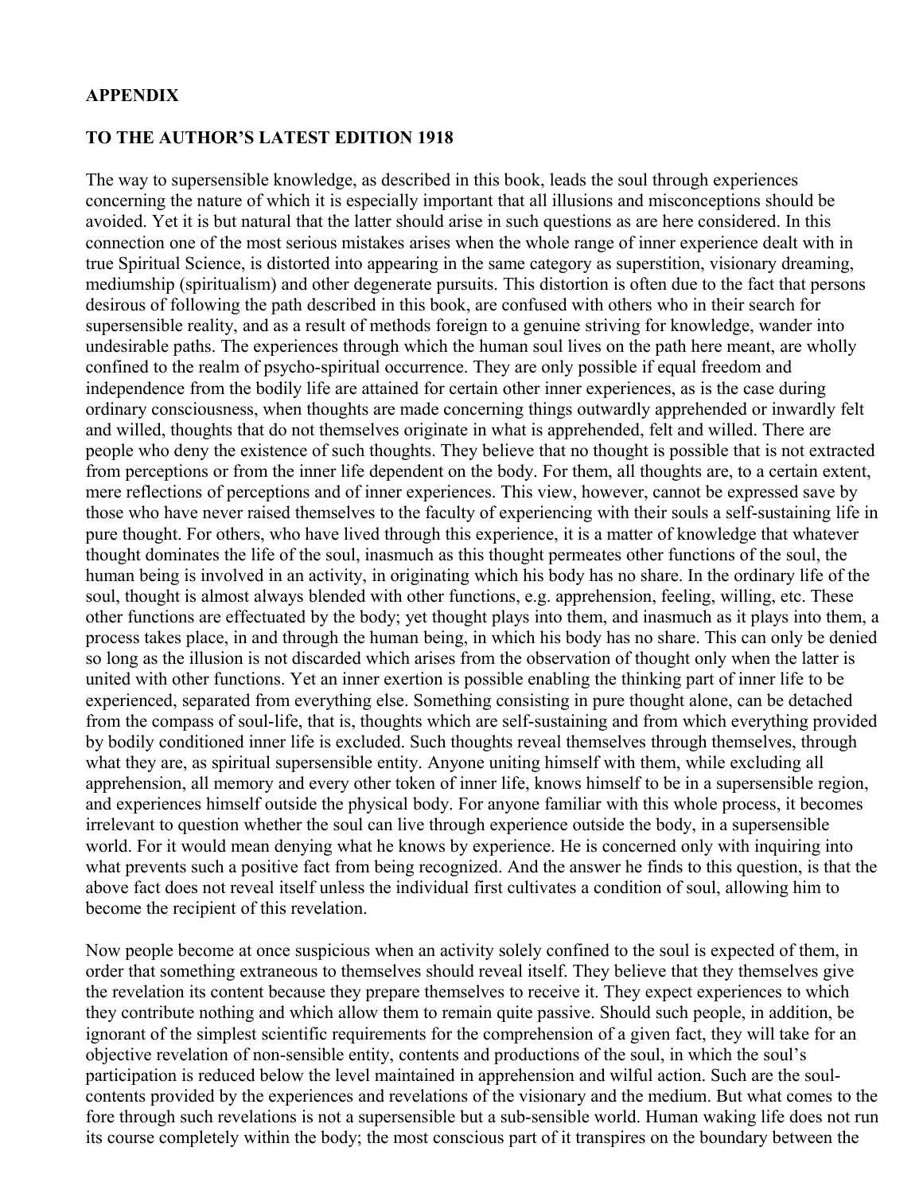## APPENDIX

## TO THE AUTHOR'S LATEST EDITION 1918

The way to supersensible knowledge, as described in this book, leads the soul through experiences concerning the nature of which it is especially important that all illusions and misconceptions should be avoided. Yet it is but natural that the latter should arise in such questions as are here considered. In this connection one of the most serious mistakes arises when the whole range of inner experience dealt with in true Spiritual Science, is distorted into appearing in the same category as superstition, visionary dreaming, mediumship (spiritualism) and other degenerate pursuits. This distortion is often due to the fact that persons desirous of following the path described in this book, are confused with others who in their search for supersensible reality, and as a result of methods foreign to a genuine striving for knowledge, wander into undesirable paths. The experiences through which the human soul lives on the path here meant, are wholly confined to the realm of psycho-spiritual occurrence. They are only possible if equal freedom and independence from the bodily life are attained for certain other inner experiences, as is the case during ordinary consciousness, when thoughts are made concerning things outwardly apprehended or inwardly felt and willed, thoughts that do not themselves originate in what is apprehended, felt and willed. There are people who deny the existence of such thoughts. They believe that no thought is possible that is not extracted from perceptions or from the inner life dependent on the body. For them, all thoughts are, to a certain extent, mere reflections of perceptions and of inner experiences. This view, however, cannot be expressed save by those who have never raised themselves to the faculty of experiencing with their souls a self-sustaining life in pure thought. For others, who have lived through this experience, it is a matter of knowledge that whatever thought dominates the life of the soul, inasmuch as this thought permeates other functions of the soul, the human being is involved in an activity, in originating which his body has no share. In the ordinary life of the soul, thought is almost always blended with other functions, e.g. apprehension, feeling, willing, etc. These other functions are effectuated by the body; yet thought plays into them, and inasmuch as it plays into them, a process takes place, in and through the human being, in which his body has no share. This can only be denied so long as the illusion is not discarded which arises from the observation of thought only when the latter is united with other functions. Yet an inner exertion is possible enabling the thinking part of inner life to be experienced, separated from everything else. Something consisting in pure thought alone, can be detached from the compass of soul-life, that is, thoughts which are self-sustaining and from which everything provided by bodily conditioned inner life is excluded. Such thoughts reveal themselves through themselves, through what they are, as spiritual supersensible entity. Anyone uniting himself with them, while excluding all apprehension, all memory and every other token of inner life, knows himself to be in a supersensible region, and experiences himself outside the physical body. For anyone familiar with this whole process, it becomes irrelevant to question whether the soul can live through experience outside the body, in a supersensible world. For it would mean denying what he knows by experience. He is concerned only with inquiring into what prevents such a positive fact from being recognized. And the answer he finds to this question, is that the above fact does not reveal itself unless the individual first cultivates a condition of soul, allowing him to become the recipient of this revelation.

Now people become at once suspicious when an activity solely confined to the soul is expected of them, in order that something extraneous to themselves should reveal itself. They believe that they themselves give the revelation its content because they prepare themselves to receive it. They expect experiences to which they contribute nothing and which allow them to remain quite passive. Should such people, in addition, be ignorant of the simplest scientific requirements for the comprehension of a given fact, they will take for an objective revelation of non-sensible entity, contents and productions of the soul, in which the soul's participation is reduced below the level maintained in apprehension and wilful action. Such are the soul-contents provided by the experiences and revelations of the visionary and the medium. But what comes to the fore through such revelations is not a supersensible but a sub-sensible world. Human waking life does not run its course completely within the body; the most conscious part of it transpires on the boundary between the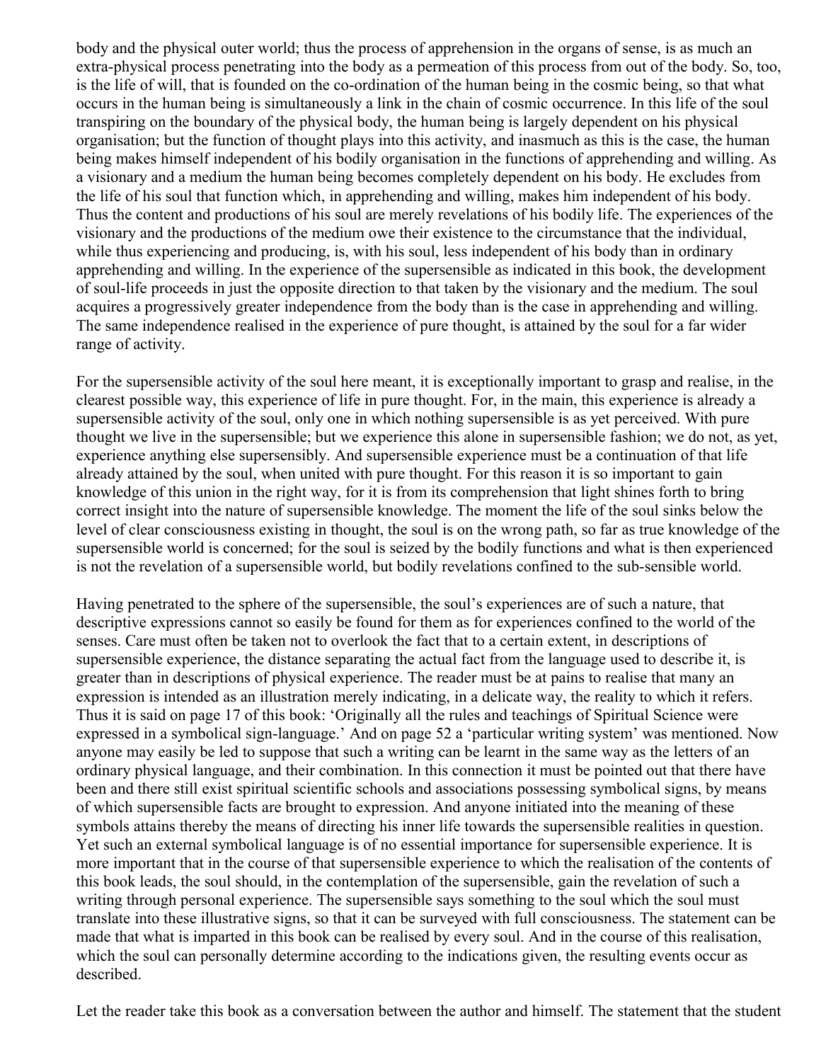body and the physical outer world; thus the process of apprehension in the organs of sense, is as much an extra-physical process penetrating into the body as a permeation of this process from out of the body. So, too, is the life of will, that is founded on the co-ordination of the human being in the cosmic being, so that what occurs in the human being is simultaneously a link in the chain of cosmic occurrence. In this life of the soul transpiring on the boundary of the physical body, the human being is largely dependent on his physical organisation; but the function of thought plays into this activity, and inasmuch as this is the case, the human being makes himself independent of his bodily organisation in the functions of apprehending and willing. As a visionary and a medium the human being becomes completely dependent on his body. He excludes from the life of his soul that function which, in apprehending and willing, makes him independent of his body. Thus the content and productions of his soul are merely revelations of his bodily life. The experiences of the visionary and the productions of the medium owe their existence to the circumstance that the individual, while thus experiencing and producing, is, with his soul, less independent of his body than in ordinary apprehending and willing. In the experience of the supersensible as indicated in this book, the development of soul-life proceeds in just the opposite direction to that taken by the visionary and the medium. The soul acquires a progressively greater independence from the body than is the case in apprehending and willing. The same independence realised in the experience of pure thought, is attained by the soul for a far wider range of activity.

For the supersensible activity of the soul here meant, it is exceptionally important to grasp and realise, in the clearest possible way, this experience of life in pure thought. For, in the main, this experience is already a supersensible activity of the soul, only one in which nothing supersensible is as yet perceived. With pure thought we live in the supersensible; but we experience this alone in supersensible fashion; we do not, as yet, experience anything else supersensibly. And supersensible experience must be a continuation of that life already attained by the soul, when united with pure thought. For this reason it is so important to gain knowledge of this union in the right way, for it is from its comprehension that light shines forth to bring correct insight into the nature of supersensible knowledge. The moment the life of the soul sinks below the level of clear consciousness existing in thought, the soul is on the wrong path, so far as true knowledge of the supersensible world is concerned; for the soul is seized by the bodily functions and what is then experienced is not the revelation of a supersensible world, but bodily revelations confined to the sub-sensible world.

Having penetrated to the sphere of the supersensible, the soul's experiences are of such a nature, that descriptive expressions cannot so easily be found for them as for experiences confined to the world of the senses. Care must often be taken not to overlook the fact that to a certain extent, in descriptions of supersensible experience, the distance separating the actual fact from the language used to describe it, is greater than in descriptions of physical experience. The reader must be at pains to realise that many an expression is intended as an illustration merely indicating, in a delicate way, the reality to which it refers. Thus it is said on page 17 of this book: 'Originally all the rules and teachings of Spiritual Science were expressed in a symbolical sign-language.' And on page 52 a 'particular writing system' was mentioned. Now anyone may easily be led to suppose that such a writing can be learnt in the same way as the letters of an ordinary physical language, and their combination. In this connection it must be pointed out that there have been and there still exist spiritual scientific schools and associations possessing symbolical signs, by means of which supersensible facts are brought to expression. And anyone initiated into the meaning of these symbols attains thereby the means of directing his inner life towards the supersensible realities in question. Yet such an external symbolical language is of no essential importance for supersensible experience. It is more important that in the course of that supersensible experience to which the realisation of the contents of this book leads, the soul should, in the contemplation of the supersensible, gain the revelation of such a writing through personal experience. The supersensible says something to the soul which the soul must translate into these illustrative signs, so that it can be surveyed with full consciousness. The statement can be made that what is imparted in this book can be realised by every soul. And in the course of this realisation, which the soul can personally determine according to the indications given, the resulting events occur as described.

Let the reader take this book as a conversation between the author and himself. The statement that the student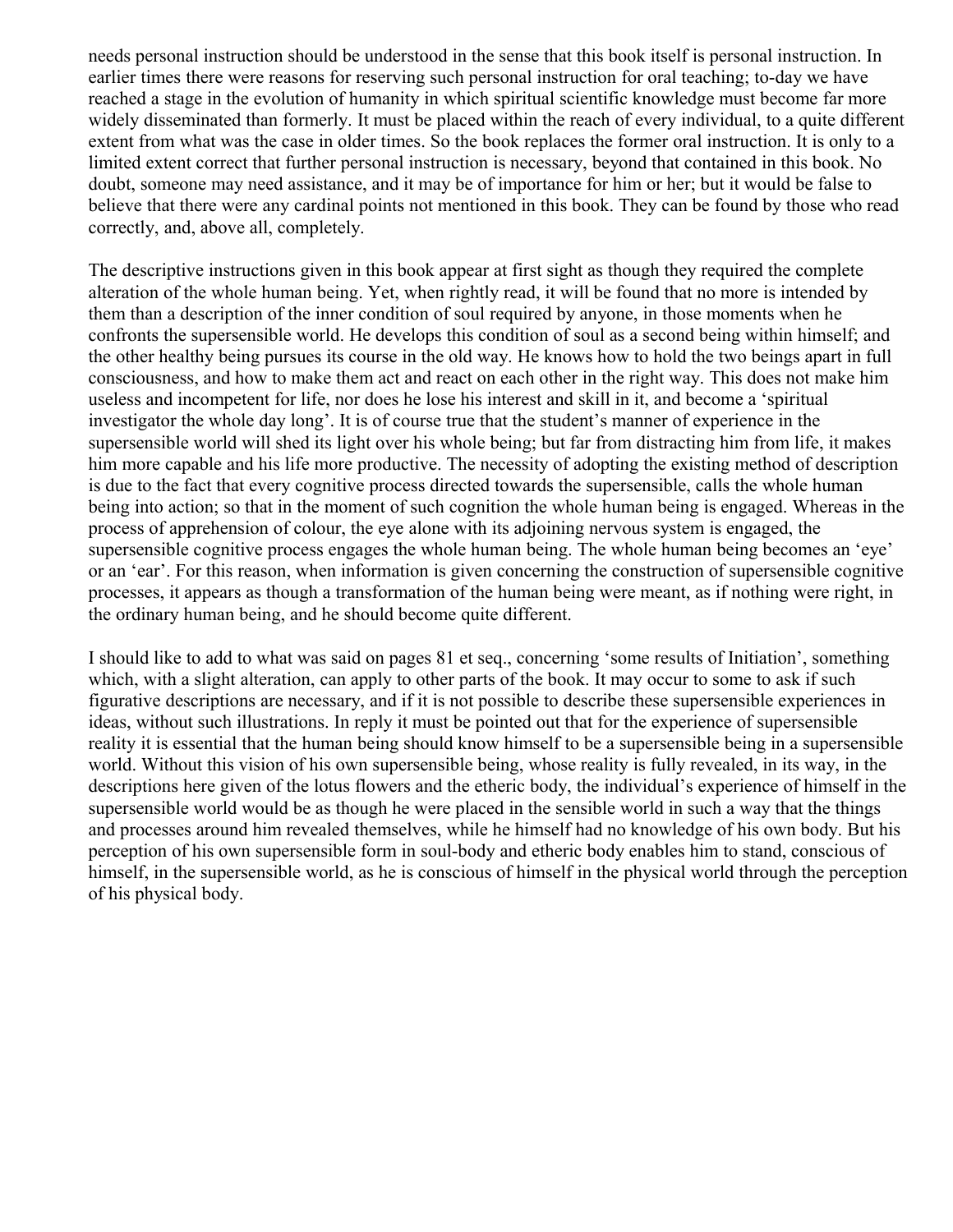needs personal instruction should be understood in the sense that this book itself is personal instruction. In earlier times there were reasons for reserving such personal instruction for oral teaching; to-day we have reached a stage in the evolution of humanity in which spiritual scientific knowledge must become far more widely disseminated than formerly. It must be placed within the reach of every individual, to a quite different extent from what was the case in older times. So the book replaces the former oral instruction. It is only to a limited extent correct that further personal instruction is necessary, beyond that contained in this book. No doubt, someone may need assistance, and it may be of importance for him or her; but it would be false to believe that there were any cardinal points not mentioned in this book. They can be found by those who read correctly, and, above all, completely.

The descriptive instructions given in this book appear at first sight as though they required the complete alteration of the whole human being. Yet, when rightly read, it will be found that no more is intended by them than a description of the inner condition of soul required by anyone, in those moments when he confronts the supersensible world. He develops this condition of soul as a second being within himself; and the other healthy being pursues its course in the old way. He knows how to hold the two beings apart in full consciousness, and how to make them act and react on each other in the right way. This does not make him useless and incompetent for life, nor does he lose his interest and skill in it, and become a 'spiritual investigator the whole day long'. It is of course true that the student's manner of experience in the supersensible world will shed its light over his whole being; but far from distracting him from life, it makes him more capable and his life more productive. The necessity of adopting the existing method of description is due to the fact that every cognitive process directed towards the supersensible, calls the whole human being into action; so that in the moment of such cognition the whole human being is engaged. Whereas in the process of apprehension of colour, the eye alone with its adjoining nervous system is engaged, the supersensible cognitive process engages the whole human being. The whole human being becomes an 'eye' or an 'ear'. For this reason, when information is given concerning the construction of supersensible cognitive processes, it appears as though a transformation of the human being were meant, as if nothing were right, in the ordinary human being, and he should become quite different.

I should like to add to what was said on pages 81 et seq., concerning 'some results of Initiation', something which, with a slight alteration, can apply to other parts of the book. It may occur to some to ask if such figurative descriptions are necessary, and if it is not possible to describe these supersensible experiences in ideas, without such illustrations. In reply it must be pointed out that for the experience of supersensible reality it is essential that the human being should know himself to be a supersensible being in a supersensible world. Without this vision of his own supersensible being, whose reality is fully revealed, in its way, in the descriptions here given of the lotus flowers and the etheric body, the individual's experience of himself in the supersensible world would be as though he were placed in the sensible world in such a way that the things and processes around him revealed themselves, while he himself had no knowledge of his own body. But his perception of his own supersensible form in soul-body and etheric body enables him to stand, conscious of himself, in the supersensible world, as he is conscious of himself in the physical world through the perception of his physical body.